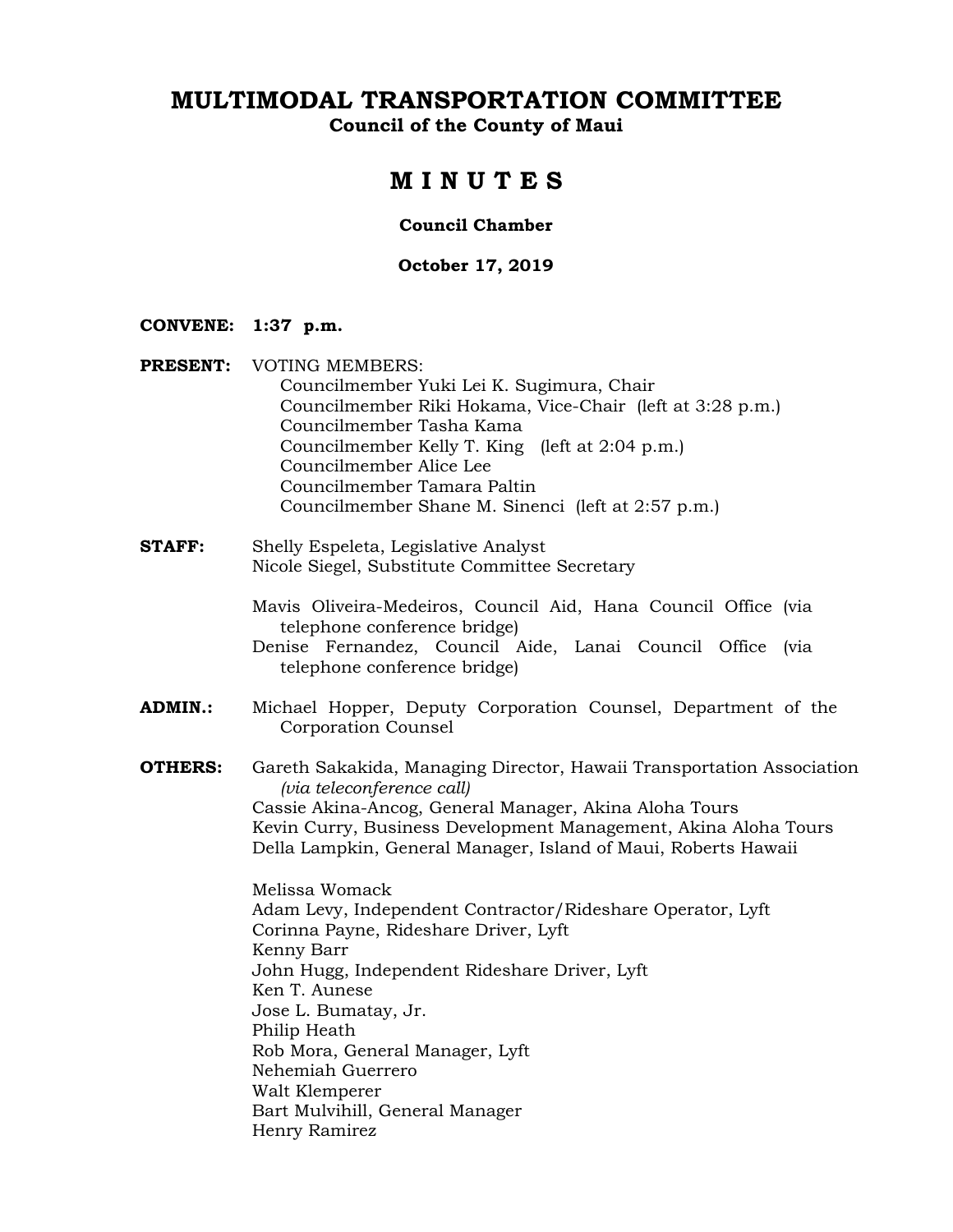# MULTIMODAL TRANSPORTATION COMMITTEE

**Council of the County of Maui**

## M I N U T E S

**Council Chamber**

**October 17, 2019**

**CONVENE:** **1:37 p.m.**

**PRESENT:** VOTING MEMBERS:
- Councilmember Yuki Lei K. Sugimura, Chair
- Councilmember Riki Hokama, Vice-Chair (left at 3:28 p.m.)
- Councilmember Tasha Kama
- Councilmember Kelly T. King (left at 2:04 p.m.)
- Councilmember Alice Lee
- Councilmember Tamara Paltin
- Councilmember Shane M. Sinenci (left at 2:57 p.m.)

**STAFF:**
- Shelly Espeleta, Legislative Analyst
- Nicole Siegel, Substitute Committee Secretary

- Mavis Oliveira-Medeiros, Council Aid, Hana Council Office (via telephone conference bridge)
- Denise Fernandez, Council Aide, Lanai Council Office (via telephone conference bridge)

**ADMIN.:**
- Michael Hopper, Deputy Corporation Counsel, Department of the Corporation Counsel

**OTHERS:**
- Gareth Sakakida, Managing Director, Hawaii Transportation Association *(via teleconference call)*
- Cassie Akina-Ancog, General Manager, Akina Aloha Tours
- Kevin Curry, Business Development Management, Akina Aloha Tours
- Della Lampkin, General Manager, Island of Maui, Roberts Hawaii

- Melissa Womack
- Adam Levy, Independent Contractor/Rideshare Operator, Lyft
- Corinna Payne, Rideshare Driver, Lyft
- Kenny Barr
- John Hugg, Independent Rideshare Driver, Lyft
- Ken T. Aunese
- Jose L. Bumatay, Jr.
- Philip Heath
- Rob Mora, General Manager, Lyft
- Nehemiah Guerrero
- Walt Klemperer
- Bart Mulvihill, General Manager
- Henry Ramirez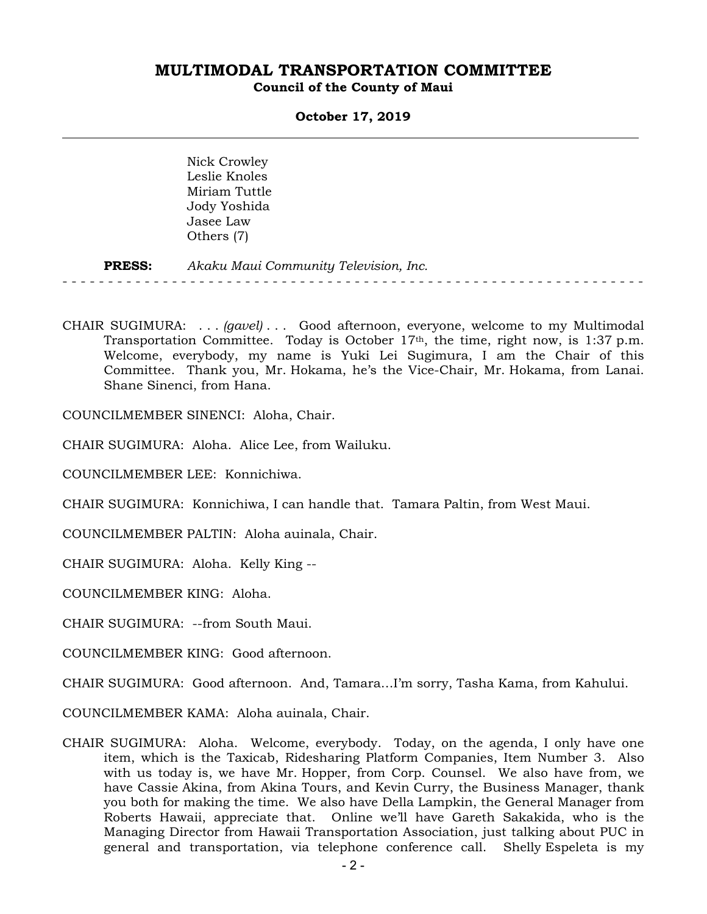Nick Crowley
Leslie Knoles
Miriam Tuttle
Jody Yoshida
Jasee Law
Others (7)

**PRESS:** *Akaku Maui Community Television, Inc.*

- - - - - - - - - - - - - - - - - - - - - - - - - - - - - - - - - - - - - - - - - - - - - - - - - - - - - - - - - - - - - - - - -

CHAIR SUGIMURA: . . . *(gavel)* . . . Good afternoon, everyone, welcome to my Multimodal Transportation Committee. Today is October 17th, the time, right now, is 1:37 p.m. Welcome, everybody, my name is Yuki Lei Sugimura, I am the Chair of this Committee. Thank you, Mr. Hokama, he's the Vice-Chair, Mr. Hokama, from Lanai. Shane Sinenci, from Hana.

COUNCILMEMBER SINENCI: Aloha, Chair.

CHAIR SUGIMURA: Aloha. Alice Lee, from Wailuku.

COUNCILMEMBER LEE: Konnichiwa.

CHAIR SUGIMURA: Konnichiwa, I can handle that. Tamara Paltin, from West Maui.

COUNCILMEMBER PALTIN: Aloha auinala, Chair.

CHAIR SUGIMURA: Aloha. Kelly King --

COUNCILMEMBER KING: Aloha.

CHAIR SUGIMURA: --from South Maui.

COUNCILMEMBER KING: Good afternoon.

CHAIR SUGIMURA: Good afternoon. And, Tamara…I'm sorry, Tasha Kama, from Kahului.

COUNCILMEMBER KAMA: Aloha auinala, Chair.

CHAIR SUGIMURA: Aloha. Welcome, everybody. Today, on the agenda, I only have one item, which is the Taxicab, Ridesharing Platform Companies, Item Number 3. Also with us today is, we have Mr. Hopper, from Corp. Counsel. We also have from, we have Cassie Akina, from Akina Tours, and Kevin Curry, the Business Manager, thank you both for making the time. We also have Della Lampkin, the General Manager from Roberts Hawaii, appreciate that. Online we'll have Gareth Sakakida, who is the Managing Director from Hawaii Transportation Association, just talking about PUC in general and transportation, via telephone conference call. Shelly Espeleta is my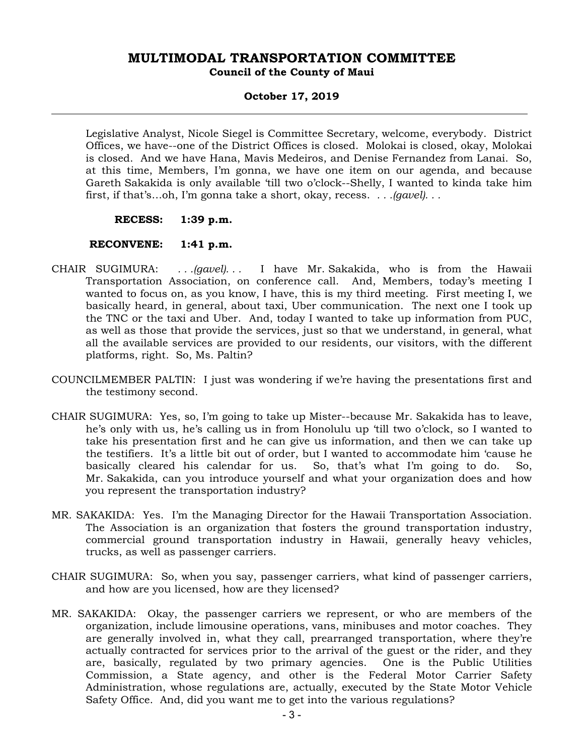Legislative Analyst, Nicole Siegel is Committee Secretary, welcome, everybody. District Offices, we have--one of the District Offices is closed. Molokai is closed, okay, Molokai is closed. And we have Hana, Mavis Medeiros, and Denise Fernandez from Lanai. So, at this time, Members, I'm gonna, we have one item on our agenda, and because Gareth Sakakida is only available 'till two o'clock--Shelly, I wanted to kinda take him first, if that's…oh, I'm gonna take a short, okay, recess. . . .*(gavel)*. . .

**RECESS: 1:39 p.m.**

**RECONVENE: 1:41 p.m.**

CHAIR SUGIMURA: . . .*(gavel)*. . . I have Mr. Sakakida, who is from the Hawaii Transportation Association, on conference call. And, Members, today's meeting I wanted to focus on, as you know, I have, this is my third meeting. First meeting I, we basically heard, in general, about taxi, Uber communication. The next one I took up the TNC or the taxi and Uber. And, today I wanted to take up information from PUC, as well as those that provide the services, just so that we understand, in general, what all the available services are provided to our residents, our visitors, with the different platforms, right. So, Ms. Paltin?

COUNCILMEMBER PALTIN: I just was wondering if we're having the presentations first and the testimony second.

CHAIR SUGIMURA: Yes, so, I'm going to take up Mister--because Mr. Sakakida has to leave, he's only with us, he's calling us in from Honolulu up 'till two o'clock, so I wanted to take his presentation first and he can give us information, and then we can take up the testifiers. It's a little bit out of order, but I wanted to accommodate him 'cause he basically cleared his calendar for us. So, that's what I'm going to do. So, Mr. Sakakida, can you introduce yourself and what your organization does and how you represent the transportation industry?

MR. SAKAKIDA: Yes. I'm the Managing Director for the Hawaii Transportation Association. The Association is an organization that fosters the ground transportation industry, commercial ground transportation industry in Hawaii, generally heavy vehicles, trucks, as well as passenger carriers.

CHAIR SUGIMURA: So, when you say, passenger carriers, what kind of passenger carriers, and how are you licensed, how are they licensed?

MR. SAKAKIDA: Okay, the passenger carriers we represent, or who are members of the organization, include limousine operations, vans, minibuses and motor coaches. They are generally involved in, what they call, prearranged transportation, where they're actually contracted for services prior to the arrival of the guest or the rider, and they are, basically, regulated by two primary agencies. One is the Public Utilities Commission, a State agency, and other is the Federal Motor Carrier Safety Administration, whose regulations are, actually, executed by the State Motor Vehicle Safety Office. And, did you want me to get into the various regulations?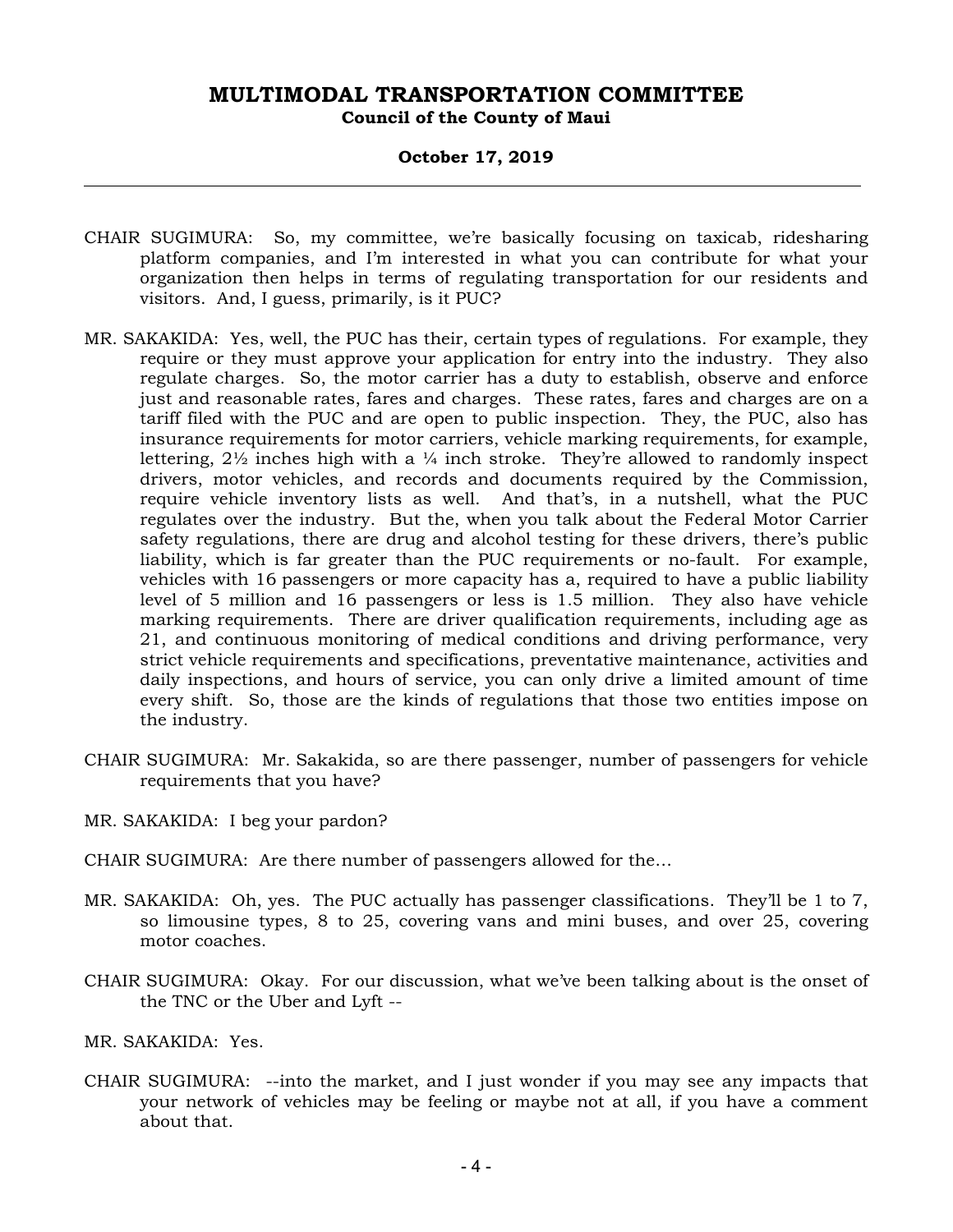CHAIR SUGIMURA: So, my committee, we're basically focusing on taxicab, ridesharing platform companies, and I'm interested in what you can contribute for what your organization then helps in terms of regulating transportation for our residents and visitors. And, I guess, primarily, is it PUC?

MR. SAKAKIDA: Yes, well, the PUC has their, certain types of regulations. For example, they require or they must approve your application for entry into the industry. They also regulate charges. So, the motor carrier has a duty to establish, observe and enforce just and reasonable rates, fares and charges. These rates, fares and charges are on a tariff filed with the PUC and are open to public inspection. They, the PUC, also has insurance requirements for motor carriers, vehicle marking requirements, for example, lettering, 2½ inches high with a ¼ inch stroke. They're allowed to randomly inspect drivers, motor vehicles, and records and documents required by the Commission, require vehicle inventory lists as well. And that's, in a nutshell, what the PUC regulates over the industry. But the, when you talk about the Federal Motor Carrier safety regulations, there are drug and alcohol testing for these drivers, there's public liability, which is far greater than the PUC requirements or no-fault. For example, vehicles with 16 passengers or more capacity has a, required to have a public liability level of 5 million and 16 passengers or less is 1.5 million. They also have vehicle marking requirements. There are driver qualification requirements, including age as 21, and continuous monitoring of medical conditions and driving performance, very strict vehicle requirements and specifications, preventative maintenance, activities and daily inspections, and hours of service, you can only drive a limited amount of time every shift. So, those are the kinds of regulations that those two entities impose on the industry.

CHAIR SUGIMURA: Mr. Sakakida, so are there passenger, number of passengers for vehicle requirements that you have?

MR. SAKAKIDA: I beg your pardon?

CHAIR SUGIMURA: Are there number of passengers allowed for the…

MR. SAKAKIDA: Oh, yes. The PUC actually has passenger classifications. They'll be 1 to 7, so limousine types, 8 to 25, covering vans and mini buses, and over 25, covering motor coaches.

CHAIR SUGIMURA: Okay. For our discussion, what we've been talking about is the onset of the TNC or the Uber and Lyft --

MR. SAKAKIDA: Yes.

CHAIR SUGIMURA: --into the market, and I just wonder if you may see any impacts that your network of vehicles may be feeling or maybe not at all, if you have a comment about that.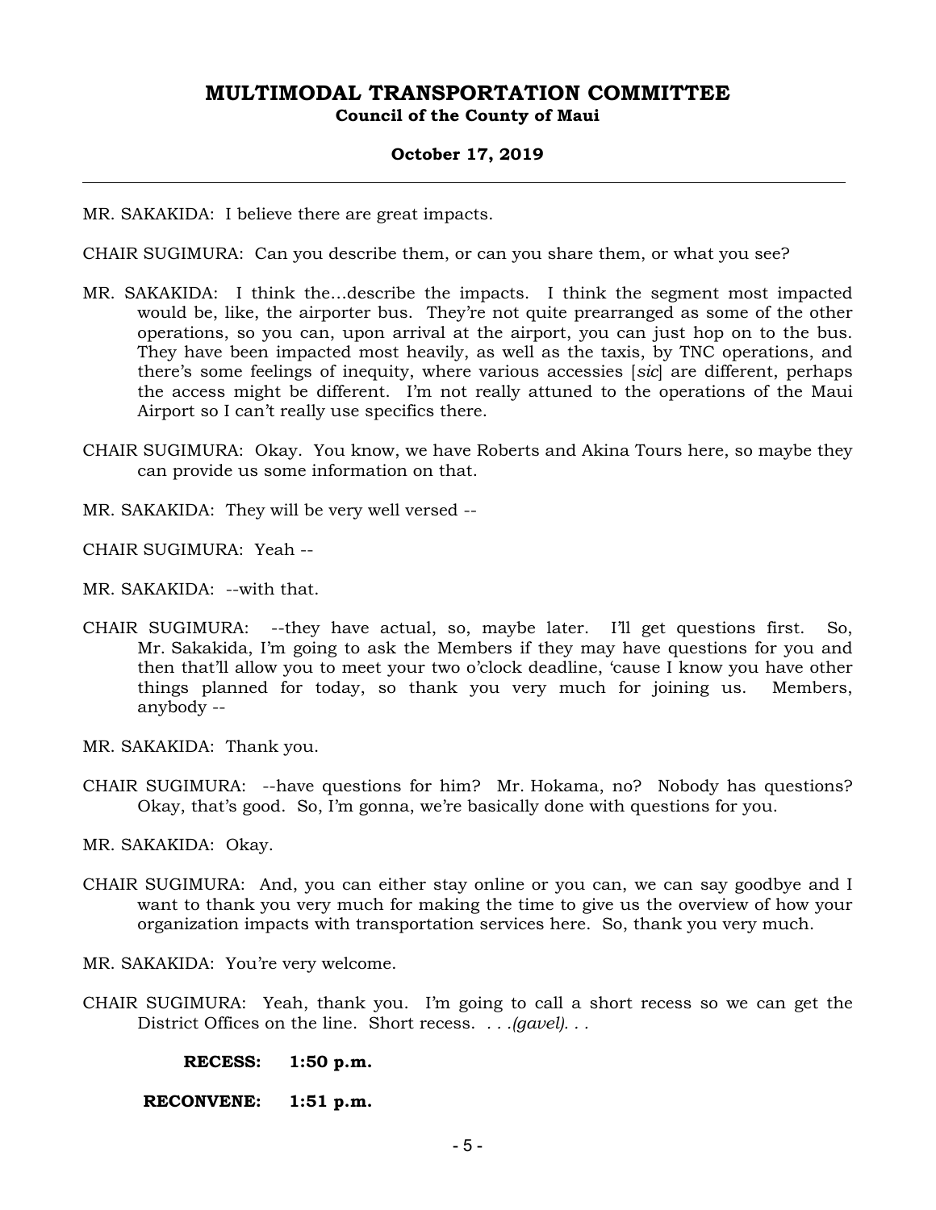MR. SAKAKIDA: I believe there are great impacts.

CHAIR SUGIMURA: Can you describe them, or can you share them, or what you see?

MR. SAKAKIDA: I think the…describe the impacts. I think the segment most impacted would be, like, the airporter bus. They're not quite prearranged as some of the other operations, so you can, upon arrival at the airport, you can just hop on to the bus. They have been impacted most heavily, as well as the taxis, by TNC operations, and there's some feelings of inequity, where various accessies [*sic*] are different, perhaps the access might be different. I'm not really attuned to the operations of the Maui Airport so I can't really use specifics there.

CHAIR SUGIMURA: Okay. You know, we have Roberts and Akina Tours here, so maybe they can provide us some information on that.

MR. SAKAKIDA: They will be very well versed --

CHAIR SUGIMURA: Yeah --

MR. SAKAKIDA: --with that.

CHAIR SUGIMURA: --they have actual, so, maybe later. I'll get questions first. So, Mr. Sakakida, I'm going to ask the Members if they may have questions for you and then that'll allow you to meet your two o'clock deadline, 'cause I know you have other things planned for today, so thank you very much for joining us. Members, anybody --

MR. SAKAKIDA: Thank you.

CHAIR SUGIMURA: --have questions for him? Mr. Hokama, no? Nobody has questions? Okay, that's good. So, I'm gonna, we're basically done with questions for you.

MR. SAKAKIDA: Okay.

CHAIR SUGIMURA: And, you can either stay online or you can, we can say goodbye and I want to thank you very much for making the time to give us the overview of how your organization impacts with transportation services here. So, thank you very much.

MR. SAKAKIDA: You're very welcome.

CHAIR SUGIMURA: Yeah, thank you. I'm going to call a short recess so we can get the District Offices on the line. Short recess. *. . .(gavel). . .*

**RECESS: 1:50 p.m.**

**RECONVENE: 1:51 p.m.**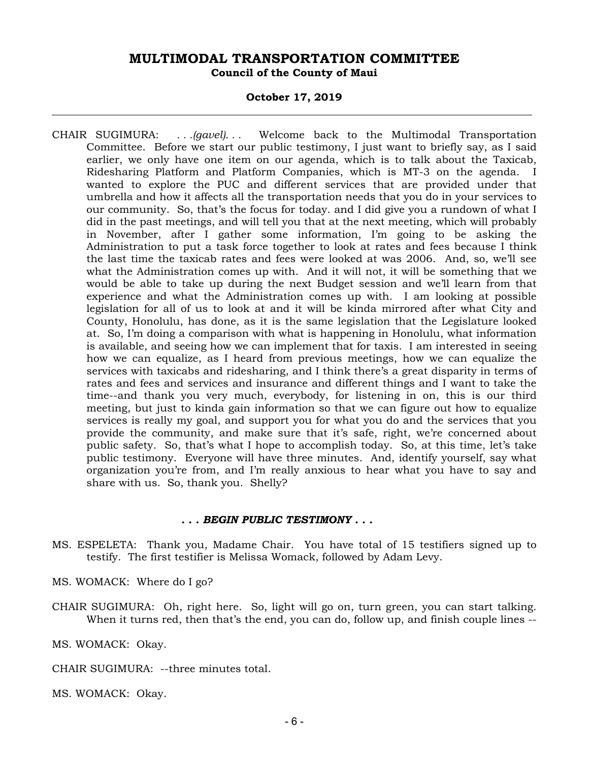CHAIR SUGIMURA: *. . .(gavel). . .* Welcome back to the Multimodal Transportation Committee. Before we start our public testimony, I just want to briefly say, as I said earlier, we only have one item on our agenda, which is to talk about the Taxicab, Ridesharing Platform and Platform Companies, which is MT-3 on the agenda. I wanted to explore the PUC and different services that are provided under that umbrella and how it affects all the transportation needs that you do in your services to our community. So, that's the focus for today. and I did give you a rundown of what I did in the past meetings, and will tell you that at the next meeting, which will probably in November, after I gather some information, I'm going to be asking the Administration to put a task force together to look at rates and fees because I think the last time the taxicab rates and fees were looked at was 2006. And, so, we'll see what the Administration comes up with. And it will not, it will be something that we would be able to take up during the next Budget session and we'll learn from that experience and what the Administration comes up with. I am looking at possible legislation for all of us to look at and it will be kinda mirrored after what City and County, Honolulu, has done, as it is the same legislation that the Legislature looked at. So, I'm doing a comparison with what is happening in Honolulu, what information is available, and seeing how we can implement that for taxis. I am interested in seeing how we can equalize, as I heard from previous meetings, how we can equalize the services with taxicabs and ridesharing, and I think there's a great disparity in terms of rates and fees and services and insurance and different things and I want to take the time--and thank you very much, everybody, for listening in on, this is our third meeting, but just to kinda gain information so that we can figure out how to equalize services is really my goal, and support you for what you do and the services that you provide the community, and make sure that it's safe, right, we're concerned about public safety. So, that's what I hope to accomplish today. So, at this time, let's take public testimony. Everyone will have three minutes. And, identify yourself, say what organization you're from, and I'm really anxious to hear what you have to say and share with us. So, thank you. Shelly?

***. . . BEGIN PUBLIC TESTIMONY . . .***

MS. ESPELETA: Thank you, Madame Chair. You have total of 15 testifiers signed up to testify. The first testifier is Melissa Womack, followed by Adam Levy.

MS. WOMACK: Where do I go?

CHAIR SUGIMURA: Oh, right here. So, light will go on, turn green, you can start talking. When it turns red, then that's the end, you can do, follow up, and finish couple lines --

MS. WOMACK: Okay.

CHAIR SUGIMURA: --three minutes total.

MS. WOMACK: Okay.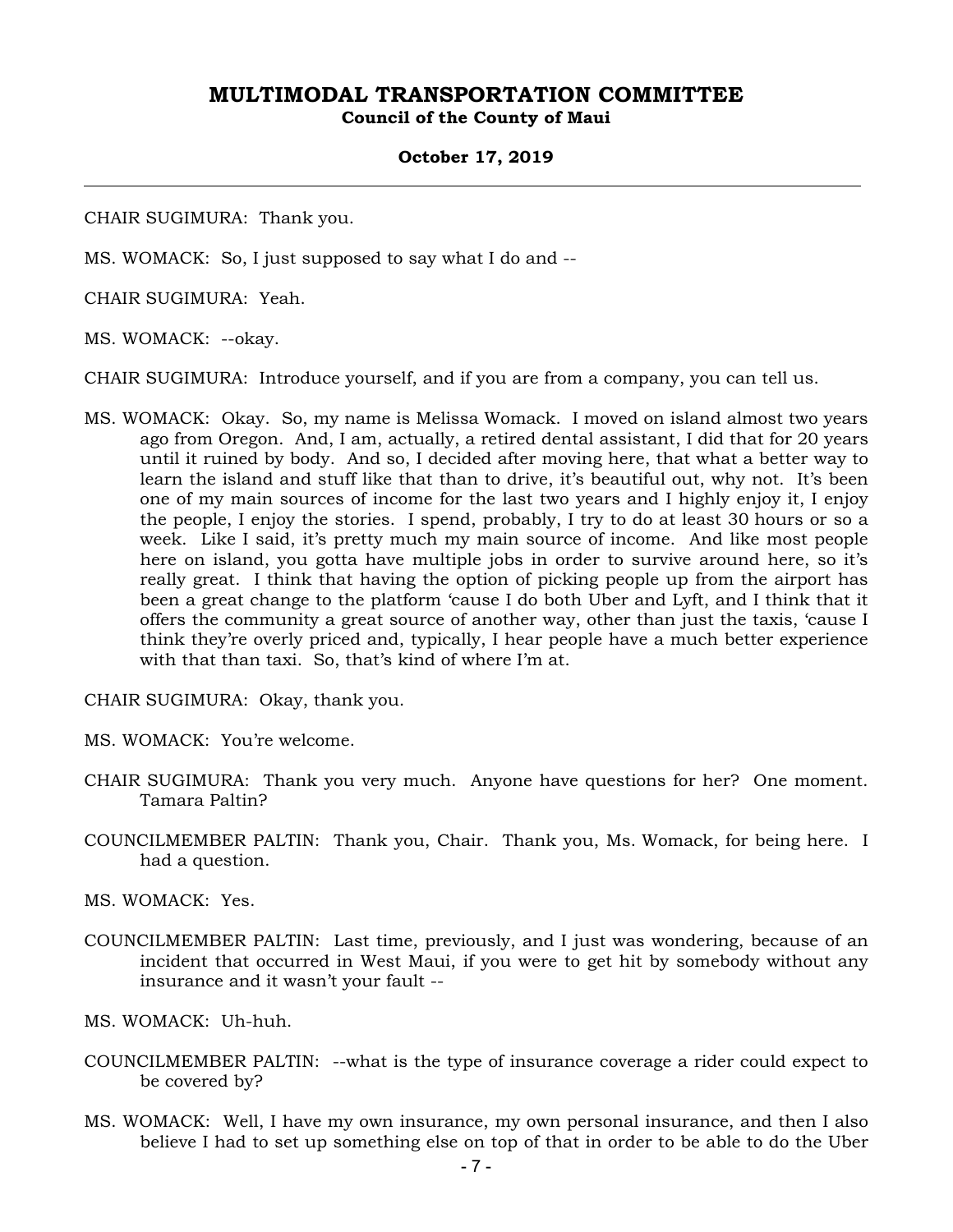CHAIR SUGIMURA: Thank you.

MS. WOMACK: So, I just supposed to say what I do and --

CHAIR SUGIMURA: Yeah.

MS. WOMACK: --okay.

CHAIR SUGIMURA: Introduce yourself, and if you are from a company, you can tell us.

MS. WOMACK: Okay. So, my name is Melissa Womack. I moved on island almost two years ago from Oregon. And, I am, actually, a retired dental assistant, I did that for 20 years until it ruined by body. And so, I decided after moving here, that what a better way to learn the island and stuff like that than to drive, it's beautiful out, why not. It's been one of my main sources of income for the last two years and I highly enjoy it, I enjoy the people, I enjoy the stories. I spend, probably, I try to do at least 30 hours or so a week. Like I said, it's pretty much my main source of income. And like most people here on island, you gotta have multiple jobs in order to survive around here, so it's really great. I think that having the option of picking people up from the airport has been a great change to the platform 'cause I do both Uber and Lyft, and I think that it offers the community a great source of another way, other than just the taxis, 'cause I think they're overly priced and, typically, I hear people have a much better experience with that than taxi. So, that's kind of where I'm at.

CHAIR SUGIMURA: Okay, thank you.

MS. WOMACK: You're welcome.

CHAIR SUGIMURA: Thank you very much. Anyone have questions for her? One moment. Tamara Paltin?

COUNCILMEMBER PALTIN: Thank you, Chair. Thank you, Ms. Womack, for being here. I had a question.

MS. WOMACK: Yes.

COUNCILMEMBER PALTIN: Last time, previously, and I just was wondering, because of an incident that occurred in West Maui, if you were to get hit by somebody without any insurance and it wasn't your fault --

MS. WOMACK: Uh-huh.

COUNCILMEMBER PALTIN: --what is the type of insurance coverage a rider could expect to be covered by?

MS. WOMACK: Well, I have my own insurance, my own personal insurance, and then I also believe I had to set up something else on top of that in order to be able to do the Uber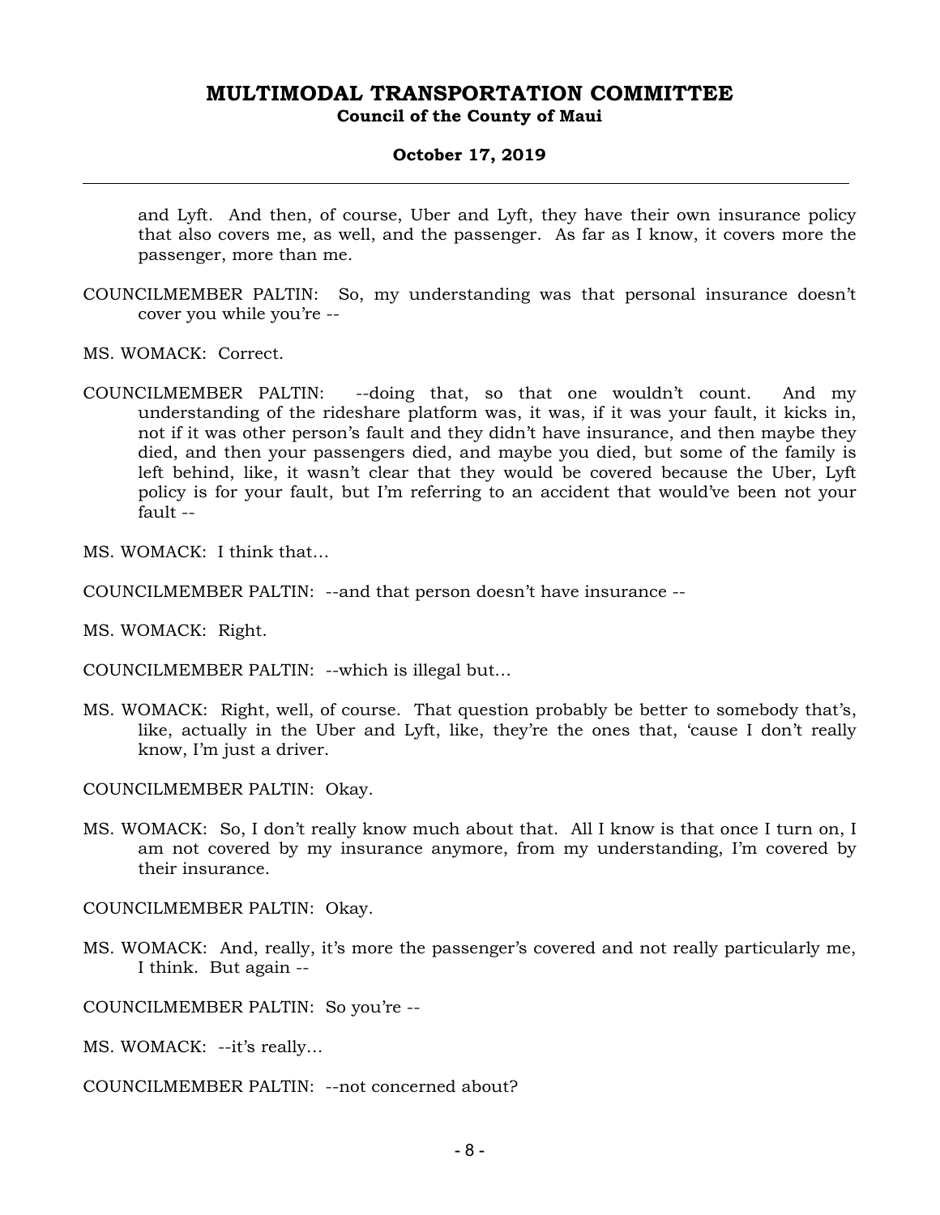and Lyft. And then, of course, Uber and Lyft, they have their own insurance policy that also covers me, as well, and the passenger. As far as I know, it covers more the passenger, more than me.

COUNCILMEMBER PALTIN: So, my understanding was that personal insurance doesn't cover you while you're --

MS. WOMACK: Correct.

COUNCILMEMBER PALTIN: --doing that, so that one wouldn't count. And my understanding of the rideshare platform was, it was, if it was your fault, it kicks in, not if it was other person's fault and they didn't have insurance, and then maybe they died, and then your passengers died, and maybe you died, but some of the family is left behind, like, it wasn't clear that they would be covered because the Uber, Lyft policy is for your fault, but I'm referring to an accident that would've been not your fault --

MS. WOMACK: I think that...

COUNCILMEMBER PALTIN: --and that person doesn't have insurance --

MS. WOMACK: Right.

COUNCILMEMBER PALTIN: --which is illegal but...

MS. WOMACK: Right, well, of course. That question probably be better to somebody that's, like, actually in the Uber and Lyft, like, they're the ones that, 'cause I don't really know, I'm just a driver.

COUNCILMEMBER PALTIN: Okay.

MS. WOMACK: So, I don't really know much about that. All I know is that once I turn on, I am not covered by my insurance anymore, from my understanding, I'm covered by their insurance.

COUNCILMEMBER PALTIN: Okay.

MS. WOMACK: And, really, it's more the passenger's covered and not really particularly me, I think. But again --

COUNCILMEMBER PALTIN: So you're --

MS. WOMACK: --it's really...

COUNCILMEMBER PALTIN: --not concerned about?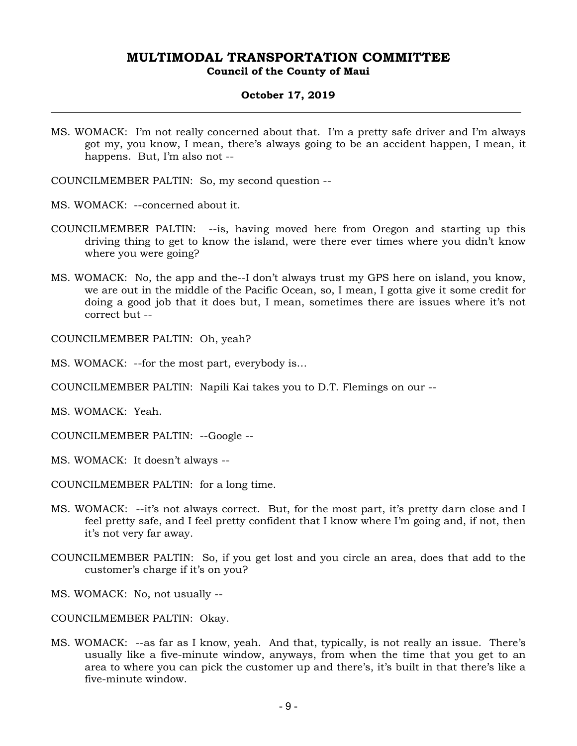MS. WOMACK: I'm not really concerned about that. I'm a pretty safe driver and I'm always got my, you know, I mean, there's always going to be an accident happen, I mean, it happens. But, I'm also not --

COUNCILMEMBER PALTIN: So, my second question --

MS. WOMACK: --concerned about it.

COUNCILMEMBER PALTIN: --is, having moved here from Oregon and starting up this driving thing to get to know the island, were there ever times where you didn't know where you were going?

MS. WOMACK: No, the app and the--I don't always trust my GPS here on island, you know, we are out in the middle of the Pacific Ocean, so, I mean, I gotta give it some credit for doing a good job that it does but, I mean, sometimes there are issues where it's not correct but --

COUNCILMEMBER PALTIN: Oh, yeah?

MS. WOMACK: --for the most part, everybody is...

COUNCILMEMBER PALTIN: Napili Kai takes you to D.T. Flemings on our --

MS. WOMACK: Yeah.

COUNCILMEMBER PALTIN: --Google --

MS. WOMACK: It doesn't always --

COUNCILMEMBER PALTIN: for a long time.

MS. WOMACK: --it's not always correct. But, for the most part, it's pretty darn close and I feel pretty safe, and I feel pretty confident that I know where I'm going and, if not, then it's not very far away.

COUNCILMEMBER PALTIN: So, if you get lost and you circle an area, does that add to the customer's charge if it's on you?

MS. WOMACK: No, not usually --

COUNCILMEMBER PALTIN: Okay.

MS. WOMACK: --as far as I know, yeah. And that, typically, is not really an issue. There's usually like a five-minute window, anyways, from when the time that you get to an area to where you can pick the customer up and there's, it's built in that there's like a five-minute window.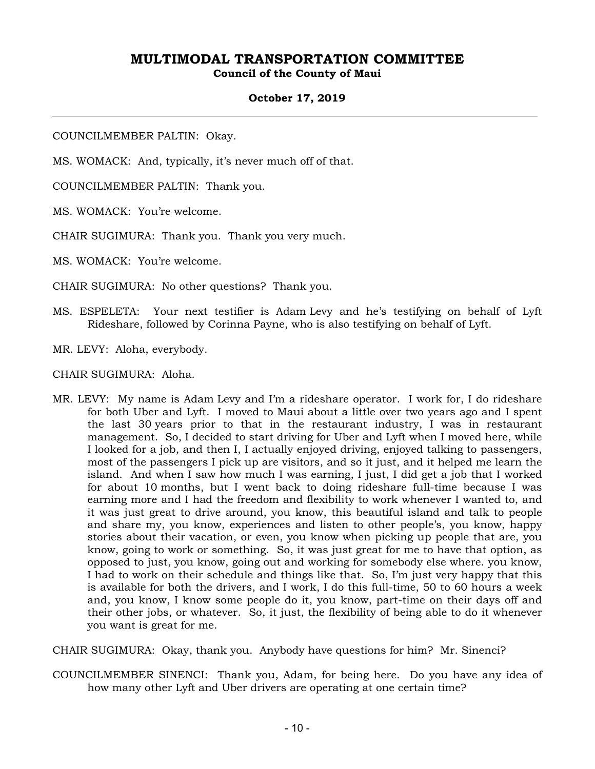COUNCILMEMBER PALTIN: Okay.

MS. WOMACK: And, typically, it's never much off of that.

COUNCILMEMBER PALTIN: Thank you.

MS. WOMACK: You're welcome.

CHAIR SUGIMURA: Thank you. Thank you very much.

MS. WOMACK: You're welcome.

CHAIR SUGIMURA: No other questions? Thank you.

MS. ESPELETA: Your next testifier is Adam Levy and he's testifying on behalf of Lyft Rideshare, followed by Corinna Payne, who is also testifying on behalf of Lyft.

MR. LEVY: Aloha, everybody.

CHAIR SUGIMURA: Aloha.

MR. LEVY: My name is Adam Levy and I'm a rideshare operator. I work for, I do rideshare for both Uber and Lyft. I moved to Maui about a little over two years ago and I spent the last 30 years prior to that in the restaurant industry, I was in restaurant management. So, I decided to start driving for Uber and Lyft when I moved here, while I looked for a job, and then I, I actually enjoyed driving, enjoyed talking to passengers, most of the passengers I pick up are visitors, and so it just, and it helped me learn the island. And when I saw how much I was earning, I just, I did get a job that I worked for about 10 months, but I went back to doing rideshare full-time because I was earning more and I had the freedom and flexibility to work whenever I wanted to, and it was just great to drive around, you know, this beautiful island and talk to people and share my, you know, experiences and listen to other people's, you know, happy stories about their vacation, or even, you know when picking up people that are, you know, going to work or something. So, it was just great for me to have that option, as opposed to just, you know, going out and working for somebody else where. you know, I had to work on their schedule and things like that. So, I'm just very happy that this is available for both the drivers, and I work, I do this full-time, 50 to 60 hours a week and, you know, I know some people do it, you know, part-time on their days off and their other jobs, or whatever. So, it just, the flexibility of being able to do it whenever you want is great for me.

CHAIR SUGIMURA: Okay, thank you. Anybody have questions for him? Mr. Sinenci?

COUNCILMEMBER SINENCI: Thank you, Adam, for being here. Do you have any idea of how many other Lyft and Uber drivers are operating at one certain time?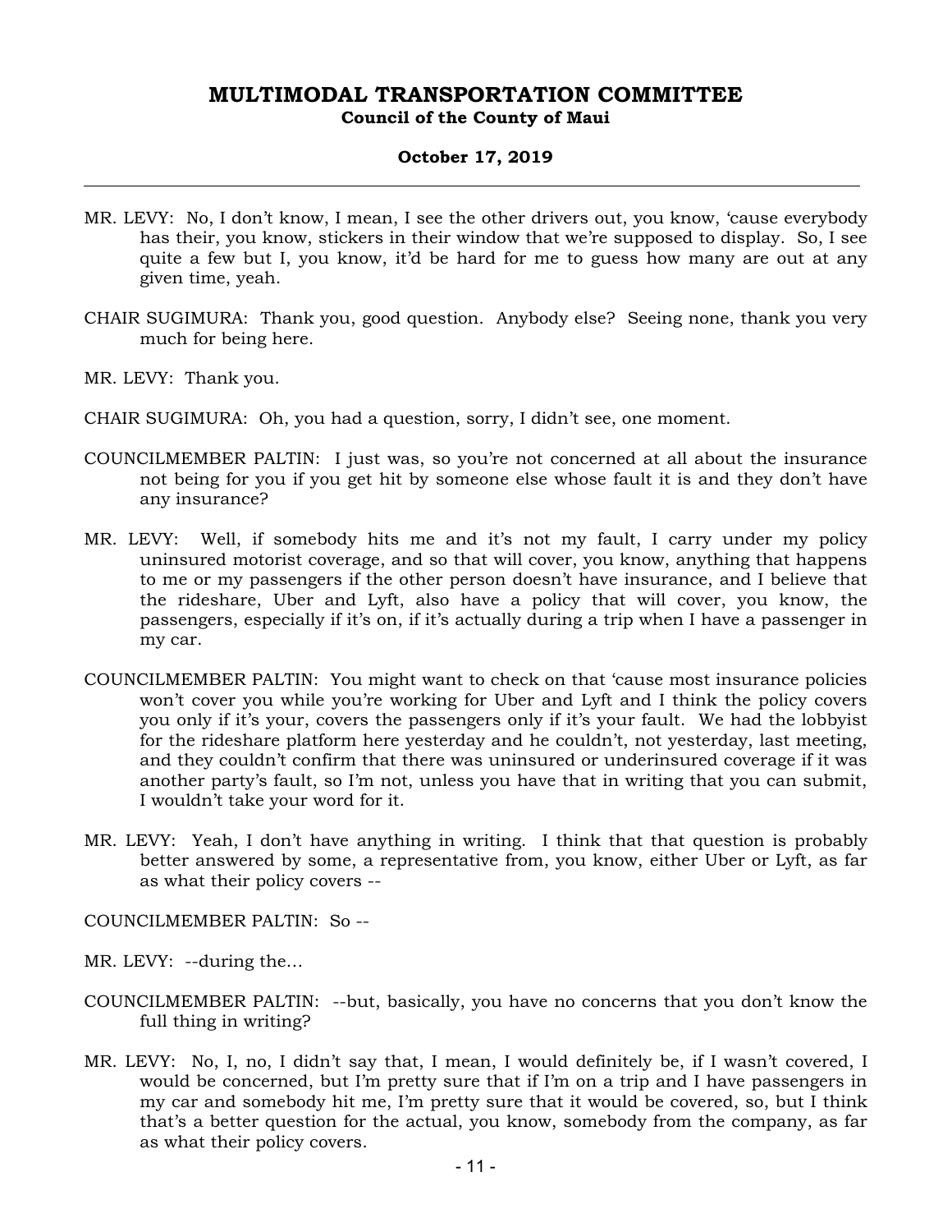MR. LEVY: No, I don't know, I mean, I see the other drivers out, you know, 'cause everybody has their, you know, stickers in their window that we're supposed to display. So, I see quite a few but I, you know, it'd be hard for me to guess how many are out at any given time, yeah.

CHAIR SUGIMURA: Thank you, good question. Anybody else? Seeing none, thank you very much for being here.

MR. LEVY: Thank you.

CHAIR SUGIMURA: Oh, you had a question, sorry, I didn't see, one moment.

COUNCILMEMBER PALTIN: I just was, so you're not concerned at all about the insurance not being for you if you get hit by someone else whose fault it is and they don't have any insurance?

MR. LEVY: Well, if somebody hits me and it's not my fault, I carry under my policy uninsured motorist coverage, and so that will cover, you know, anything that happens to me or my passengers if the other person doesn't have insurance, and I believe that the rideshare, Uber and Lyft, also have a policy that will cover, you know, the passengers, especially if it's on, if it's actually during a trip when I have a passenger in my car.

COUNCILMEMBER PALTIN: You might want to check on that 'cause most insurance policies won't cover you while you're working for Uber and Lyft and I think the policy covers you only if it's your, covers the passengers only if it's your fault. We had the lobbyist for the rideshare platform here yesterday and he couldn't, not yesterday, last meeting, and they couldn't confirm that there was uninsured or underinsured coverage if it was another party's fault, so I'm not, unless you have that in writing that you can submit, I wouldn't take your word for it.

MR. LEVY: Yeah, I don't have anything in writing. I think that that question is probably better answered by some, a representative from, you know, either Uber or Lyft, as far as what their policy covers --

COUNCILMEMBER PALTIN: So --

MR. LEVY: --during the...

COUNCILMEMBER PALTIN: --but, basically, you have no concerns that you don't know the full thing in writing?

MR. LEVY: No, I, no, I didn't say that, I mean, I would definitely be, if I wasn't covered, I would be concerned, but I'm pretty sure that if I'm on a trip and I have passengers in my car and somebody hit me, I'm pretty sure that it would be covered, so, but I think that's a better question for the actual, you know, somebody from the company, as far as what their policy covers.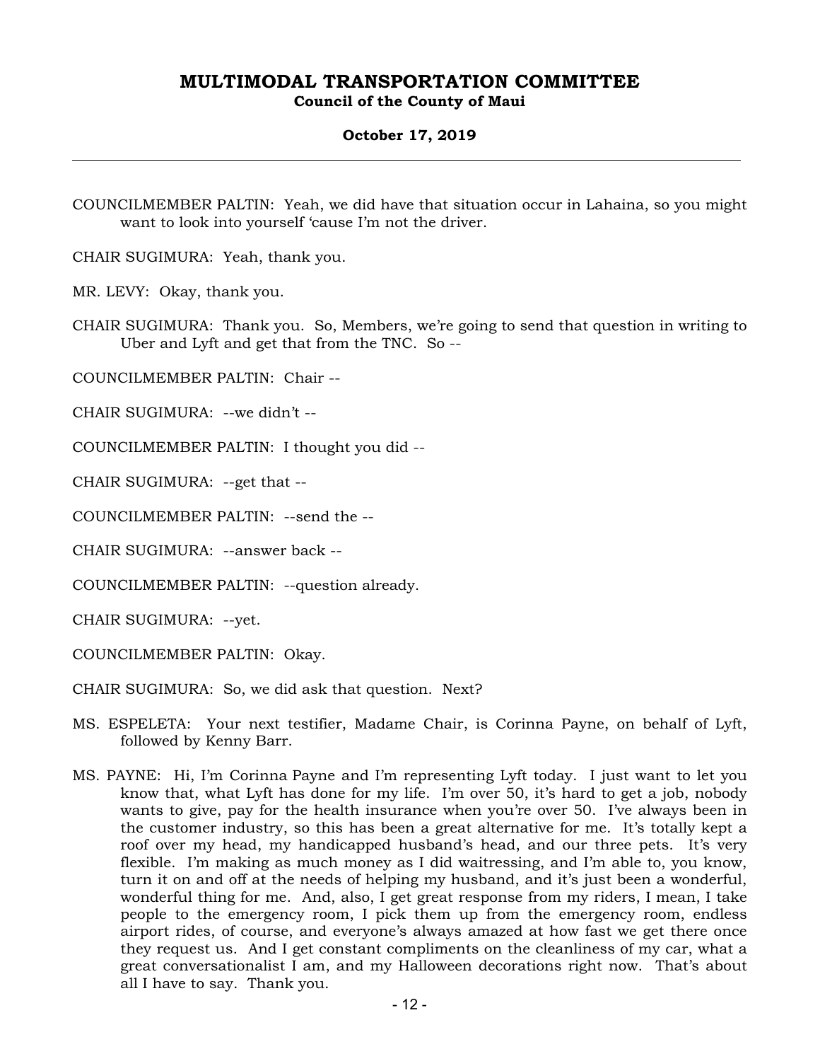COUNCILMEMBER PALTIN: Yeah, we did have that situation occur in Lahaina, so you might want to look into yourself 'cause I'm not the driver.

CHAIR SUGIMURA: Yeah, thank you.

MR. LEVY: Okay, thank you.

CHAIR SUGIMURA: Thank you. So, Members, we're going to send that question in writing to Uber and Lyft and get that from the TNC. So --

COUNCILMEMBER PALTIN: Chair --

CHAIR SUGIMURA: --we didn't --

COUNCILMEMBER PALTIN: I thought you did --

CHAIR SUGIMURA: --get that --

COUNCILMEMBER PALTIN: --send the --

CHAIR SUGIMURA: --answer back --

COUNCILMEMBER PALTIN: --question already.

CHAIR SUGIMURA: --yet.

COUNCILMEMBER PALTIN: Okay.

CHAIR SUGIMURA: So, we did ask that question. Next?

MS. ESPELETA: Your next testifier, Madame Chair, is Corinna Payne, on behalf of Lyft, followed by Kenny Barr.

MS. PAYNE: Hi, I'm Corinna Payne and I'm representing Lyft today. I just want to let you know that, what Lyft has done for my life. I'm over 50, it's hard to get a job, nobody wants to give, pay for the health insurance when you're over 50. I've always been in the customer industry, so this has been a great alternative for me. It's totally kept a roof over my head, my handicapped husband's head, and our three pets. It's very flexible. I'm making as much money as I did waitressing, and I'm able to, you know, turn it on and off at the needs of helping my husband, and it's just been a wonderful, wonderful thing for me. And, also, I get great response from my riders, I mean, I take people to the emergency room, I pick them up from the emergency room, endless airport rides, of course, and everyone's always amazed at how fast we get there once they request us. And I get constant compliments on the cleanliness of my car, what a great conversationalist I am, and my Halloween decorations right now. That's about all I have to say. Thank you.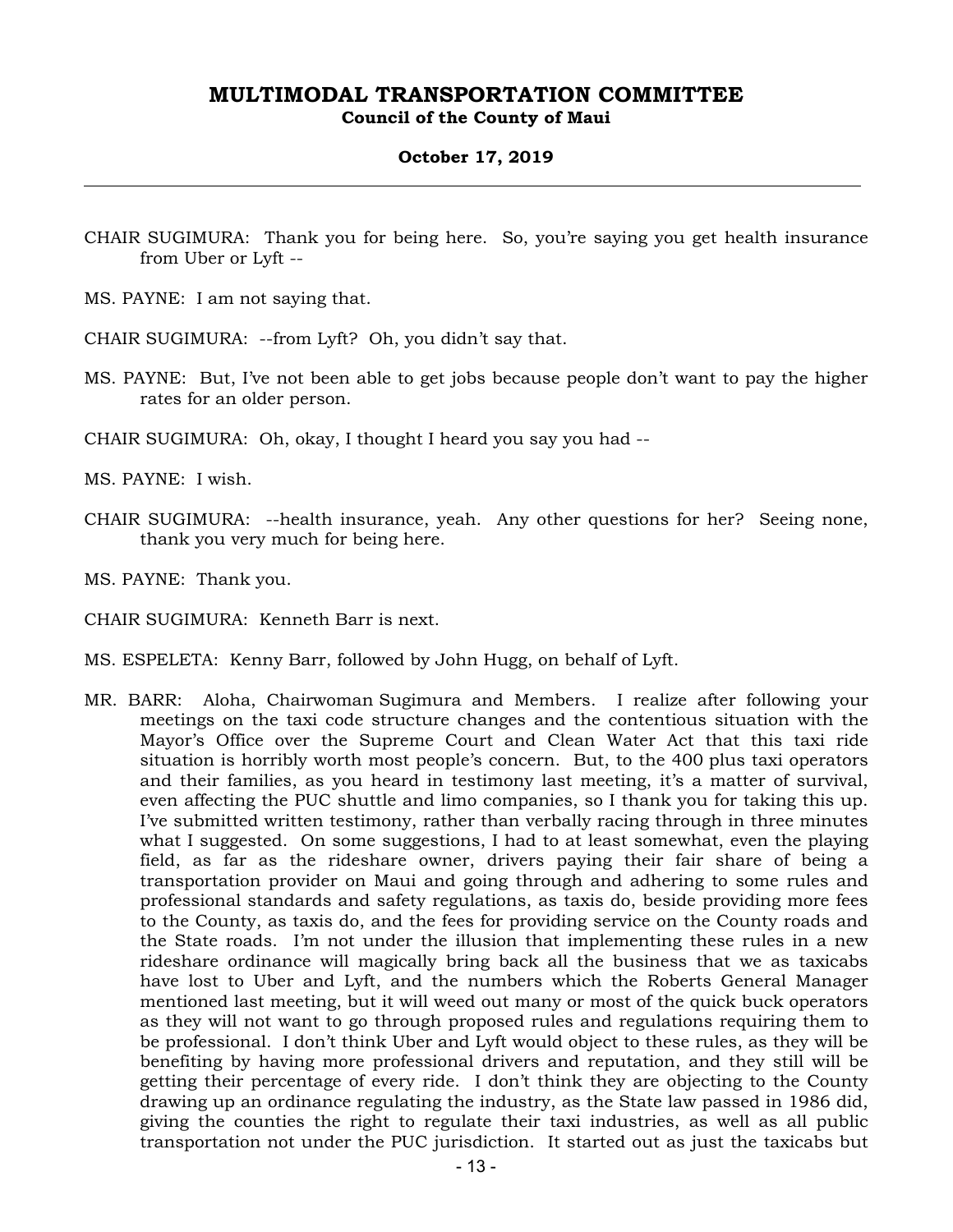CHAIR SUGIMURA: Thank you for being here. So, you're saying you get health insurance from Uber or Lyft --

MS. PAYNE: I am not saying that.

CHAIR SUGIMURA: --from Lyft? Oh, you didn't say that.

MS. PAYNE: But, I've not been able to get jobs because people don't want to pay the higher rates for an older person.

CHAIR SUGIMURA: Oh, okay, I thought I heard you say you had --

MS. PAYNE: I wish.

CHAIR SUGIMURA: --health insurance, yeah. Any other questions for her? Seeing none, thank you very much for being here.

MS. PAYNE: Thank you.

CHAIR SUGIMURA: Kenneth Barr is next.

MS. ESPELETA: Kenny Barr, followed by John Hugg, on behalf of Lyft.

MR. BARR: Aloha, Chairwoman Sugimura and Members. I realize after following your meetings on the taxi code structure changes and the contentious situation with the Mayor's Office over the Supreme Court and Clean Water Act that this taxi ride situation is horribly worth most people's concern. But, to the 400 plus taxi operators and their families, as you heard in testimony last meeting, it's a matter of survival, even affecting the PUC shuttle and limo companies, so I thank you for taking this up. I've submitted written testimony, rather than verbally racing through in three minutes what I suggested. On some suggestions, I had to at least somewhat, even the playing field, as far as the rideshare owner, drivers paying their fair share of being a transportation provider on Maui and going through and adhering to some rules and professional standards and safety regulations, as taxis do, beside providing more fees to the County, as taxis do, and the fees for providing service on the County roads and the State roads. I'm not under the illusion that implementing these rules in a new rideshare ordinance will magically bring back all the business that we as taxicabs have lost to Uber and Lyft, and the numbers which the Roberts General Manager mentioned last meeting, but it will weed out many or most of the quick buck operators as they will not want to go through proposed rules and regulations requiring them to be professional. I don't think Uber and Lyft would object to these rules, as they will be benefiting by having more professional drivers and reputation, and they still will be getting their percentage of every ride. I don't think they are objecting to the County drawing up an ordinance regulating the industry, as the State law passed in 1986 did, giving the counties the right to regulate their taxi industries, as well as all public transportation not under the PUC jurisdiction. It started out as just the taxicabs but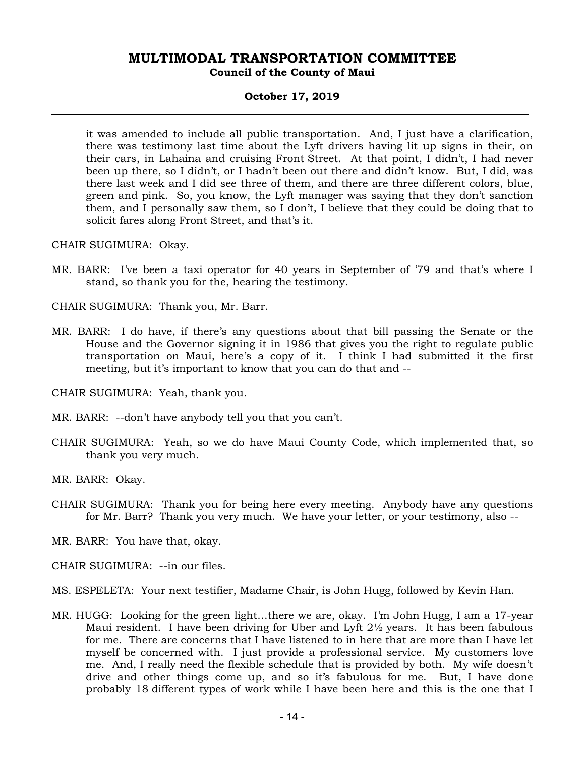it was amended to include all public transportation. And, I just have a clarification, there was testimony last time about the Lyft drivers having lit up signs in their, on their cars, in Lahaina and cruising Front Street. At that point, I didn't, I had never been up there, so I didn't, or I hadn't been out there and didn't know. But, I did, was there last week and I did see three of them, and there are three different colors, blue, green and pink. So, you know, the Lyft manager was saying that they don't sanction them, and I personally saw them, so I don't, I believe that they could be doing that to solicit fares along Front Street, and that's it.

CHAIR SUGIMURA: Okay.

MR. BARR: I've been a taxi operator for 40 years in September of '79 and that's where I stand, so thank you for the, hearing the testimony.

CHAIR SUGIMURA: Thank you, Mr. Barr.

MR. BARR: I do have, if there's any questions about that bill passing the Senate or the House and the Governor signing it in 1986 that gives you the right to regulate public transportation on Maui, here's a copy of it. I think I had submitted it the first meeting, but it's important to know that you can do that and --

CHAIR SUGIMURA: Yeah, thank you.

MR. BARR: --don't have anybody tell you that you can't.

CHAIR SUGIMURA: Yeah, so we do have Maui County Code, which implemented that, so thank you very much.

MR. BARR: Okay.

CHAIR SUGIMURA: Thank you for being here every meeting. Anybody have any questions for Mr. Barr? Thank you very much. We have your letter, or your testimony, also --

MR. BARR: You have that, okay.

CHAIR SUGIMURA: --in our files.

MS. ESPELETA: Your next testifier, Madame Chair, is John Hugg, followed by Kevin Han.

MR. HUGG: Looking for the green light…there we are, okay. I'm John Hugg, I am a 17-year Maui resident. I have been driving for Uber and Lyft 2½ years. It has been fabulous for me. There are concerns that I have listened to in here that are more than I have let myself be concerned with. I just provide a professional service. My customers love me. And, I really need the flexible schedule that is provided by both. My wife doesn't drive and other things come up, and so it's fabulous for me. But, I have done probably 18 different types of work while I have been here and this is the one that I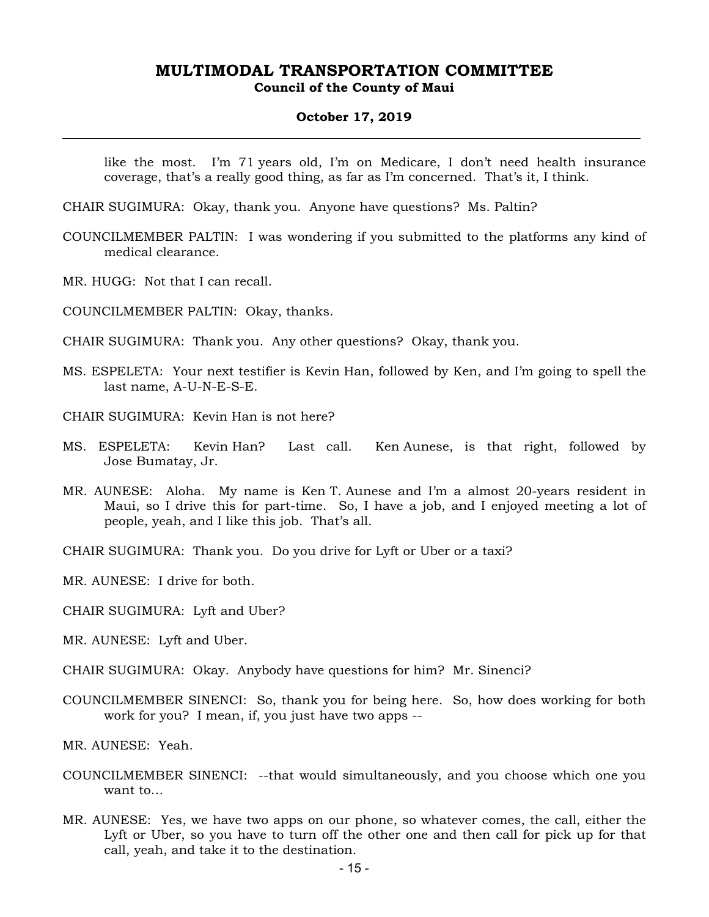like the most. I'm 71 years old, I'm on Medicare, I don't need health insurance coverage, that's a really good thing, as far as I'm concerned. That's it, I think.

CHAIR SUGIMURA: Okay, thank you. Anyone have questions? Ms. Paltin?

COUNCILMEMBER PALTIN: I was wondering if you submitted to the platforms any kind of medical clearance.

MR. HUGG: Not that I can recall.

COUNCILMEMBER PALTIN: Okay, thanks.

CHAIR SUGIMURA: Thank you. Any other questions? Okay, thank you.

MS. ESPELETA: Your next testifier is Kevin Han, followed by Ken, and I'm going to spell the last name, A-U-N-E-S-E.

CHAIR SUGIMURA: Kevin Han is not here?

MS. ESPELETA: Kevin Han? Last call. Ken Aunese, is that right, followed by Jose Bumatay, Jr.

MR. AUNESE: Aloha. My name is Ken T. Aunese and I'm a almost 20-years resident in Maui, so I drive this for part-time. So, I have a job, and I enjoyed meeting a lot of people, yeah, and I like this job. That's all.

CHAIR SUGIMURA: Thank you. Do you drive for Lyft or Uber or a taxi?

MR. AUNESE: I drive for both.

CHAIR SUGIMURA: Lyft and Uber?

MR. AUNESE: Lyft and Uber.

CHAIR SUGIMURA: Okay. Anybody have questions for him? Mr. Sinenci?

COUNCILMEMBER SINENCI: So, thank you for being here. So, how does working for both work for you? I mean, if, you just have two apps --

MR. AUNESE: Yeah.

COUNCILMEMBER SINENCI: --that would simultaneously, and you choose which one you want to...

MR. AUNESE: Yes, we have two apps on our phone, so whatever comes, the call, either the Lyft or Uber, so you have to turn off the other one and then call for pick up for that call, yeah, and take it to the destination.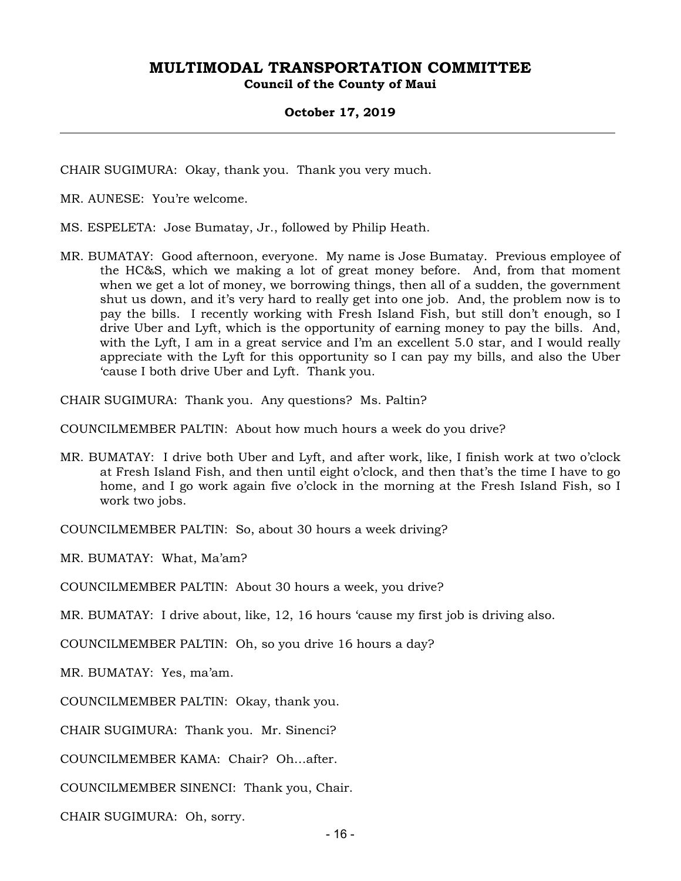CHAIR SUGIMURA: Okay, thank you. Thank you very much.

MR. AUNESE: You're welcome.

MS. ESPELETA: Jose Bumatay, Jr., followed by Philip Heath.

MR. BUMATAY: Good afternoon, everyone. My name is Jose Bumatay. Previous employee of the HC&S, which we making a lot of great money before. And, from that moment when we get a lot of money, we borrowing things, then all of a sudden, the government shut us down, and it's very hard to really get into one job. And, the problem now is to pay the bills. I recently working with Fresh Island Fish, but still don't enough, so I drive Uber and Lyft, which is the opportunity of earning money to pay the bills. And, with the Lyft, I am in a great service and I'm an excellent 5.0 star, and I would really appreciate with the Lyft for this opportunity so I can pay my bills, and also the Uber 'cause I both drive Uber and Lyft. Thank you.

CHAIR SUGIMURA: Thank you. Any questions? Ms. Paltin?

COUNCILMEMBER PALTIN: About how much hours a week do you drive?

MR. BUMATAY: I drive both Uber and Lyft, and after work, like, I finish work at two o'clock at Fresh Island Fish, and then until eight o'clock, and then that's the time I have to go home, and I go work again five o'clock in the morning at the Fresh Island Fish, so I work two jobs.

COUNCILMEMBER PALTIN: So, about 30 hours a week driving?

MR. BUMATAY: What, Ma'am?

COUNCILMEMBER PALTIN: About 30 hours a week, you drive?

MR. BUMATAY: I drive about, like, 12, 16 hours 'cause my first job is driving also.

COUNCILMEMBER PALTIN: Oh, so you drive 16 hours a day?

MR. BUMATAY: Yes, ma'am.

COUNCILMEMBER PALTIN: Okay, thank you.

CHAIR SUGIMURA: Thank you. Mr. Sinenci?

COUNCILMEMBER KAMA: Chair? Oh...after.

COUNCILMEMBER SINENCI: Thank you, Chair.

CHAIR SUGIMURA: Oh, sorry.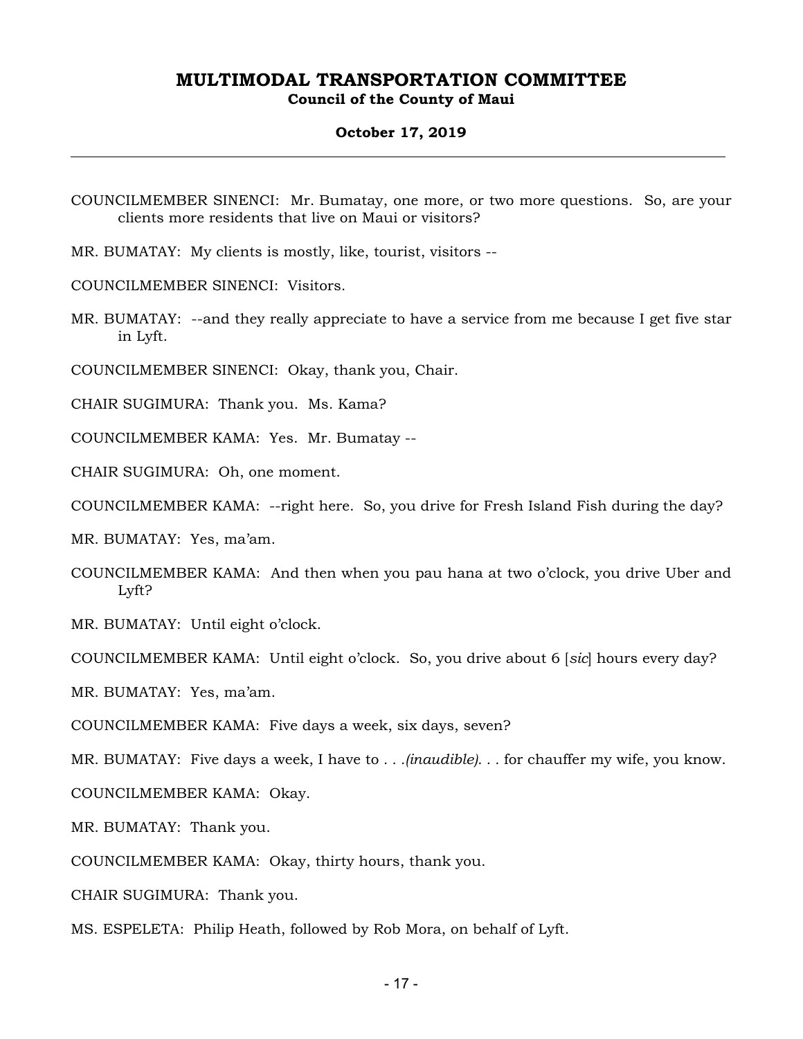COUNCILMEMBER SINENCI: Mr. Bumatay, one more, or two more questions. So, are your clients more residents that live on Maui or visitors?

MR. BUMATAY: My clients is mostly, like, tourist, visitors --

COUNCILMEMBER SINENCI: Visitors.

MR. BUMATAY: --and they really appreciate to have a service from me because I get five star in Lyft.

COUNCILMEMBER SINENCI: Okay, thank you, Chair.

CHAIR SUGIMURA: Thank you. Ms. Kama?

COUNCILMEMBER KAMA: Yes. Mr. Bumatay --

CHAIR SUGIMURA: Oh, one moment.

COUNCILMEMBER KAMA: --right here. So, you drive for Fresh Island Fish during the day?

MR. BUMATAY: Yes, ma'am.

COUNCILMEMBER KAMA: And then when you pau hana at two o'clock, you drive Uber and Lyft?

MR. BUMATAY: Until eight o'clock.

COUNCILMEMBER KAMA: Until eight o'clock. So, you drive about 6 [*sic*] hours every day?

MR. BUMATAY: Yes, ma'am.

COUNCILMEMBER KAMA: Five days a week, six days, seven?

MR. BUMATAY: Five days a week, I have to . . .*(inaudible)*. . . for chauffer my wife, you know.

COUNCILMEMBER KAMA: Okay.

MR. BUMATAY: Thank you.

COUNCILMEMBER KAMA: Okay, thirty hours, thank you.

CHAIR SUGIMURA: Thank you.

MS. ESPELETA: Philip Heath, followed by Rob Mora, on behalf of Lyft.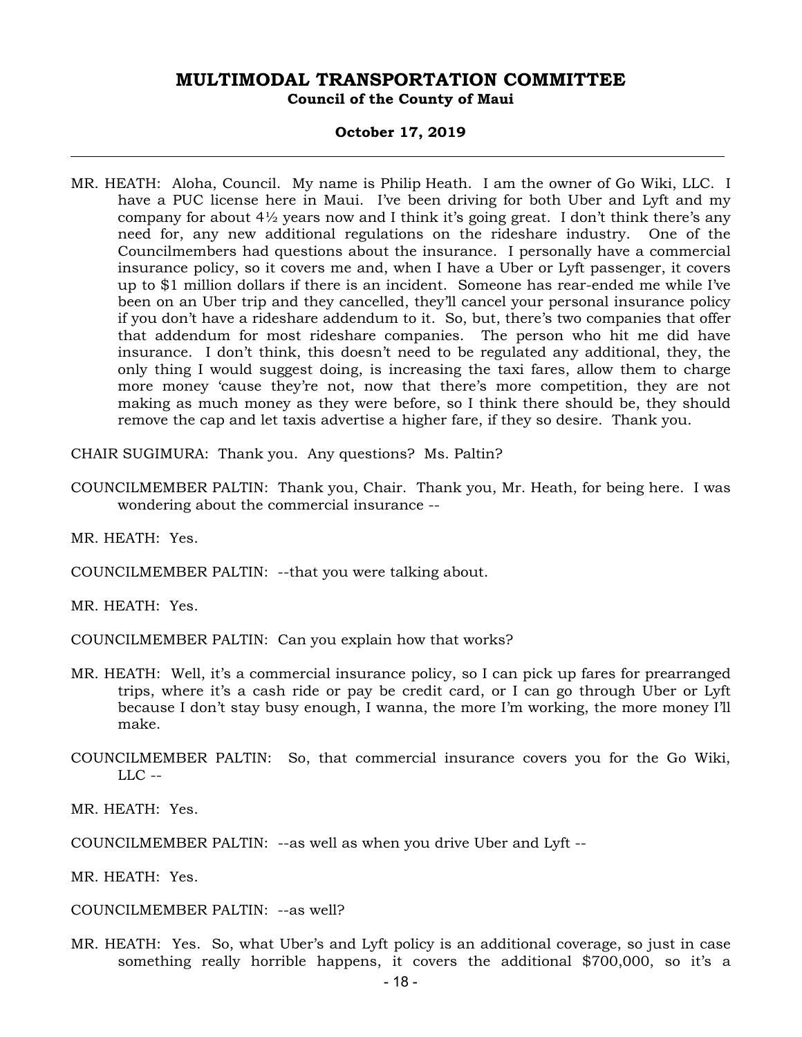MR. HEATH: Aloha, Council. My name is Philip Heath. I am the owner of Go Wiki, LLC. I have a PUC license here in Maui. I've been driving for both Uber and Lyft and my company for about 4½ years now and I think it's going great. I don't think there's any need for, any new additional regulations on the rideshare industry. One of the Councilmembers had questions about the insurance. I personally have a commercial insurance policy, so it covers me and, when I have a Uber or Lyft passenger, it covers up to $1 million dollars if there is an incident. Someone has rear-ended me while I've been on an Uber trip and they cancelled, they'll cancel your personal insurance policy if you don't have a rideshare addendum to it. So, but, there's two companies that offer that addendum for most rideshare companies. The person who hit me did have insurance. I don't think, this doesn't need to be regulated any additional, they, the only thing I would suggest doing, is increasing the taxi fares, allow them to charge more money 'cause they're not, now that there's more competition, they are not making as much money as they were before, so I think there should be, they should remove the cap and let taxis advertise a higher fare, if they so desire. Thank you.

CHAIR SUGIMURA: Thank you. Any questions? Ms. Paltin?

COUNCILMEMBER PALTIN: Thank you, Chair. Thank you, Mr. Heath, for being here. I was wondering about the commercial insurance --

MR. HEATH: Yes.

COUNCILMEMBER PALTIN: --that you were talking about.

MR. HEATH: Yes.

COUNCILMEMBER PALTIN: Can you explain how that works?

MR. HEATH: Well, it's a commercial insurance policy, so I can pick up fares for prearranged trips, where it's a cash ride or pay be credit card, or I can go through Uber or Lyft because I don't stay busy enough, I wanna, the more I'm working, the more money I'll make.

COUNCILMEMBER PALTIN: So, that commercial insurance covers you for the Go Wiki, LLC --

MR. HEATH: Yes.

COUNCILMEMBER PALTIN: --as well as when you drive Uber and Lyft --

MR. HEATH: Yes.

COUNCILMEMBER PALTIN: --as well?

MR. HEATH: Yes. So, what Uber's and Lyft policy is an additional coverage, so just in case something really horrible happens, it covers the additional $700,000, so it's a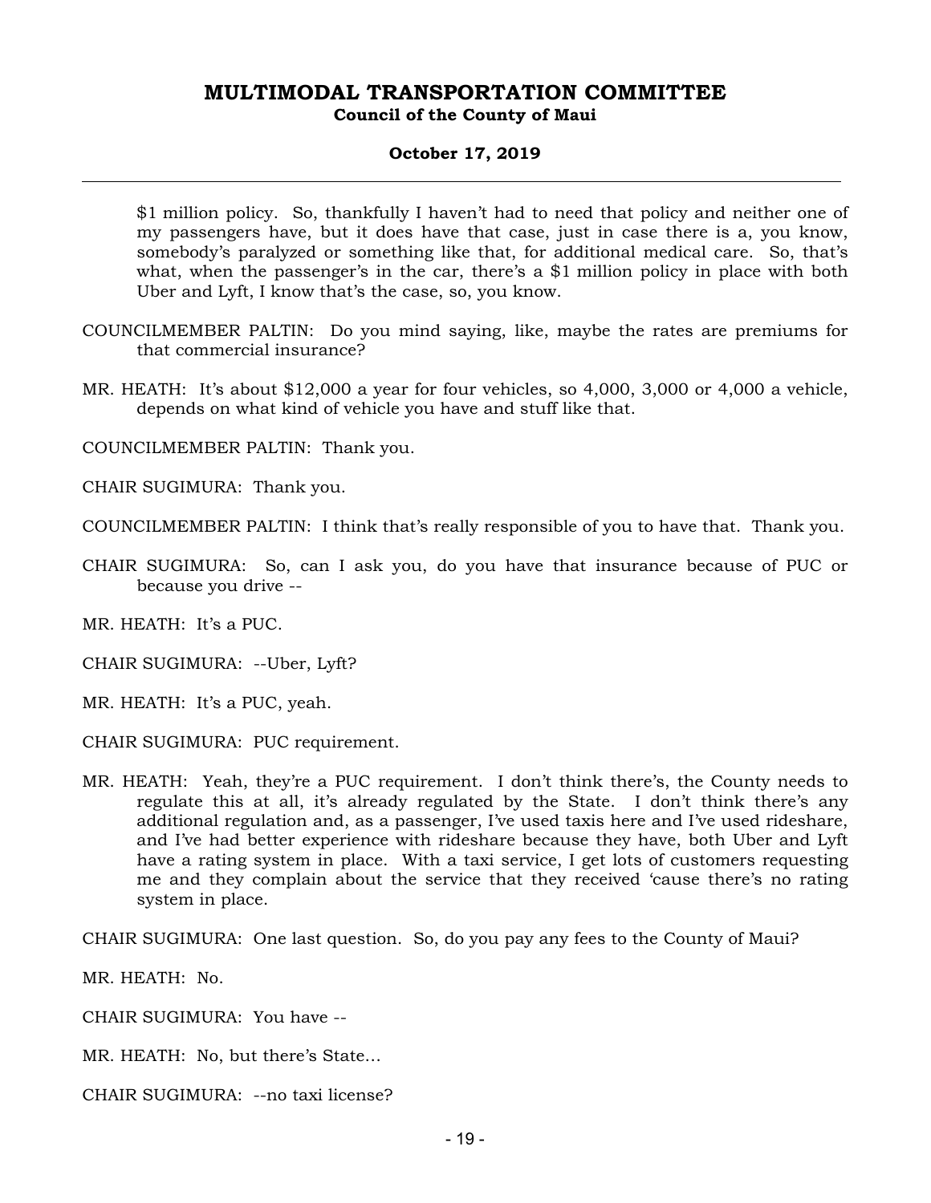$1 million policy. So, thankfully I haven't had to need that policy and neither one of my passengers have, but it does have that case, just in case there is a, you know, somebody's paralyzed or something like that, for additional medical care. So, that's what, when the passenger's in the car, there's a $1 million policy in place with both Uber and Lyft, I know that's the case, so, you know.

COUNCILMEMBER PALTIN: Do you mind saying, like, maybe the rates are premiums for that commercial insurance?

MR. HEATH: It's about $12,000 a year for four vehicles, so 4,000, 3,000 or 4,000 a vehicle, depends on what kind of vehicle you have and stuff like that.

COUNCILMEMBER PALTIN: Thank you.

CHAIR SUGIMURA: Thank you.

COUNCILMEMBER PALTIN: I think that's really responsible of you to have that. Thank you.

CHAIR SUGIMURA: So, can I ask you, do you have that insurance because of PUC or because you drive --

MR. HEATH: It's a PUC.

CHAIR SUGIMURA: --Uber, Lyft?

MR. HEATH: It's a PUC, yeah.

CHAIR SUGIMURA: PUC requirement.

MR. HEATH: Yeah, they're a PUC requirement. I don't think there's, the County needs to regulate this at all, it's already regulated by the State. I don't think there's any additional regulation and, as a passenger, I've used taxis here and I've used rideshare, and I've had better experience with rideshare because they have, both Uber and Lyft have a rating system in place. With a taxi service, I get lots of customers requesting me and they complain about the service that they received 'cause there's no rating system in place.

CHAIR SUGIMURA: One last question. So, do you pay any fees to the County of Maui?

MR. HEATH: No.

CHAIR SUGIMURA: You have --

MR. HEATH: No, but there's State...

CHAIR SUGIMURA: --no taxi license?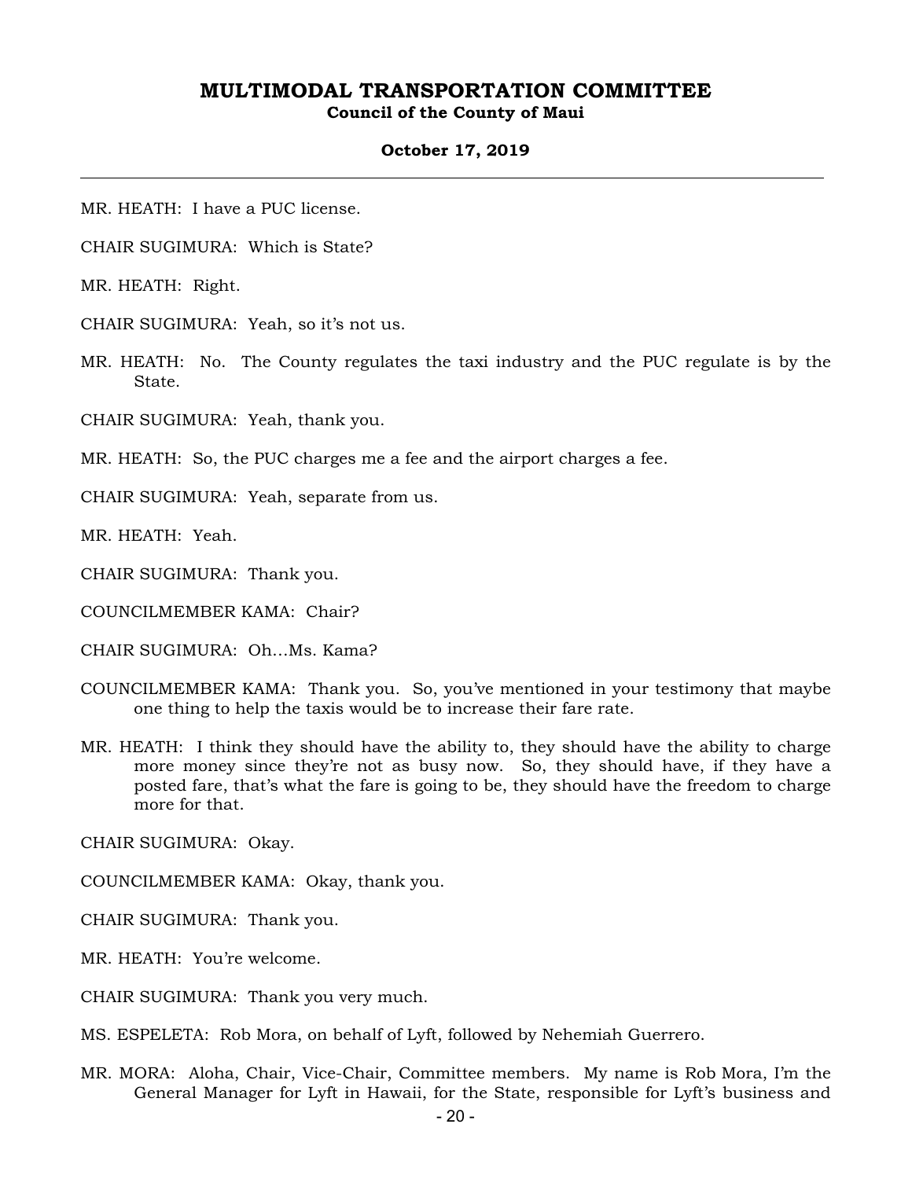MR. HEATH: I have a PUC license.

CHAIR SUGIMURA: Which is State?

MR. HEATH: Right.

CHAIR SUGIMURA: Yeah, so it's not us.

MR. HEATH: No. The County regulates the taxi industry and the PUC regulate is by the State.

CHAIR SUGIMURA: Yeah, thank you.

MR. HEATH: So, the PUC charges me a fee and the airport charges a fee.

CHAIR SUGIMURA: Yeah, separate from us.

MR. HEATH: Yeah.

CHAIR SUGIMURA: Thank you.

COUNCILMEMBER KAMA: Chair?

CHAIR SUGIMURA: Oh…Ms. Kama?

COUNCILMEMBER KAMA: Thank you. So, you've mentioned in your testimony that maybe one thing to help the taxis would be to increase their fare rate.

MR. HEATH: I think they should have the ability to, they should have the ability to charge more money since they're not as busy now. So, they should have, if they have a posted fare, that's what the fare is going to be, they should have the freedom to charge more for that.

CHAIR SUGIMURA: Okay.

COUNCILMEMBER KAMA: Okay, thank you.

CHAIR SUGIMURA: Thank you.

MR. HEATH: You're welcome.

CHAIR SUGIMURA: Thank you very much.

MS. ESPELETA: Rob Mora, on behalf of Lyft, followed by Nehemiah Guerrero.

MR. MORA: Aloha, Chair, Vice-Chair, Committee members. My name is Rob Mora, I'm the General Manager for Lyft in Hawaii, for the State, responsible for Lyft's business and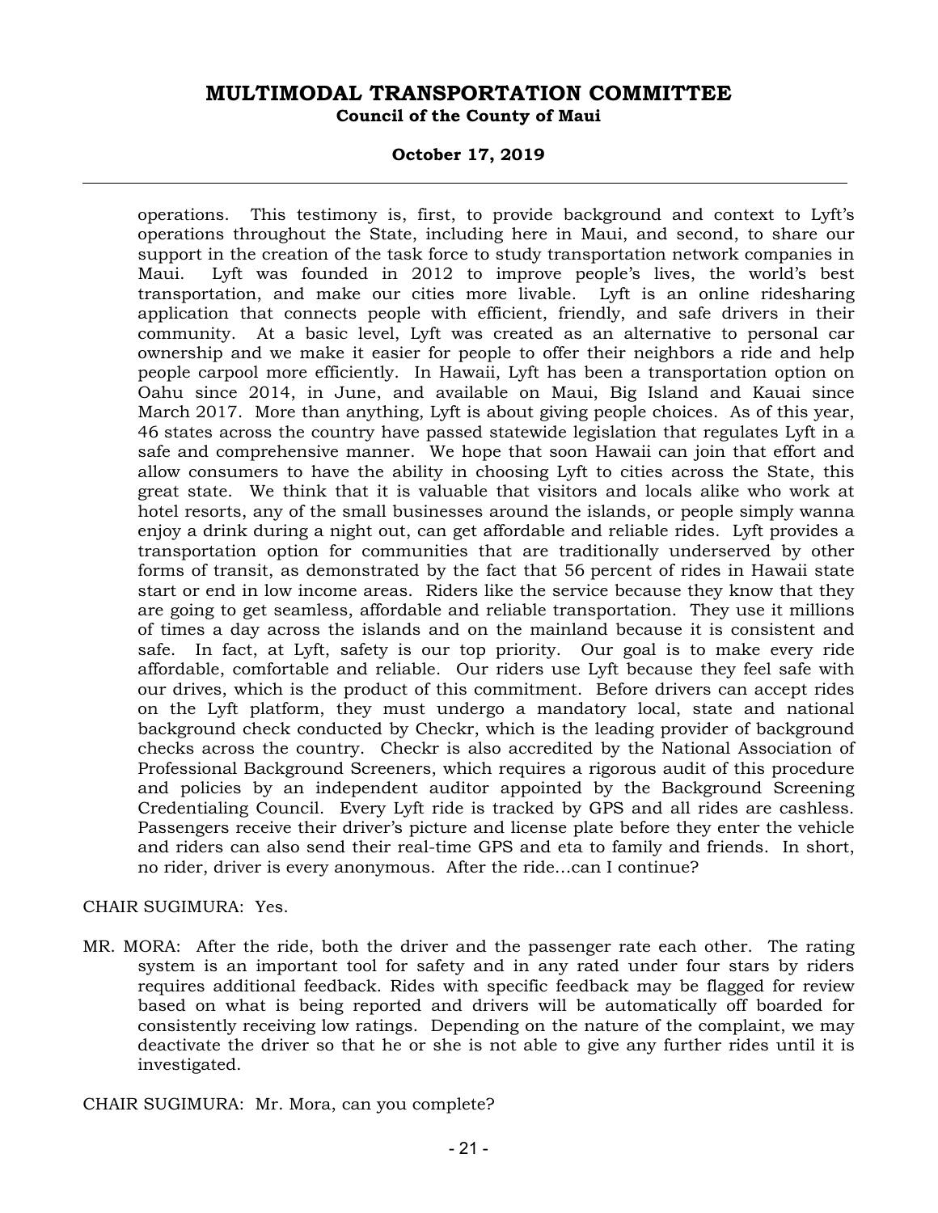operations. This testimony is, first, to provide background and context to Lyft's operations throughout the State, including here in Maui, and second, to share our support in the creation of the task force to study transportation network companies in Maui. Lyft was founded in 2012 to improve people's lives, the world's best transportation, and make our cities more livable. Lyft is an online ridesharing application that connects people with efficient, friendly, and safe drivers in their community. At a basic level, Lyft was created as an alternative to personal car ownership and we make it easier for people to offer their neighbors a ride and help people carpool more efficiently. In Hawaii, Lyft has been a transportation option on Oahu since 2014, in June, and available on Maui, Big Island and Kauai since March 2017. More than anything, Lyft is about giving people choices. As of this year, 46 states across the country have passed statewide legislation that regulates Lyft in a safe and comprehensive manner. We hope that soon Hawaii can join that effort and allow consumers to have the ability in choosing Lyft to cities across the State, this great state. We think that it is valuable that visitors and locals alike who work at hotel resorts, any of the small businesses around the islands, or people simply wanna enjoy a drink during a night out, can get affordable and reliable rides. Lyft provides a transportation option for communities that are traditionally underserved by other forms of transit, as demonstrated by the fact that 56 percent of rides in Hawaii state start or end in low income areas. Riders like the service because they know that they are going to get seamless, affordable and reliable transportation. They use it millions of times a day across the islands and on the mainland because it is consistent and safe. In fact, at Lyft, safety is our top priority. Our goal is to make every ride affordable, comfortable and reliable. Our riders use Lyft because they feel safe with our drives, which is the product of this commitment. Before drivers can accept rides on the Lyft platform, they must undergo a mandatory local, state and national background check conducted by Checkr, which is the leading provider of background checks across the country. Checkr is also accredited by the National Association of Professional Background Screeners, which requires a rigorous audit of this procedure and policies by an independent auditor appointed by the Background Screening Credentialing Council. Every Lyft ride is tracked by GPS and all rides are cashless. Passengers receive their driver's picture and license plate before they enter the vehicle and riders can also send their real-time GPS and eta to family and friends. In short, no rider, driver is every anonymous. After the ride...can I continue?

CHAIR SUGIMURA: Yes.

MR. MORA: After the ride, both the driver and the passenger rate each other. The rating system is an important tool for safety and in any rated under four stars by riders requires additional feedback. Rides with specific feedback may be flagged for review based on what is being reported and drivers will be automatically off boarded for consistently receiving low ratings. Depending on the nature of the complaint, we may deactivate the driver so that he or she is not able to give any further rides until it is investigated.

CHAIR SUGIMURA: Mr. Mora, can you complete?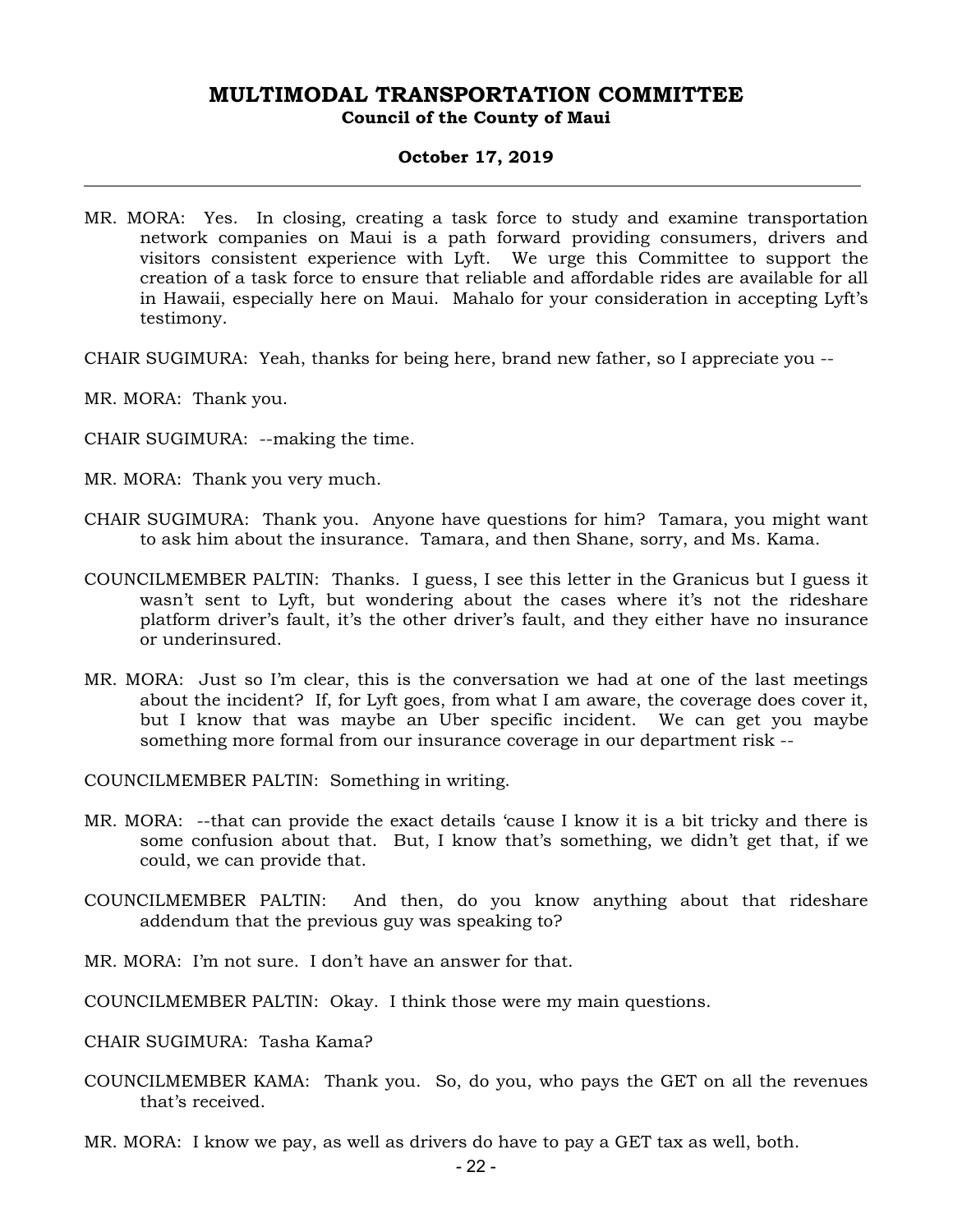MR. MORA: Yes. In closing, creating a task force to study and examine transportation network companies on Maui is a path forward providing consumers, drivers and visitors consistent experience with Lyft. We urge this Committee to support the creation of a task force to ensure that reliable and affordable rides are available for all in Hawaii, especially here on Maui. Mahalo for your consideration in accepting Lyft's testimony.

CHAIR SUGIMURA: Yeah, thanks for being here, brand new father, so I appreciate you --

MR. MORA: Thank you.

CHAIR SUGIMURA: --making the time.

MR. MORA: Thank you very much.

CHAIR SUGIMURA: Thank you. Anyone have questions for him? Tamara, you might want to ask him about the insurance. Tamara, and then Shane, sorry, and Ms. Kama.

COUNCILMEMBER PALTIN: Thanks. I guess, I see this letter in the Granicus but I guess it wasn't sent to Lyft, but wondering about the cases where it's not the rideshare platform driver's fault, it's the other driver's fault, and they either have no insurance or underinsured.

MR. MORA: Just so I'm clear, this is the conversation we had at one of the last meetings about the incident? If, for Lyft goes, from what I am aware, the coverage does cover it, but I know that was maybe an Uber specific incident. We can get you maybe something more formal from our insurance coverage in our department risk --

COUNCILMEMBER PALTIN: Something in writing.

MR. MORA: --that can provide the exact details 'cause I know it is a bit tricky and there is some confusion about that. But, I know that's something, we didn't get that, if we could, we can provide that.

COUNCILMEMBER PALTIN: And then, do you know anything about that rideshare addendum that the previous guy was speaking to?

MR. MORA: I'm not sure. I don't have an answer for that.

COUNCILMEMBER PALTIN: Okay. I think those were my main questions.

CHAIR SUGIMURA: Tasha Kama?

COUNCILMEMBER KAMA: Thank you. So, do you, who pays the GET on all the revenues that's received.

MR. MORA: I know we pay, as well as drivers do have to pay a GET tax as well, both.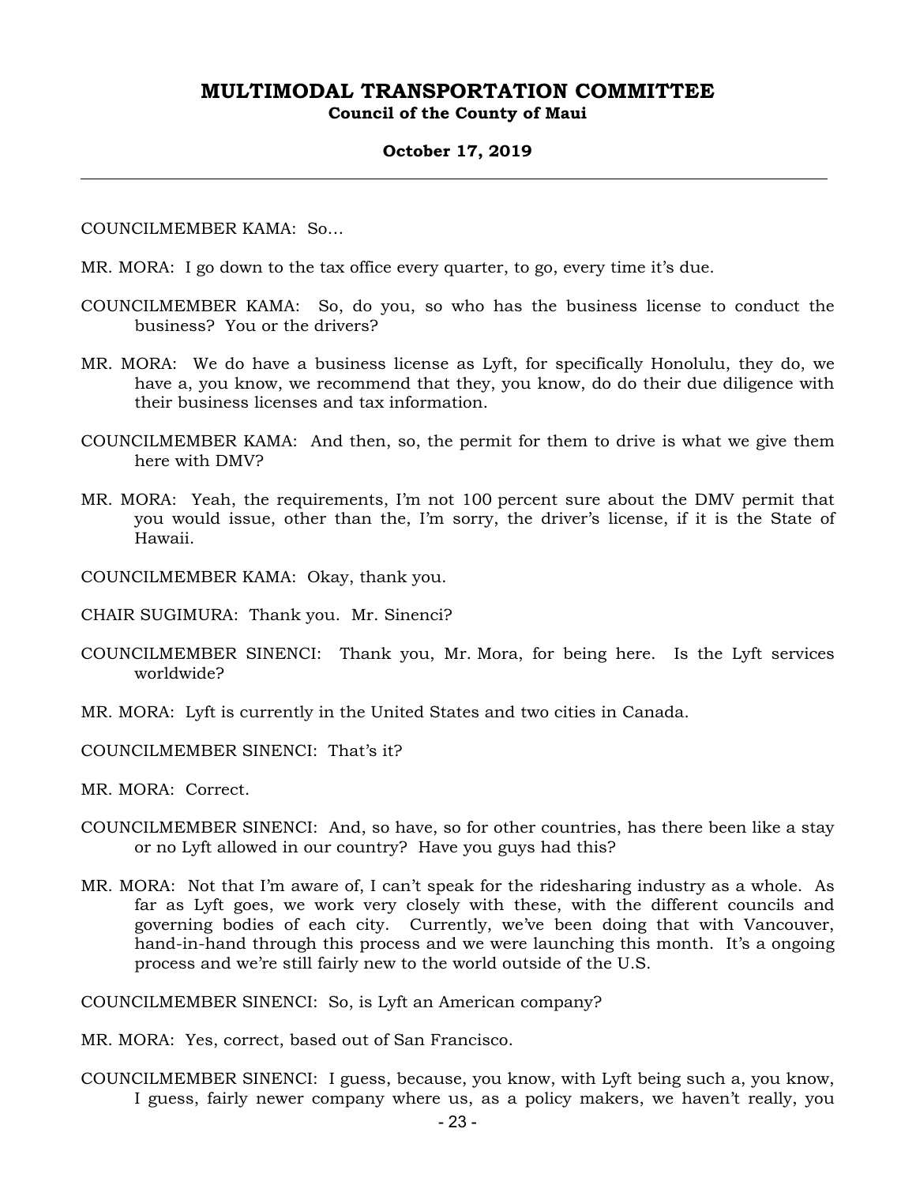COUNCILMEMBER KAMA: So…

MR. MORA: I go down to the tax office every quarter, to go, every time it's due.

COUNCILMEMBER KAMA: So, do you, so who has the business license to conduct the business? You or the drivers?

MR. MORA: We do have a business license as Lyft, for specifically Honolulu, they do, we have a, you know, we recommend that they, you know, do do their due diligence with their business licenses and tax information.

COUNCILMEMBER KAMA: And then, so, the permit for them to drive is what we give them here with DMV?

MR. MORA: Yeah, the requirements, I'm not 100 percent sure about the DMV permit that you would issue, other than the, I'm sorry, the driver's license, if it is the State of Hawaii.

COUNCILMEMBER KAMA: Okay, thank you.

CHAIR SUGIMURA: Thank you. Mr. Sinenci?

COUNCILMEMBER SINENCI: Thank you, Mr. Mora, for being here. Is the Lyft services worldwide?

MR. MORA: Lyft is currently in the United States and two cities in Canada.

COUNCILMEMBER SINENCI: That's it?

MR. MORA: Correct.

COUNCILMEMBER SINENCI: And, so have, so for other countries, has there been like a stay or no Lyft allowed in our country? Have you guys had this?

MR. MORA: Not that I'm aware of, I can't speak for the ridesharing industry as a whole. As far as Lyft goes, we work very closely with these, with the different councils and governing bodies of each city. Currently, we've been doing that with Vancouver, hand-in-hand through this process and we were launching this month. It's a ongoing process and we're still fairly new to the world outside of the U.S.

COUNCILMEMBER SINENCI: So, is Lyft an American company?

MR. MORA: Yes, correct, based out of San Francisco.

COUNCILMEMBER SINENCI: I guess, because, you know, with Lyft being such a, you know, I guess, fairly newer company where us, as a policy makers, we haven't really, you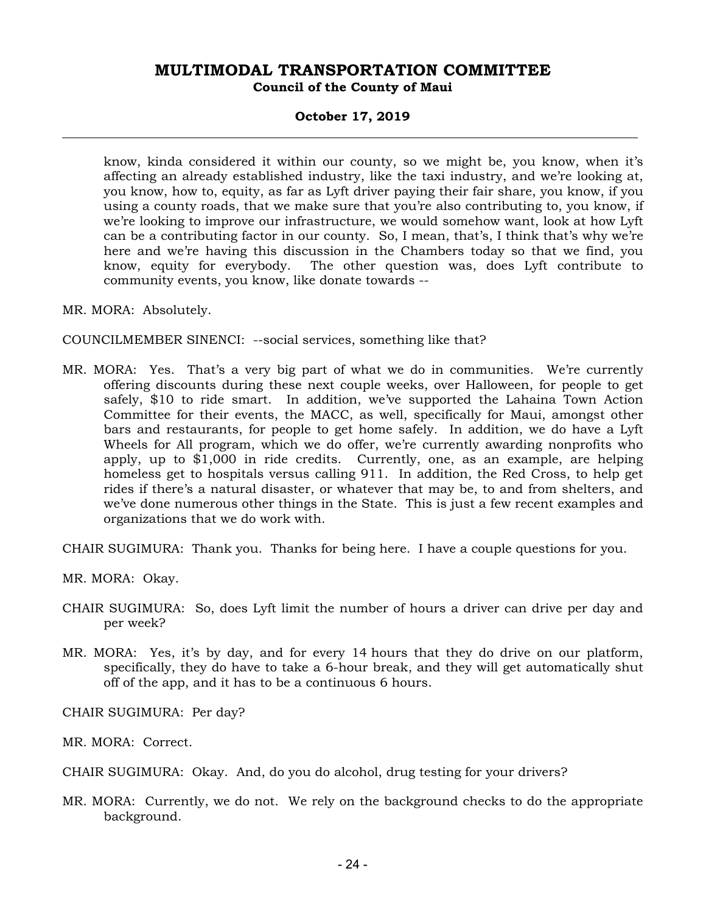know, kinda considered it within our county, so we might be, you know, when it's affecting an already established industry, like the taxi industry, and we're looking at, you know, how to, equity, as far as Lyft driver paying their fair share, you know, if you using a county roads, that we make sure that you're also contributing to, you know, if we're looking to improve our infrastructure, we would somehow want, look at how Lyft can be a contributing factor in our county. So, I mean, that's, I think that's why we're here and we're having this discussion in the Chambers today so that we find, you know, equity for everybody. The other question was, does Lyft contribute to community events, you know, like donate towards --

MR. MORA: Absolutely.

COUNCILMEMBER SINENCI: --social services, something like that?

MR. MORA: Yes. That's a very big part of what we do in communities. We're currently offering discounts during these next couple weeks, over Halloween, for people to get safely, $10 to ride smart. In addition, we've supported the Lahaina Town Action Committee for their events, the MACC, as well, specifically for Maui, amongst other bars and restaurants, for people to get home safely. In addition, we do have a Lyft Wheels for All program, which we do offer, we're currently awarding nonprofits who apply, up to $1,000 in ride credits. Currently, one, as an example, are helping homeless get to hospitals versus calling 911. In addition, the Red Cross, to help get rides if there's a natural disaster, or whatever that may be, to and from shelters, and we've done numerous other things in the State. This is just a few recent examples and organizations that we do work with.

CHAIR SUGIMURA: Thank you. Thanks for being here. I have a couple questions for you.

MR. MORA: Okay.

CHAIR SUGIMURA: So, does Lyft limit the number of hours a driver can drive per day and per week?

MR. MORA: Yes, it's by day, and for every 14 hours that they do drive on our platform, specifically, they do have to take a 6-hour break, and they will get automatically shut off of the app, and it has to be a continuous 6 hours.

CHAIR SUGIMURA: Per day?

MR. MORA: Correct.

CHAIR SUGIMURA: Okay. And, do you do alcohol, drug testing for your drivers?

MR. MORA: Currently, we do not. We rely on the background checks to do the appropriate background.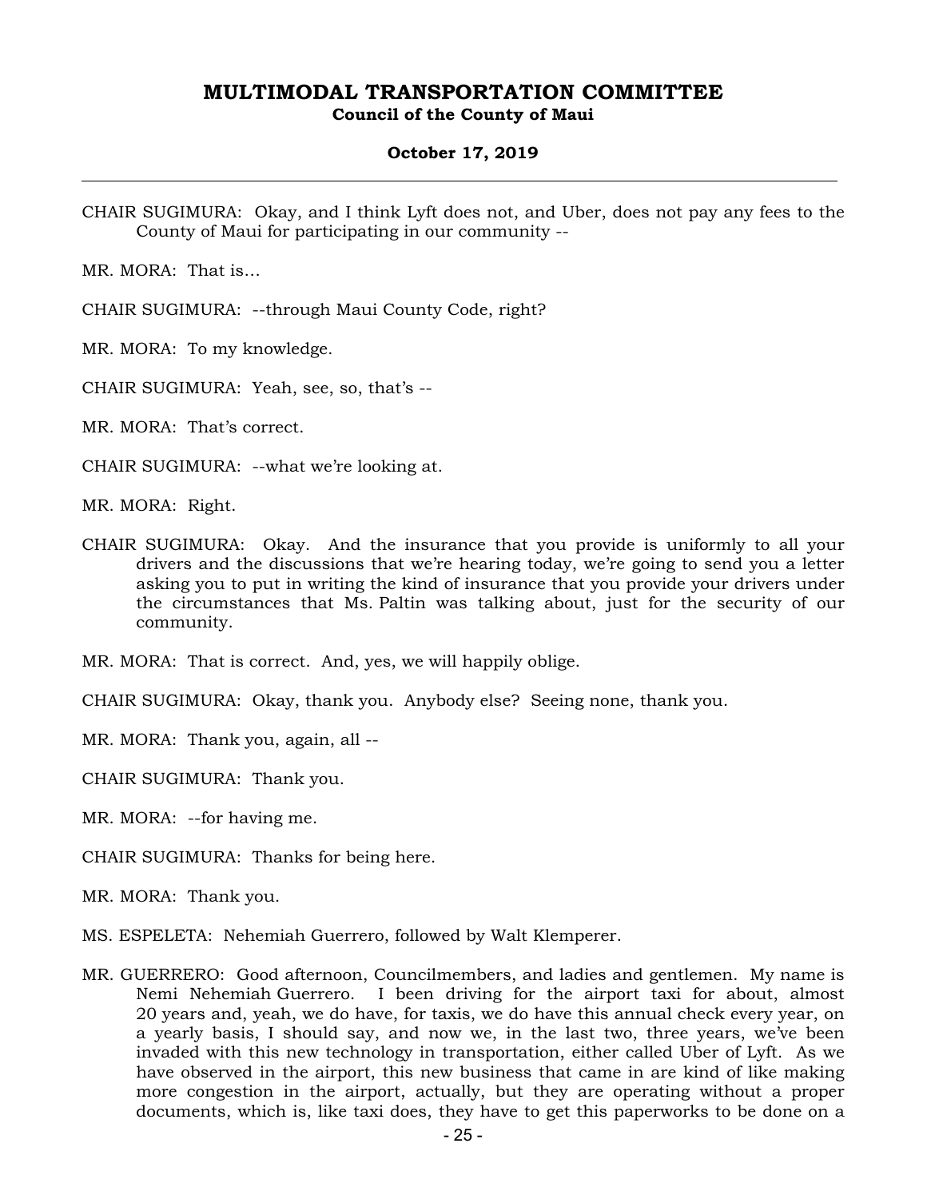CHAIR SUGIMURA: Okay, and I think Lyft does not, and Uber, does not pay any fees to the County of Maui for participating in our community --

MR. MORA: That is…

CHAIR SUGIMURA: --through Maui County Code, right?

MR. MORA: To my knowledge.

CHAIR SUGIMURA: Yeah, see, so, that's --

MR. MORA: That's correct.

CHAIR SUGIMURA: --what we're looking at.

MR. MORA: Right.

CHAIR SUGIMURA: Okay. And the insurance that you provide is uniformly to all your drivers and the discussions that we're hearing today, we're going to send you a letter asking you to put in writing the kind of insurance that you provide your drivers under the circumstances that Ms. Paltin was talking about, just for the security of our community.

MR. MORA: That is correct. And, yes, we will happily oblige.

CHAIR SUGIMURA: Okay, thank you. Anybody else? Seeing none, thank you.

MR. MORA: Thank you, again, all --

CHAIR SUGIMURA: Thank you.

MR. MORA: --for having me.

CHAIR SUGIMURA: Thanks for being here.

MR. MORA: Thank you.

MS. ESPELETA: Nehemiah Guerrero, followed by Walt Klemperer.

MR. GUERRERO: Good afternoon, Councilmembers, and ladies and gentlemen. My name is Nemi Nehemiah Guerrero. I been driving for the airport taxi for about, almost 20 years and, yeah, we do have, for taxis, we do have this annual check every year, on a yearly basis, I should say, and now we, in the last two, three years, we've been invaded with this new technology in transportation, either called Uber of Lyft. As we have observed in the airport, this new business that came in are kind of like making more congestion in the airport, actually, but they are operating without a proper documents, which is, like taxi does, they have to get this paperworks to be done on a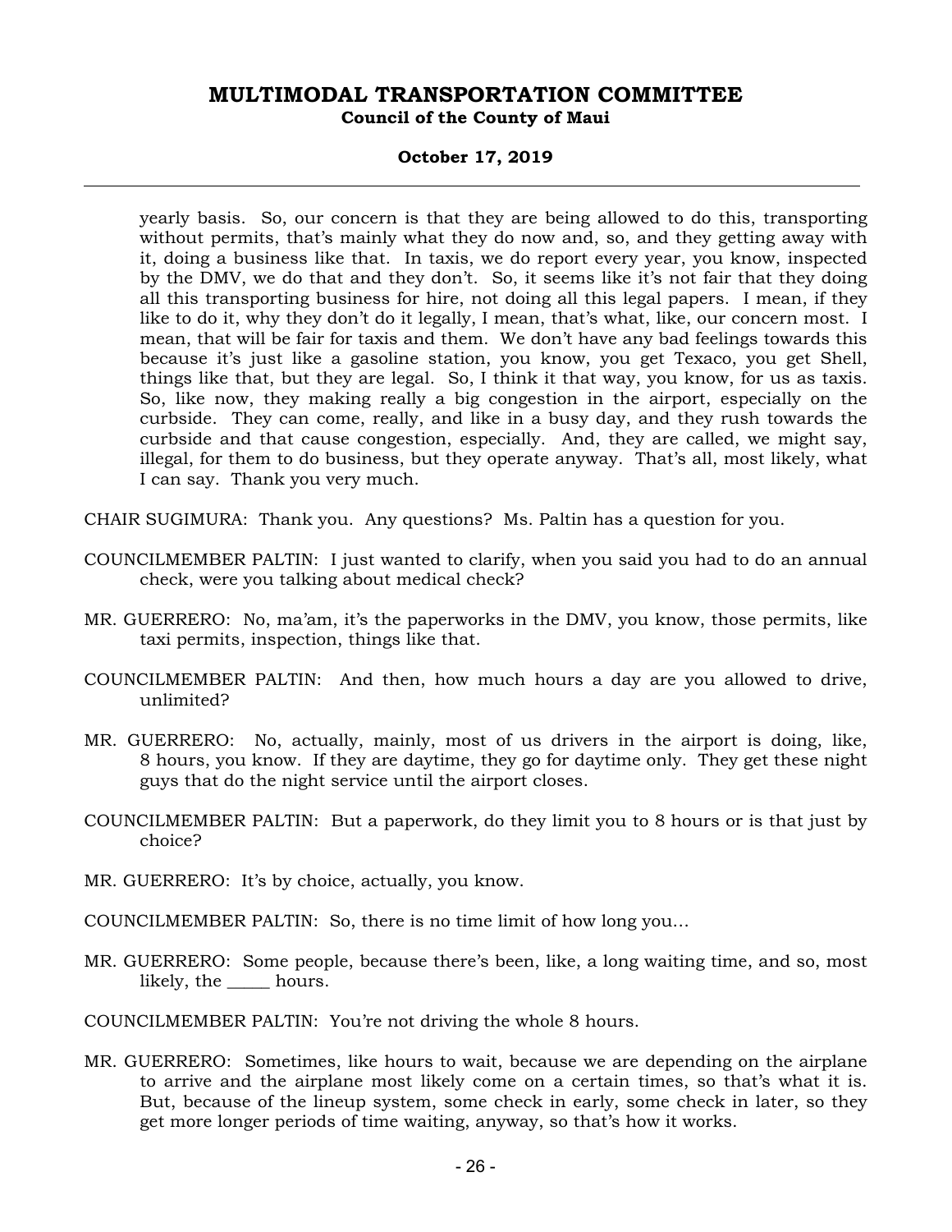yearly basis. So, our concern is that they are being allowed to do this, transporting without permits, that's mainly what they do now and, so, and they getting away with it, doing a business like that. In taxis, we do report every year, you know, inspected by the DMV, we do that and they don't. So, it seems like it's not fair that they doing all this transporting business for hire, not doing all this legal papers. I mean, if they like to do it, why they don't do it legally, I mean, that's what, like, our concern most. I mean, that will be fair for taxis and them. We don't have any bad feelings towards this because it's just like a gasoline station, you know, you get Texaco, you get Shell, things like that, but they are legal. So, I think it that way, you know, for us as taxis. So, like now, they making really a big congestion in the airport, especially on the curbside. They can come, really, and like in a busy day, and they rush towards the curbside and that cause congestion, especially. And, they are called, we might say, illegal, for them to do business, but they operate anyway. That's all, most likely, what I can say. Thank you very much.

CHAIR SUGIMURA: Thank you. Any questions? Ms. Paltin has a question for you.

COUNCILMEMBER PALTIN: I just wanted to clarify, when you said you had to do an annual check, were you talking about medical check?

MR. GUERRERO: No, ma'am, it's the paperworks in the DMV, you know, those permits, like taxi permits, inspection, things like that.

COUNCILMEMBER PALTIN: And then, how much hours a day are you allowed to drive, unlimited?

MR. GUERRERO: No, actually, mainly, most of us drivers in the airport is doing, like, 8 hours, you know. If they are daytime, they go for daytime only. They get these night guys that do the night service until the airport closes.

COUNCILMEMBER PALTIN: But a paperwork, do they limit you to 8 hours or is that just by choice?

MR. GUERRERO: It's by choice, actually, you know.

COUNCILMEMBER PALTIN: So, there is no time limit of how long you...

MR. GUERRERO: Some people, because there's been, like, a long waiting time, and so, most likely, the _____ hours.

COUNCILMEMBER PALTIN: You're not driving the whole 8 hours.

MR. GUERRERO: Sometimes, like hours to wait, because we are depending on the airplane to arrive and the airplane most likely come on a certain times, so that's what it is. But, because of the lineup system, some check in early, some check in later, so they get more longer periods of time waiting, anyway, so that's how it works.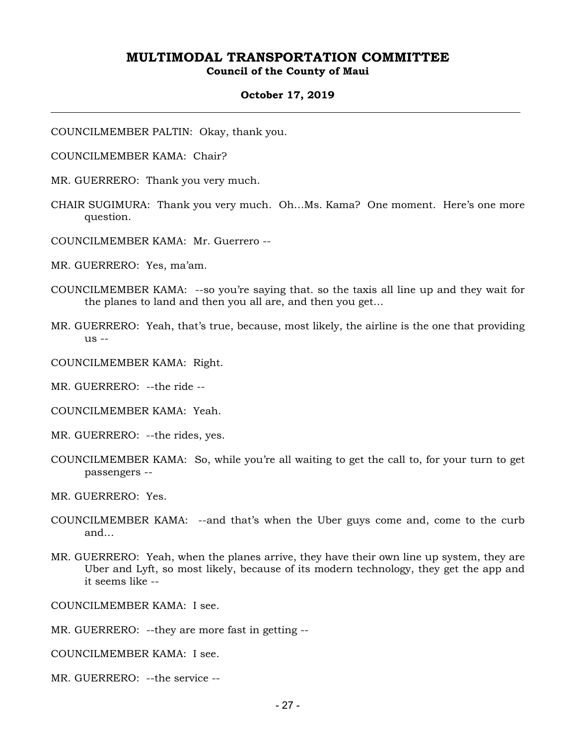COUNCILMEMBER PALTIN: Okay, thank you.

COUNCILMEMBER KAMA: Chair?

MR. GUERRERO: Thank you very much.

CHAIR SUGIMURA: Thank you very much. Oh…Ms. Kama? One moment. Here's one more question.

COUNCILMEMBER KAMA: Mr. Guerrero --

MR. GUERRERO: Yes, ma'am.

COUNCILMEMBER KAMA: --so you're saying that. so the taxis all line up and they wait for the planes to land and then you all are, and then you get…

MR. GUERRERO: Yeah, that's true, because, most likely, the airline is the one that providing us --

COUNCILMEMBER KAMA: Right.

MR. GUERRERO: --the ride --

COUNCILMEMBER KAMA: Yeah.

MR. GUERRERO: --the rides, yes.

COUNCILMEMBER KAMA: So, while you're all waiting to get the call to, for your turn to get passengers --

MR. GUERRERO: Yes.

COUNCILMEMBER KAMA: --and that's when the Uber guys come and, come to the curb and…

MR. GUERRERO: Yeah, when the planes arrive, they have their own line up system, they are Uber and Lyft, so most likely, because of its modern technology, they get the app and it seems like --

COUNCILMEMBER KAMA: I see.

MR. GUERRERO: --they are more fast in getting --

COUNCILMEMBER KAMA: I see.

MR. GUERRERO: --the service --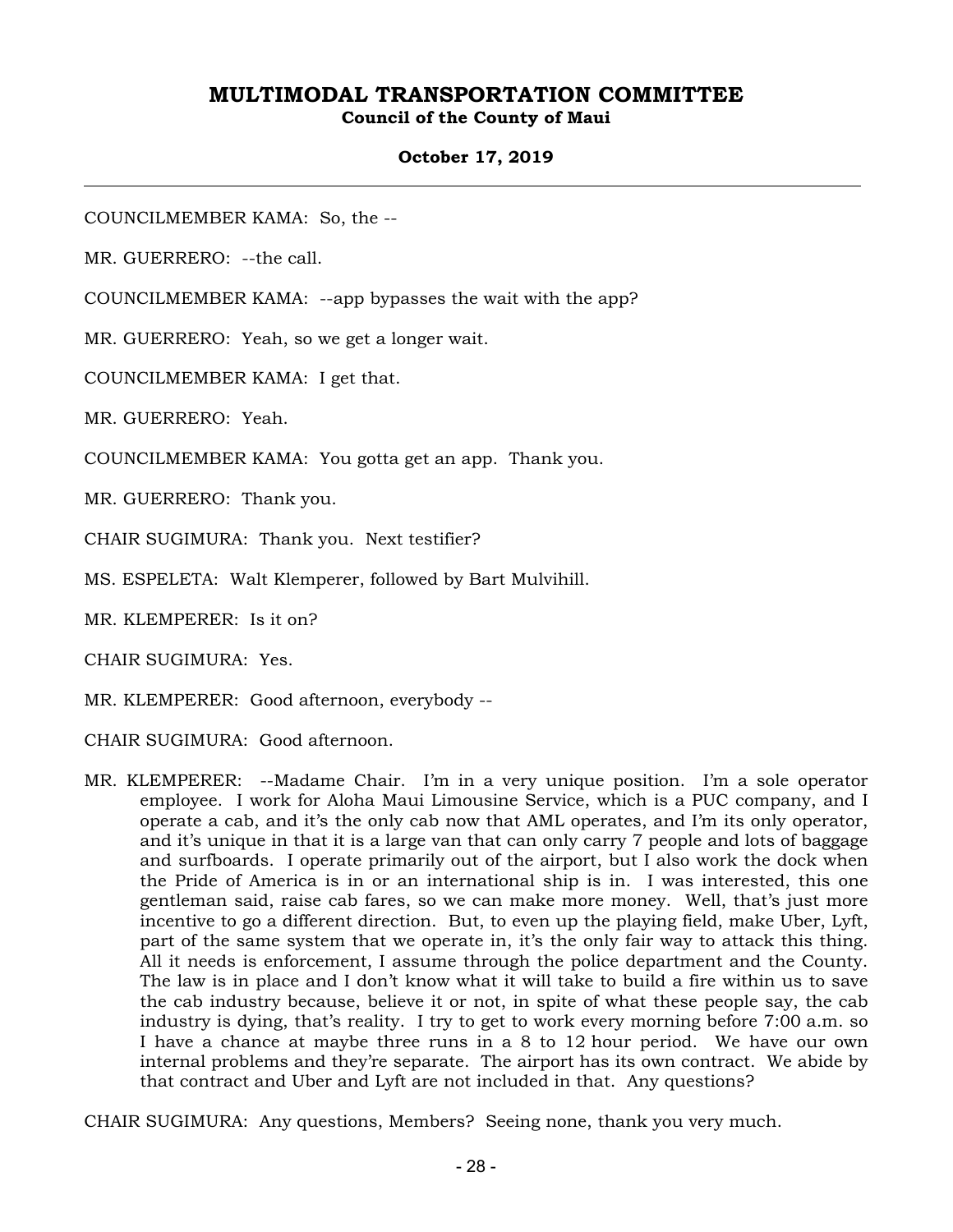COUNCILMEMBER KAMA: So, the --

MR. GUERRERO: --the call.

COUNCILMEMBER KAMA: --app bypasses the wait with the app?

MR. GUERRERO: Yeah, so we get a longer wait.

COUNCILMEMBER KAMA: I get that.

MR. GUERRERO: Yeah.

COUNCILMEMBER KAMA: You gotta get an app. Thank you.

MR. GUERRERO: Thank you.

CHAIR SUGIMURA: Thank you. Next testifier?

MS. ESPELETA: Walt Klemperer, followed by Bart Mulvihill.

MR. KLEMPERER: Is it on?

CHAIR SUGIMURA: Yes.

MR. KLEMPERER: Good afternoon, everybody --

CHAIR SUGIMURA: Good afternoon.

MR. KLEMPERER: --Madame Chair. I'm in a very unique position. I'm a sole operator employee. I work for Aloha Maui Limousine Service, which is a PUC company, and I operate a cab, and it's the only cab now that AML operates, and I'm its only operator, and it's unique in that it is a large van that can only carry 7 people and lots of baggage and surfboards. I operate primarily out of the airport, but I also work the dock when the Pride of America is in or an international ship is in. I was interested, this one gentleman said, raise cab fares, so we can make more money. Well, that's just more incentive to go a different direction. But, to even up the playing field, make Uber, Lyft, part of the same system that we operate in, it's the only fair way to attack this thing. All it needs is enforcement, I assume through the police department and the County. The law is in place and I don't know what it will take to build a fire within us to save the cab industry because, believe it or not, in spite of what these people say, the cab industry is dying, that's reality. I try to get to work every morning before 7:00 a.m. so I have a chance at maybe three runs in a 8 to 12 hour period. We have our own internal problems and they're separate. The airport has its own contract. We abide by that contract and Uber and Lyft are not included in that. Any questions?

CHAIR SUGIMURA: Any questions, Members? Seeing none, thank you very much.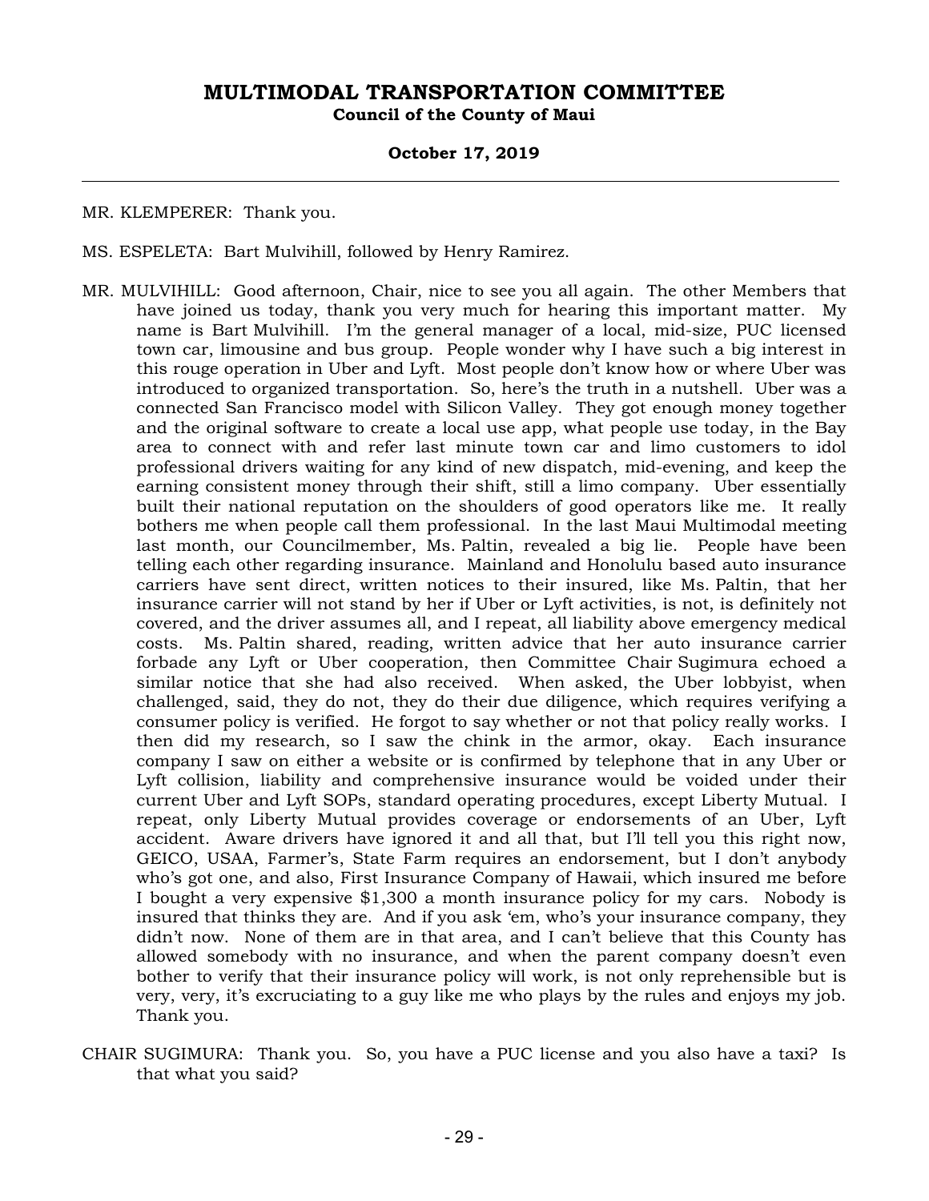MR. KLEMPERER: Thank you.

MS. ESPELETA: Bart Mulvihill, followed by Henry Ramirez.

MR. MULVIHILL: Good afternoon, Chair, nice to see you all again. The other Members that have joined us today, thank you very much for hearing this important matter. My name is Bart Mulvihill. I'm the general manager of a local, mid-size, PUC licensed town car, limousine and bus group. People wonder why I have such a big interest in this rouge operation in Uber and Lyft. Most people don't know how or where Uber was introduced to organized transportation. So, here's the truth in a nutshell. Uber was a connected San Francisco model with Silicon Valley. They got enough money together and the original software to create a local use app, what people use today, in the Bay area to connect with and refer last minute town car and limo customers to idol professional drivers waiting for any kind of new dispatch, mid-evening, and keep the earning consistent money through their shift, still a limo company. Uber essentially built their national reputation on the shoulders of good operators like me. It really bothers me when people call them professional. In the last Maui Multimodal meeting last month, our Councilmember, Ms. Paltin, revealed a big lie. People have been telling each other regarding insurance. Mainland and Honolulu based auto insurance carriers have sent direct, written notices to their insured, like Ms. Paltin, that her insurance carrier will not stand by her if Uber or Lyft activities, is not, is definitely not covered, and the driver assumes all, and I repeat, all liability above emergency medical costs. Ms. Paltin shared, reading, written advice that her auto insurance carrier forbade any Lyft or Uber cooperation, then Committee Chair Sugimura echoed a similar notice that she had also received. When asked, the Uber lobbyist, when challenged, said, they do not, they do their due diligence, which requires verifying a consumer policy is verified. He forgot to say whether or not that policy really works. I then did my research, so I saw the chink in the armor, okay. Each insurance company I saw on either a website or is confirmed by telephone that in any Uber or Lyft collision, liability and comprehensive insurance would be voided under their current Uber and Lyft SOPs, standard operating procedures, except Liberty Mutual. I repeat, only Liberty Mutual provides coverage or endorsements of an Uber, Lyft accident. Aware drivers have ignored it and all that, but I'll tell you this right now, GEICO, USAA, Farmer's, State Farm requires an endorsement, but I don't anybody who's got one, and also, First Insurance Company of Hawaii, which insured me before I bought a very expensive $1,300 a month insurance policy for my cars. Nobody is insured that thinks they are. And if you ask 'em, who's your insurance company, they didn't now. None of them are in that area, and I can't believe that this County has allowed somebody with no insurance, and when the parent company doesn't even bother to verify that their insurance policy will work, is not only reprehensible but is very, very, it's excruciating to a guy like me who plays by the rules and enjoys my job. Thank you.

CHAIR SUGIMURA: Thank you. So, you have a PUC license and you also have a taxi? Is that what you said?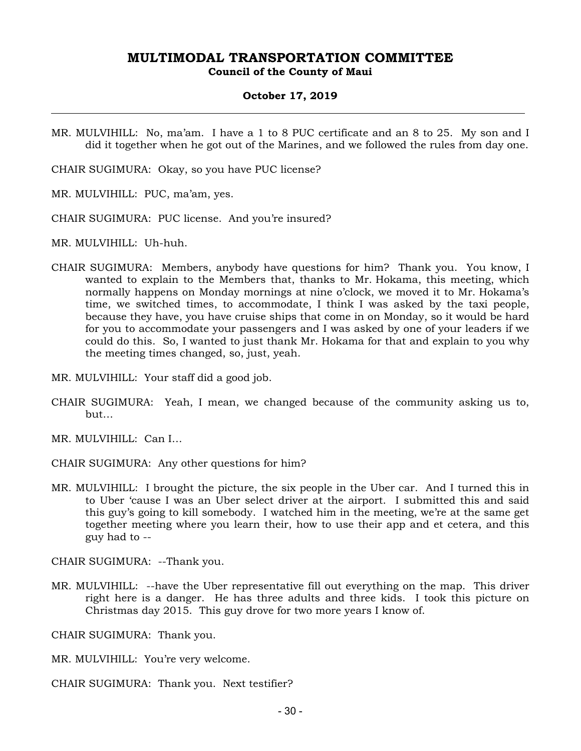MR. MULVIHILL: No, ma'am. I have a 1 to 8 PUC certificate and an 8 to 25. My son and I did it together when he got out of the Marines, and we followed the rules from day one.

CHAIR SUGIMURA: Okay, so you have PUC license?

MR. MULVIHILL: PUC, ma'am, yes.

CHAIR SUGIMURA: PUC license. And you're insured?

MR. MULVIHILL: Uh-huh.

CHAIR SUGIMURA: Members, anybody have questions for him? Thank you. You know, I wanted to explain to the Members that, thanks to Mr. Hokama, this meeting, which normally happens on Monday mornings at nine o'clock, we moved it to Mr. Hokama's time, we switched times, to accommodate, I think I was asked by the taxi people, because they have, you have cruise ships that come in on Monday, so it would be hard for you to accommodate your passengers and I was asked by one of your leaders if we could do this. So, I wanted to just thank Mr. Hokama for that and explain to you why the meeting times changed, so, just, yeah.

MR. MULVIHILL: Your staff did a good job.

CHAIR SUGIMURA: Yeah, I mean, we changed because of the community asking us to, but...

MR. MULVIHILL: Can I...

CHAIR SUGIMURA: Any other questions for him?

MR. MULVIHILL: I brought the picture, the six people in the Uber car. And I turned this in to Uber 'cause I was an Uber select driver at the airport. I submitted this and said this guy's going to kill somebody. I watched him in the meeting, we're at the same get together meeting where you learn their, how to use their app and et cetera, and this guy had to --

CHAIR SUGIMURA: --Thank you.

MR. MULVIHILL: --have the Uber representative fill out everything on the map. This driver right here is a danger. He has three adults and three kids. I took this picture on Christmas day 2015. This guy drove for two more years I know of.

CHAIR SUGIMURA: Thank you.

MR. MULVIHILL: You're very welcome.

CHAIR SUGIMURA: Thank you. Next testifier?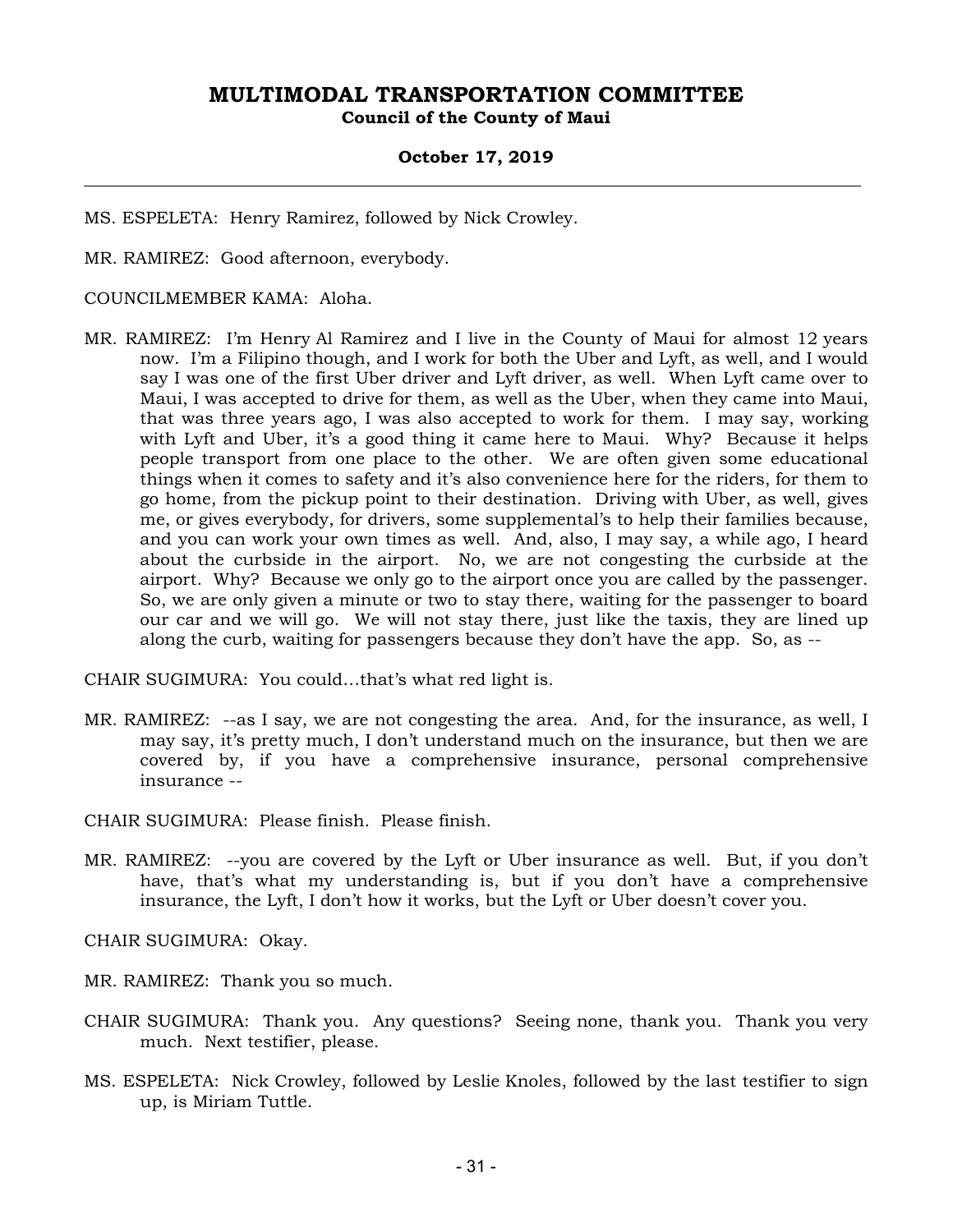MS. ESPELETA: Henry Ramirez, followed by Nick Crowley.

MR. RAMIREZ: Good afternoon, everybody.

COUNCILMEMBER KAMA: Aloha.

MR. RAMIREZ: I'm Henry Al Ramirez and I live in the County of Maui for almost 12 years now. I'm a Filipino though, and I work for both the Uber and Lyft, as well, and I would say I was one of the first Uber driver and Lyft driver, as well. When Lyft came over to Maui, I was accepted to drive for them, as well as the Uber, when they came into Maui, that was three years ago, I was also accepted to work for them. I may say, working with Lyft and Uber, it's a good thing it came here to Maui. Why? Because it helps people transport from one place to the other. We are often given some educational things when it comes to safety and it's also convenience here for the riders, for them to go home, from the pickup point to their destination. Driving with Uber, as well, gives me, or gives everybody, for drivers, some supplemental's to help their families because, and you can work your own times as well. And, also, I may say, a while ago, I heard about the curbside in the airport. No, we are not congesting the curbside at the airport. Why? Because we only go to the airport once you are called by the passenger. So, we are only given a minute or two to stay there, waiting for the passenger to board our car and we will go. We will not stay there, just like the taxis, they are lined up along the curb, waiting for passengers because they don't have the app. So, as --

CHAIR SUGIMURA: You could…that's what red light is.

MR. RAMIREZ: --as I say, we are not congesting the area. And, for the insurance, as well, I may say, it's pretty much, I don't understand much on the insurance, but then we are covered by, if you have a comprehensive insurance, personal comprehensive insurance --

CHAIR SUGIMURA: Please finish. Please finish.

MR. RAMIREZ: --you are covered by the Lyft or Uber insurance as well. But, if you don't have, that's what my understanding is, but if you don't have a comprehensive insurance, the Lyft, I don't how it works, but the Lyft or Uber doesn't cover you.

CHAIR SUGIMURA: Okay.

MR. RAMIREZ: Thank you so much.

CHAIR SUGIMURA: Thank you. Any questions? Seeing none, thank you. Thank you very much. Next testifier, please.

MS. ESPELETA: Nick Crowley, followed by Leslie Knoles, followed by the last testifier to sign up, is Miriam Tuttle.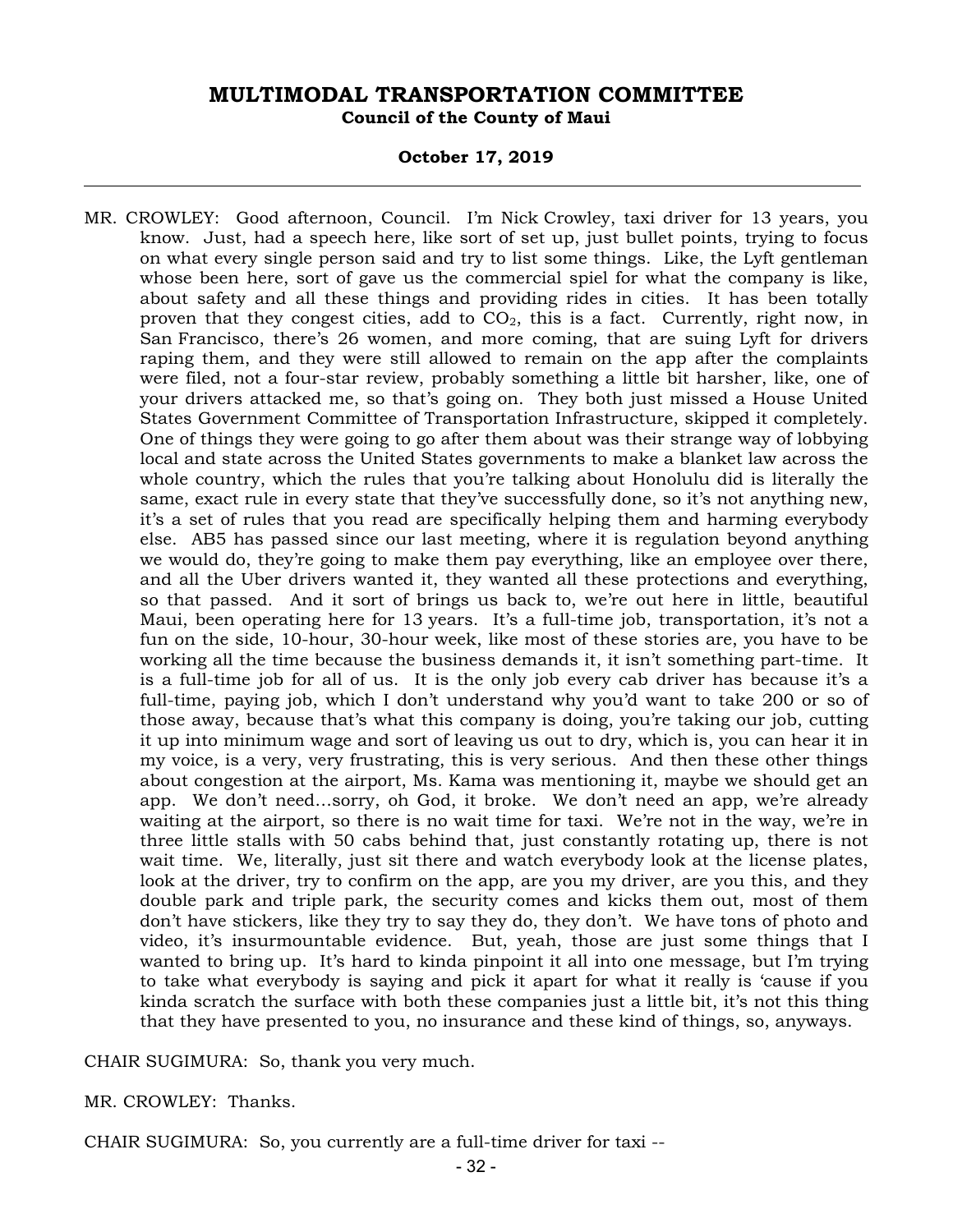MR. CROWLEY: Good afternoon, Council. I'm Nick Crowley, taxi driver for 13 years, you know. Just, had a speech here, like sort of set up, just bullet points, trying to focus on what every single person said and try to list some things. Like, the Lyft gentleman whose been here, sort of gave us the commercial spiel for what the company is like, about safety and all these things and providing rides in cities. It has been totally proven that they congest cities, add to $CO_2$, this is a fact. Currently, right now, in San Francisco, there's 26 women, and more coming, that are suing Lyft for drivers raping them, and they were still allowed to remain on the app after the complaints were filed, not a four-star review, probably something a little bit harsher, like, one of your drivers attacked me, so that's going on. They both just missed a House United States Government Committee of Transportation Infrastructure, skipped it completely. One of things they were going to go after them about was their strange way of lobbying local and state across the United States governments to make a blanket law across the whole country, which the rules that you're talking about Honolulu did is literally the same, exact rule in every state that they've successfully done, so it's not anything new, it's a set of rules that you read are specifically helping them and harming everybody else. AB5 has passed since our last meeting, where it is regulation beyond anything we would do, they're going to make them pay everything, like an employee over there, and all the Uber drivers wanted it, they wanted all these protections and everything, so that passed. And it sort of brings us back to, we're out here in little, beautiful Maui, been operating here for 13 years. It's a full-time job, transportation, it's not a fun on the side, 10-hour, 30-hour week, like most of these stories are, you have to be working all the time because the business demands it, it isn't something part-time. It is a full-time job for all of us. It is the only job every cab driver has because it's a full-time, paying job, which I don't understand why you'd want to take 200 or so of those away, because that's what this company is doing, you're taking our job, cutting it up into minimum wage and sort of leaving us out to dry, which is, you can hear it in my voice, is a very, very frustrating, this is very serious. And then these other things about congestion at the airport, Ms. Kama was mentioning it, maybe we should get an app. We don't need...sorry, oh God, it broke. We don't need an app, we're already waiting at the airport, so there is no wait time for taxi. We're not in the way, we're in three little stalls with 50 cabs behind that, just constantly rotating up, there is not wait time. We, literally, just sit there and watch everybody look at the license plates, look at the driver, try to confirm on the app, are you my driver, are you this, and they double park and triple park, the security comes and kicks them out, most of them don't have stickers, like they try to say they do, they don't. We have tons of photo and video, it's insurmountable evidence. But, yeah, those are just some things that I wanted to bring up. It's hard to kinda pinpoint it all into one message, but I'm trying to take what everybody is saying and pick it apart for what it really is 'cause if you kinda scratch the surface with both these companies just a little bit, it's not this thing that they have presented to you, no insurance and these kind of things, so, anyways.

CHAIR SUGIMURA: So, thank you very much.

MR. CROWLEY: Thanks.

CHAIR SUGIMURA: So, you currently are a full-time driver for taxi --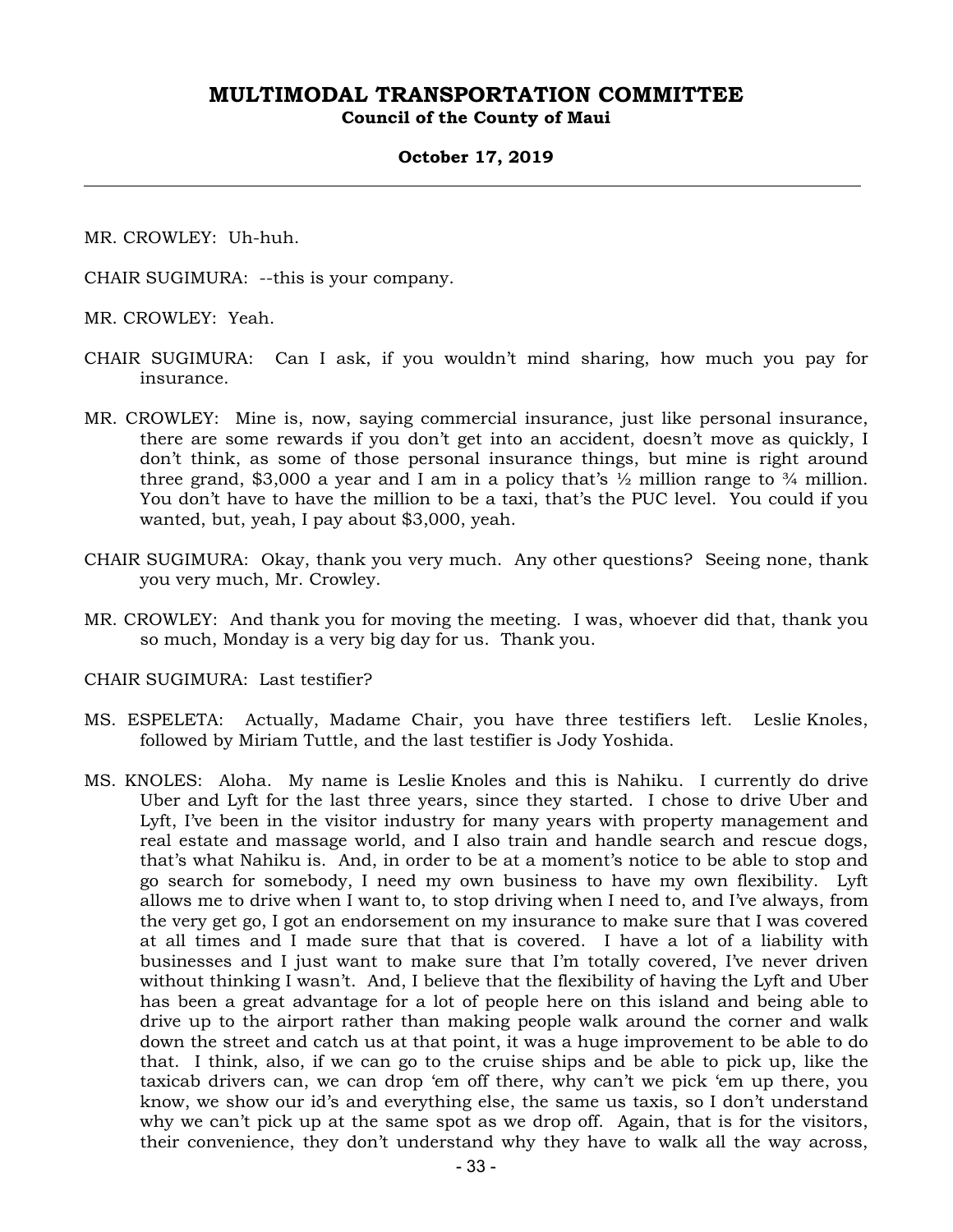MR. CROWLEY: Uh-huh.

CHAIR SUGIMURA: --this is your company.

MR. CROWLEY: Yeah.

CHAIR SUGIMURA: Can I ask, if you wouldn't mind sharing, how much you pay for insurance.

MR. CROWLEY: Mine is, now, saying commercial insurance, just like personal insurance, there are some rewards if you don't get into an accident, doesn't move as quickly, I don't think, as some of those personal insurance things, but mine is right around three grand, $3,000 a year and I am in a policy that's ½ million range to ¾ million. You don't have to have the million to be a taxi, that's the PUC level. You could if you wanted, but, yeah, I pay about $3,000, yeah.

CHAIR SUGIMURA: Okay, thank you very much. Any other questions? Seeing none, thank you very much, Mr. Crowley.

MR. CROWLEY: And thank you for moving the meeting. I was, whoever did that, thank you so much, Monday is a very big day for us. Thank you.

CHAIR SUGIMURA: Last testifier?

MS. ESPELETA: Actually, Madame Chair, you have three testifiers left. Leslie Knoles, followed by Miriam Tuttle, and the last testifier is Jody Yoshida.

MS. KNOLES: Aloha. My name is Leslie Knoles and this is Nahiku. I currently do drive Uber and Lyft for the last three years, since they started. I chose to drive Uber and Lyft, I've been in the visitor industry for many years with property management and real estate and massage world, and I also train and handle search and rescue dogs, that's what Nahiku is. And, in order to be at a moment's notice to be able to stop and go search for somebody, I need my own business to have my own flexibility. Lyft allows me to drive when I want to, to stop driving when I need to, and I've always, from the very get go, I got an endorsement on my insurance to make sure that I was covered at all times and I made sure that that is covered. I have a lot of a liability with businesses and I just want to make sure that I'm totally covered, I've never driven without thinking I wasn't. And, I believe that the flexibility of having the Lyft and Uber has been a great advantage for a lot of people here on this island and being able to drive up to the airport rather than making people walk around the corner and walk down the street and catch us at that point, it was a huge improvement to be able to do that. I think, also, if we can go to the cruise ships and be able to pick up, like the taxicab drivers can, we can drop 'em off there, why can't we pick 'em up there, you know, we show our id's and everything else, the same us taxis, so I don't understand why we can't pick up at the same spot as we drop off. Again, that is for the visitors, their convenience, they don't understand why they have to walk all the way across,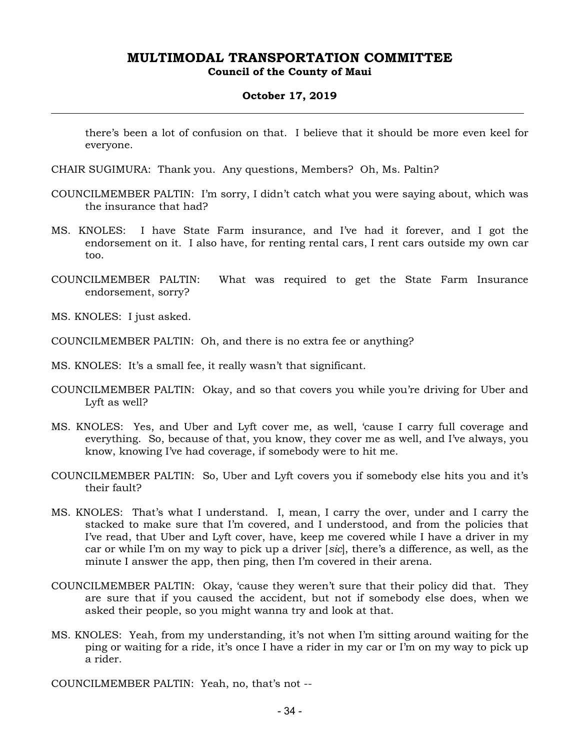there's been a lot of confusion on that. I believe that it should be more even keel for everyone.

CHAIR SUGIMURA: Thank you. Any questions, Members? Oh, Ms. Paltin?

COUNCILMEMBER PALTIN: I'm sorry, I didn't catch what you were saying about, which was the insurance that had?

MS. KNOLES: I have State Farm insurance, and I've had it forever, and I got the endorsement on it. I also have, for renting rental cars, I rent cars outside my own car too.

COUNCILMEMBER PALTIN: What was required to get the State Farm Insurance endorsement, sorry?

MS. KNOLES: I just asked.

COUNCILMEMBER PALTIN: Oh, and there is no extra fee or anything?

MS. KNOLES: It's a small fee, it really wasn't that significant.

COUNCILMEMBER PALTIN: Okay, and so that covers you while you're driving for Uber and Lyft as well?

MS. KNOLES: Yes, and Uber and Lyft cover me, as well, 'cause I carry full coverage and everything. So, because of that, you know, they cover me as well, and I've always, you know, knowing I've had coverage, if somebody were to hit me.

COUNCILMEMBER PALTIN: So, Uber and Lyft covers you if somebody else hits you and it's their fault?

MS. KNOLES: That's what I understand. I, mean, I carry the over, under and I carry the stacked to make sure that I'm covered, and I understood, and from the policies that I've read, that Uber and Lyft cover, have, keep me covered while I have a driver in my car or while I'm on my way to pick up a driver [*sic*], there's a difference, as well, as the minute I answer the app, then ping, then I'm covered in their arena.

COUNCILMEMBER PALTIN: Okay, 'cause they weren't sure that their policy did that. They are sure that if you caused the accident, but not if somebody else does, when we asked their people, so you might wanna try and look at that.

MS. KNOLES: Yeah, from my understanding, it's not when I'm sitting around waiting for the ping or waiting for a ride, it's once I have a rider in my car or I'm on my way to pick up a rider.

COUNCILMEMBER PALTIN: Yeah, no, that's not --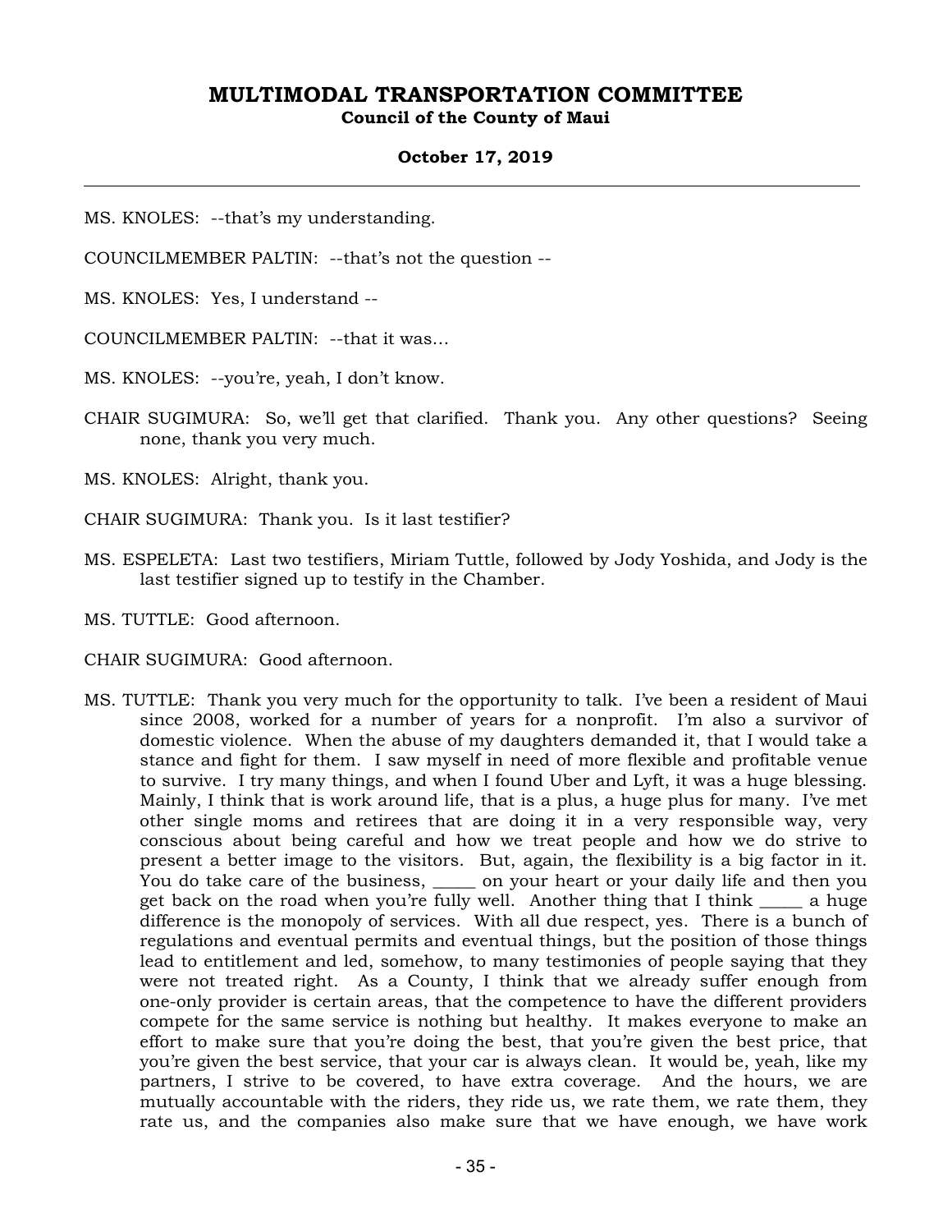MS. KNOLES: --that's my understanding.

COUNCILMEMBER PALTIN: --that's not the question --

MS. KNOLES: Yes, I understand --

COUNCILMEMBER PALTIN: --that it was…

MS. KNOLES: --you're, yeah, I don't know.

CHAIR SUGIMURA: So, we'll get that clarified. Thank you. Any other questions? Seeing none, thank you very much.

MS. KNOLES: Alright, thank you.

CHAIR SUGIMURA: Thank you. Is it last testifier?

MS. ESPELETA: Last two testifiers, Miriam Tuttle, followed by Jody Yoshida, and Jody is the last testifier signed up to testify in the Chamber.

MS. TUTTLE: Good afternoon.

CHAIR SUGIMURA: Good afternoon.

MS. TUTTLE: Thank you very much for the opportunity to talk. I've been a resident of Maui since 2008, worked for a number of years for a nonprofit. I'm also a survivor of domestic violence. When the abuse of my daughters demanded it, that I would take a stance and fight for them. I saw myself in need of more flexible and profitable venue to survive. I try many things, and when I found Uber and Lyft, it was a huge blessing. Mainly, I think that is work around life, that is a plus, a huge plus for many. I've met other single moms and retirees that are doing it in a very responsible way, very conscious about being careful and how we treat people and how we do strive to present a better image to the visitors. But, again, the flexibility is a big factor in it. You do take care of the business, _____ on your heart or your daily life and then you get back on the road when you're fully well. Another thing that I think _____ a huge difference is the monopoly of services. With all due respect, yes. There is a bunch of regulations and eventual permits and eventual things, but the position of those things lead to entitlement and led, somehow, to many testimonies of people saying that they were not treated right. As a County, I think that we already suffer enough from one-only provider is certain areas, that the competence to have the different providers compete for the same service is nothing but healthy. It makes everyone to make an effort to make sure that you're doing the best, that you're given the best price, that you're given the best service, that your car is always clean. It would be, yeah, like my partners, I strive to be covered, to have extra coverage. And the hours, we are mutually accountable with the riders, they ride us, we rate them, we rate them, they rate us, and the companies also make sure that we have enough, we have work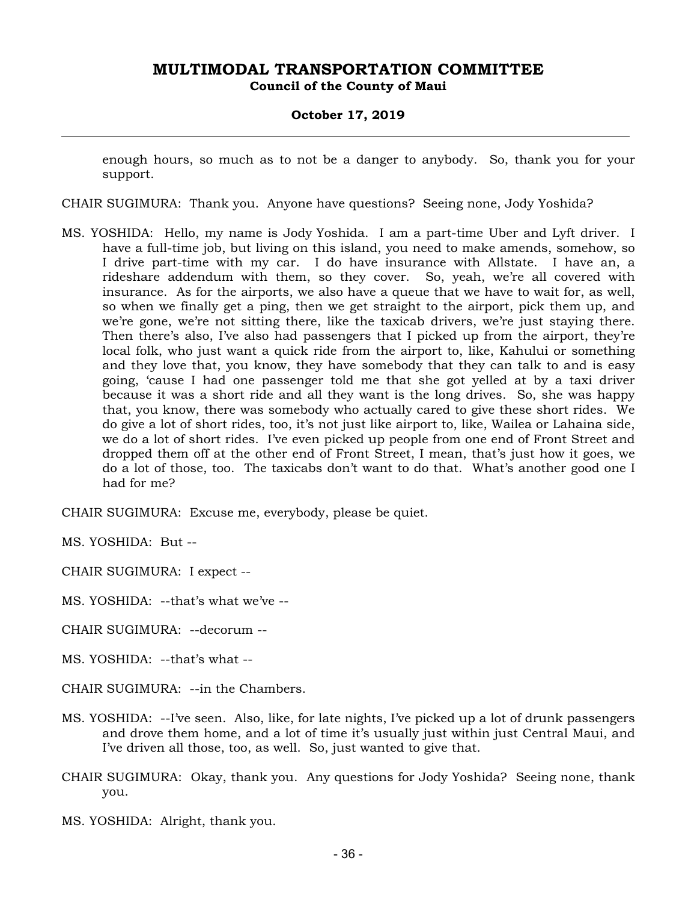enough hours, so much as to not be a danger to anybody. So, thank you for your support.

CHAIR SUGIMURA: Thank you. Anyone have questions? Seeing none, Jody Yoshida?

MS. YOSHIDA: Hello, my name is Jody Yoshida. I am a part-time Uber and Lyft driver. I have a full-time job, but living on this island, you need to make amends, somehow, so I drive part-time with my car. I do have insurance with Allstate. I have an, a rideshare addendum with them, so they cover. So, yeah, we're all covered with insurance. As for the airports, we also have a queue that we have to wait for, as well, so when we finally get a ping, then we get straight to the airport, pick them up, and we're gone, we're not sitting there, like the taxicab drivers, we're just staying there. Then there's also, I've also had passengers that I picked up from the airport, they're local folk, who just want a quick ride from the airport to, like, Kahului or something and they love that, you know, they have somebody that they can talk to and is easy going, 'cause I had one passenger told me that she got yelled at by a taxi driver because it was a short ride and all they want is the long drives. So, she was happy that, you know, there was somebody who actually cared to give these short rides. We do give a lot of short rides, too, it's not just like airport to, like, Wailea or Lahaina side, we do a lot of short rides. I've even picked up people from one end of Front Street and dropped them off at the other end of Front Street, I mean, that's just how it goes, we do a lot of those, too. The taxicabs don't want to do that. What's another good one I had for me?

CHAIR SUGIMURA: Excuse me, everybody, please be quiet.

MS. YOSHIDA: But --

CHAIR SUGIMURA: I expect --

MS. YOSHIDA: --that's what we've --

CHAIR SUGIMURA: --decorum --

MS. YOSHIDA: --that's what --

CHAIR SUGIMURA: --in the Chambers.

MS. YOSHIDA: --I've seen. Also, like, for late nights, I've picked up a lot of drunk passengers and drove them home, and a lot of time it's usually just within just Central Maui, and I've driven all those, too, as well. So, just wanted to give that.

CHAIR SUGIMURA: Okay, thank you. Any questions for Jody Yoshida? Seeing none, thank you.

MS. YOSHIDA: Alright, thank you.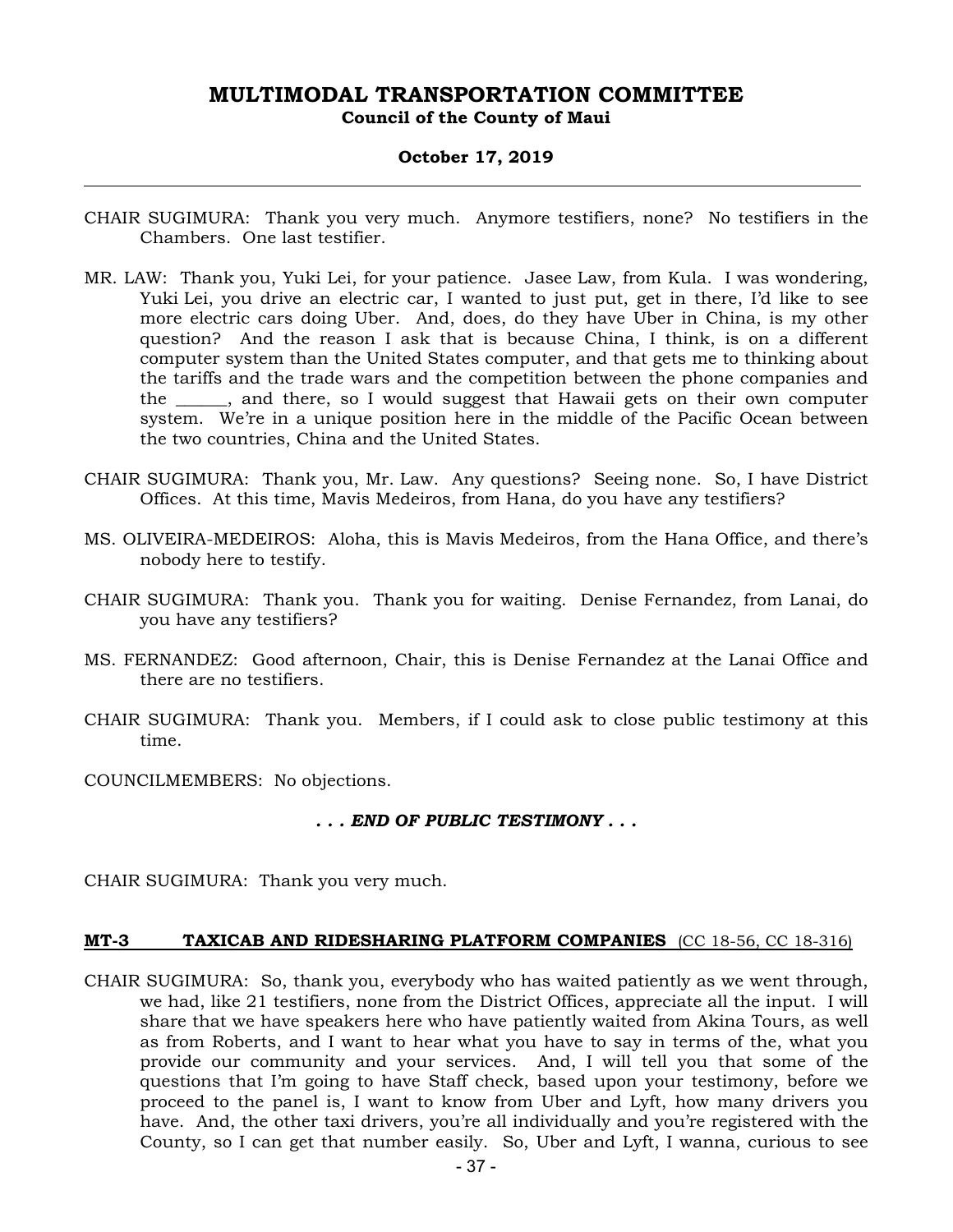CHAIR SUGIMURA: Thank you very much. Anymore testifiers, none? No testifiers in the Chambers. One last testifier.

MR. LAW: Thank you, Yuki Lei, for your patience. Jasee Law, from Kula. I was wondering, Yuki Lei, you drive an electric car, I wanted to just put, get in there, I'd like to see more electric cars doing Uber. And, does, do they have Uber in China, is my other question? And the reason I ask that is because China, I think, is on a different computer system than the United States computer, and that gets me to thinking about the tariffs and the trade wars and the competition between the phone companies and the ______, and there, so I would suggest that Hawaii gets on their own computer system. We're in a unique position here in the middle of the Pacific Ocean between the two countries, China and the United States.

CHAIR SUGIMURA: Thank you, Mr. Law. Any questions? Seeing none. So, I have District Offices. At this time, Mavis Medeiros, from Hana, do you have any testifiers?

MS. OLIVEIRA-MEDEIROS: Aloha, this is Mavis Medeiros, from the Hana Office, and there's nobody here to testify.

CHAIR SUGIMURA: Thank you. Thank you for waiting. Denise Fernandez, from Lanai, do you have any testifiers?

MS. FERNANDEZ: Good afternoon, Chair, this is Denise Fernandez at the Lanai Office and there are no testifiers.

CHAIR SUGIMURA: Thank you. Members, if I could ask to close public testimony at this time.

COUNCILMEMBERS: No objections.

***. . . END OF PUBLIC TESTIMONY . . .***

CHAIR SUGIMURA: Thank you very much.

**MT-3 TAXICAB AND RIDESHARING PLATFORM COMPANIES** (CC 18-56, CC 18-316)

CHAIR SUGIMURA: So, thank you, everybody who has waited patiently as we went through, we had, like 21 testifiers, none from the District Offices, appreciate all the input. I will share that we have speakers here who have patiently waited from Akina Tours, as well as from Roberts, and I want to hear what you have to say in terms of the, what you provide our community and your services. And, I will tell you that some of the questions that I'm going to have Staff check, based upon your testimony, before we proceed to the panel is, I want to know from Uber and Lyft, how many drivers you have. And, the other taxi drivers, you're all individually and you're registered with the County, so I can get that number easily. So, Uber and Lyft, I wanna, curious to see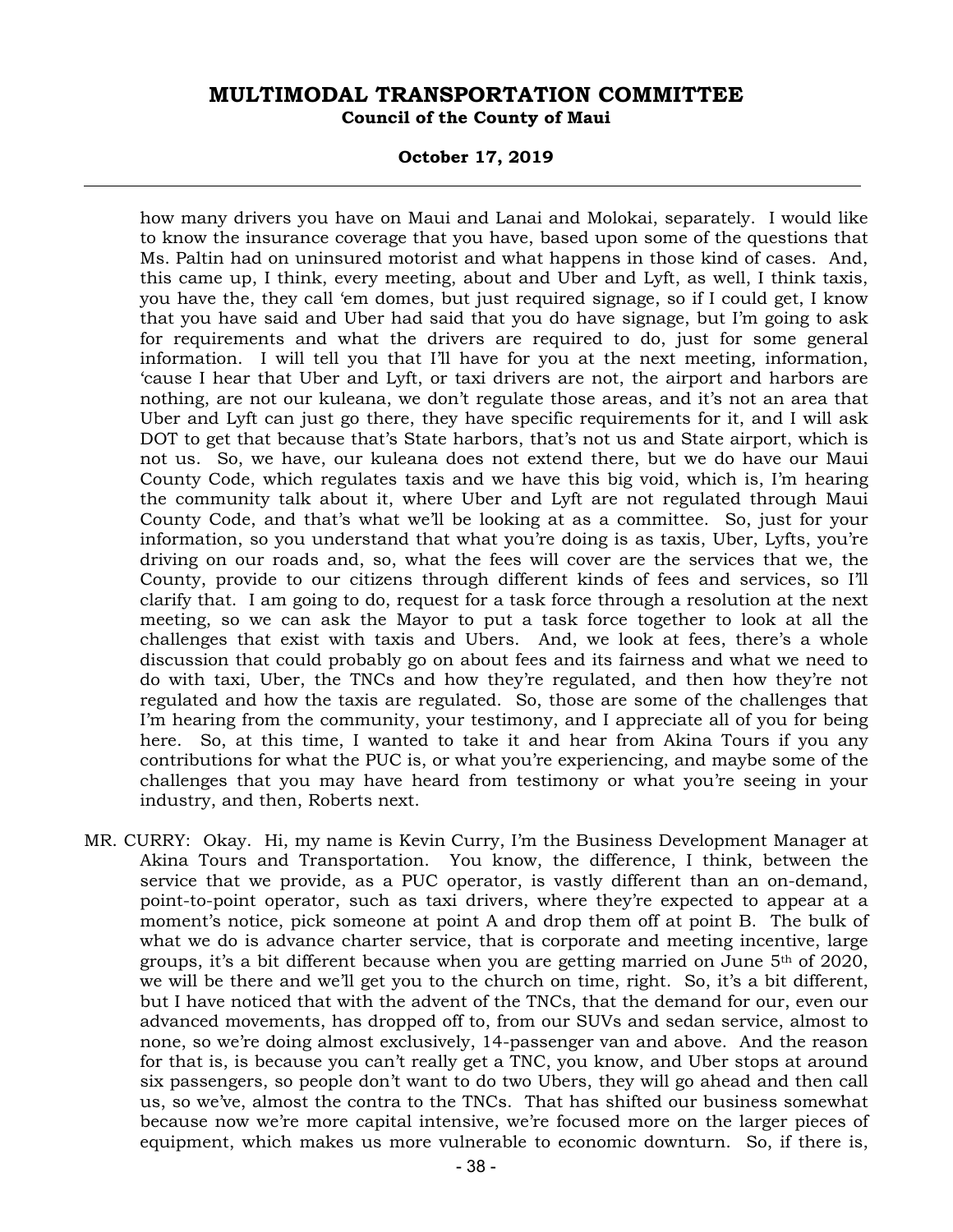how many drivers you have on Maui and Lanai and Molokai, separately. I would like to know the insurance coverage that you have, based upon some of the questions that Ms. Paltin had on uninsured motorist and what happens in those kind of cases. And, this came up, I think, every meeting, about and Uber and Lyft, as well, I think taxis, you have the, they call 'em domes, but just required signage, so if I could get, I know that you have said and Uber had said that you do have signage, but I'm going to ask for requirements and what the drivers are required to do, just for some general information. I will tell you that I'll have for you at the next meeting, information, 'cause I hear that Uber and Lyft, or taxi drivers are not, the airport and harbors are nothing, are not our kuleana, we don't regulate those areas, and it's not an area that Uber and Lyft can just go there, they have specific requirements for it, and I will ask DOT to get that because that's State harbors, that's not us and State airport, which is not us. So, we have, our kuleana does not extend there, but we do have our Maui County Code, which regulates taxis and we have this big void, which is, I'm hearing the community talk about it, where Uber and Lyft are not regulated through Maui County Code, and that's what we'll be looking at as a committee. So, just for your information, so you understand that what you're doing is as taxis, Uber, Lyfts, you're driving on our roads and, so, what the fees will cover are the services that we, the County, provide to our citizens through different kinds of fees and services, so I'll clarify that. I am going to do, request for a task force through a resolution at the next meeting, so we can ask the Mayor to put a task force together to look at all the challenges that exist with taxis and Ubers. And, we look at fees, there's a whole discussion that could probably go on about fees and its fairness and what we need to do with taxi, Uber, the TNCs and how they're regulated, and then how they're not regulated and how the taxis are regulated. So, those are some of the challenges that I'm hearing from the community, your testimony, and I appreciate all of you for being here. So, at this time, I wanted to take it and hear from Akina Tours if you any contributions for what the PUC is, or what you're experiencing, and maybe some of the challenges that you may have heard from testimony or what you're seeing in your industry, and then, Roberts next.

MR. CURRY: Okay. Hi, my name is Kevin Curry, I'm the Business Development Manager at Akina Tours and Transportation. You know, the difference, I think, between the service that we provide, as a PUC operator, is vastly different than an on-demand, point-to-point operator, such as taxi drivers, where they're expected to appear at a moment's notice, pick someone at point A and drop them off at point B. The bulk of what we do is advance charter service, that is corporate and meeting incentive, large groups, it's a bit different because when you are getting married on June 5th of 2020, we will be there and we'll get you to the church on time, right. So, it's a bit different, but I have noticed that with the advent of the TNCs, that the demand for our, even our advanced movements, has dropped off to, from our SUVs and sedan service, almost to none, so we're doing almost exclusively, 14-passenger van and above. And the reason for that is, is because you can't really get a TNC, you know, and Uber stops at around six passengers, so people don't want to do two Ubers, they will go ahead and then call us, so we've, almost the contra to the TNCs. That has shifted our business somewhat because now we're more capital intensive, we're focused more on the larger pieces of equipment, which makes us more vulnerable to economic downturn. So, if there is,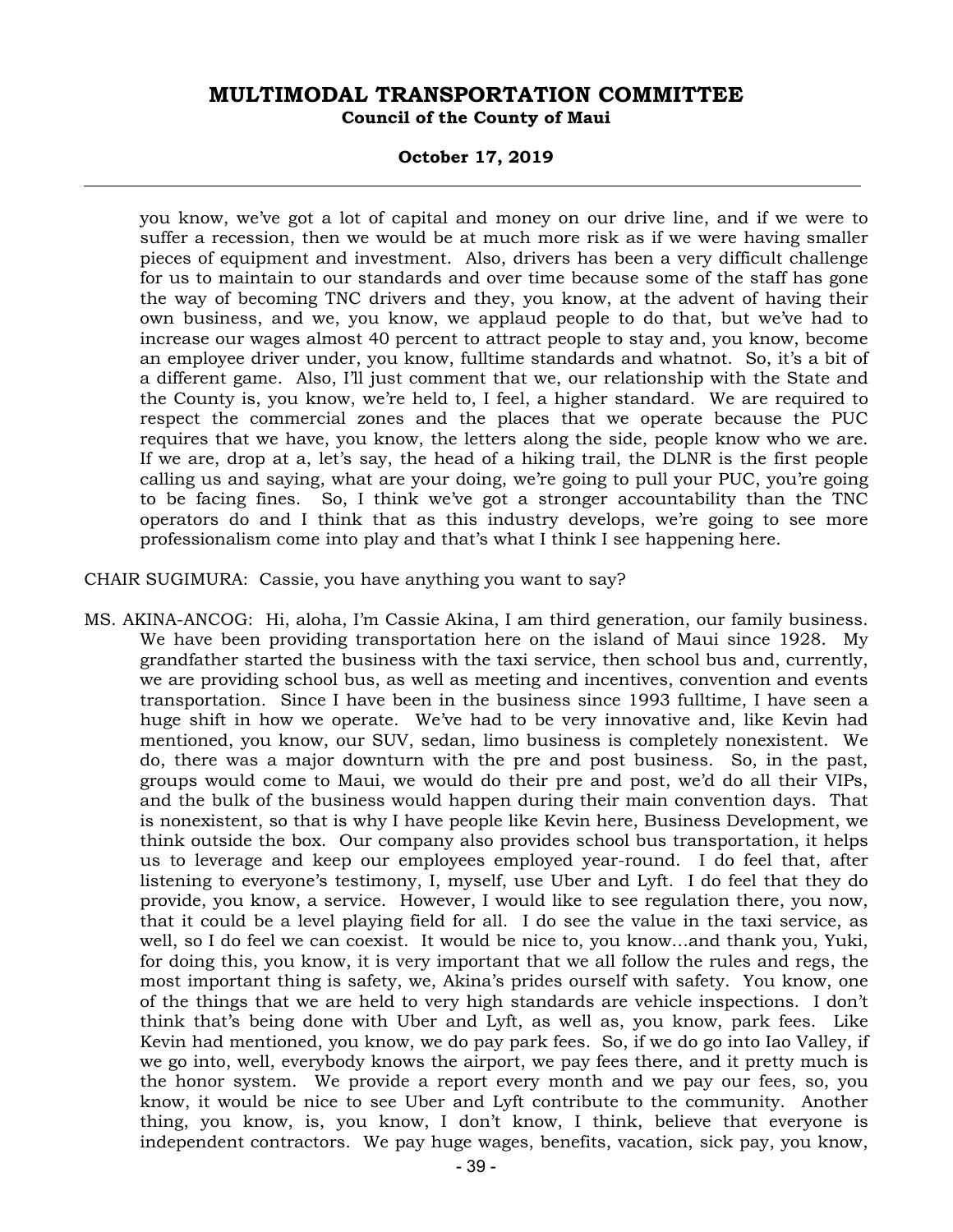you know, we've got a lot of capital and money on our drive line, and if we were to suffer a recession, then we would be at much more risk as if we were having smaller pieces of equipment and investment. Also, drivers has been a very difficult challenge for us to maintain to our standards and over time because some of the staff has gone the way of becoming TNC drivers and they, you know, at the advent of having their own business, and we, you know, we applaud people to do that, but we've had to increase our wages almost 40 percent to attract people to stay and, you know, become an employee driver under, you know, fulltime standards and whatnot. So, it's a bit of a different game. Also, I'll just comment that we, our relationship with the State and the County is, you know, we're held to, I feel, a higher standard. We are required to respect the commercial zones and the places that we operate because the PUC requires that we have, you know, the letters along the side, people know who we are. If we are, drop at a, let's say, the head of a hiking trail, the DLNR is the first people calling us and saying, what are your doing, we're going to pull your PUC, you're going to be facing fines. So, I think we've got a stronger accountability than the TNC operators do and I think that as this industry develops, we're going to see more professionalism come into play and that's what I think I see happening here.

CHAIR SUGIMURA: Cassie, you have anything you want to say?

MS. AKINA-ANCOG: Hi, aloha, I'm Cassie Akina, I am third generation, our family business. We have been providing transportation here on the island of Maui since 1928. My grandfather started the business with the taxi service, then school bus and, currently, we are providing school bus, as well as meeting and incentives, convention and events transportation. Since I have been in the business since 1993 fulltime, I have seen a huge shift in how we operate. We've had to be very innovative and, like Kevin had mentioned, you know, our SUV, sedan, limo business is completely nonexistent. We do, there was a major downturn with the pre and post business. So, in the past, groups would come to Maui, we would do their pre and post, we'd do all their VIPs, and the bulk of the business would happen during their main convention days. That is nonexistent, so that is why I have people like Kevin here, Business Development, we think outside the box. Our company also provides school bus transportation, it helps us to leverage and keep our employees employed year-round. I do feel that, after listening to everyone's testimony, I, myself, use Uber and Lyft. I do feel that they do provide, you know, a service. However, I would like to see regulation there, you now, that it could be a level playing field for all. I do see the value in the taxi service, as well, so I do feel we can coexist. It would be nice to, you know...and thank you, Yuki, for doing this, you know, it is very important that we all follow the rules and regs, the most important thing is safety, we, Akina's prides ourself with safety. You know, one of the things that we are held to very high standards are vehicle inspections. I don't think that's being done with Uber and Lyft, as well as, you know, park fees. Like Kevin had mentioned, you know, we do pay park fees. So, if we do go into Iao Valley, if we go into, well, everybody knows the airport, we pay fees there, and it pretty much is the honor system. We provide a report every month and we pay our fees, so, you know, it would be nice to see Uber and Lyft contribute to the community. Another thing, you know, is, you know, I don't know, I think, believe that everyone is independent contractors. We pay huge wages, benefits, vacation, sick pay, you know,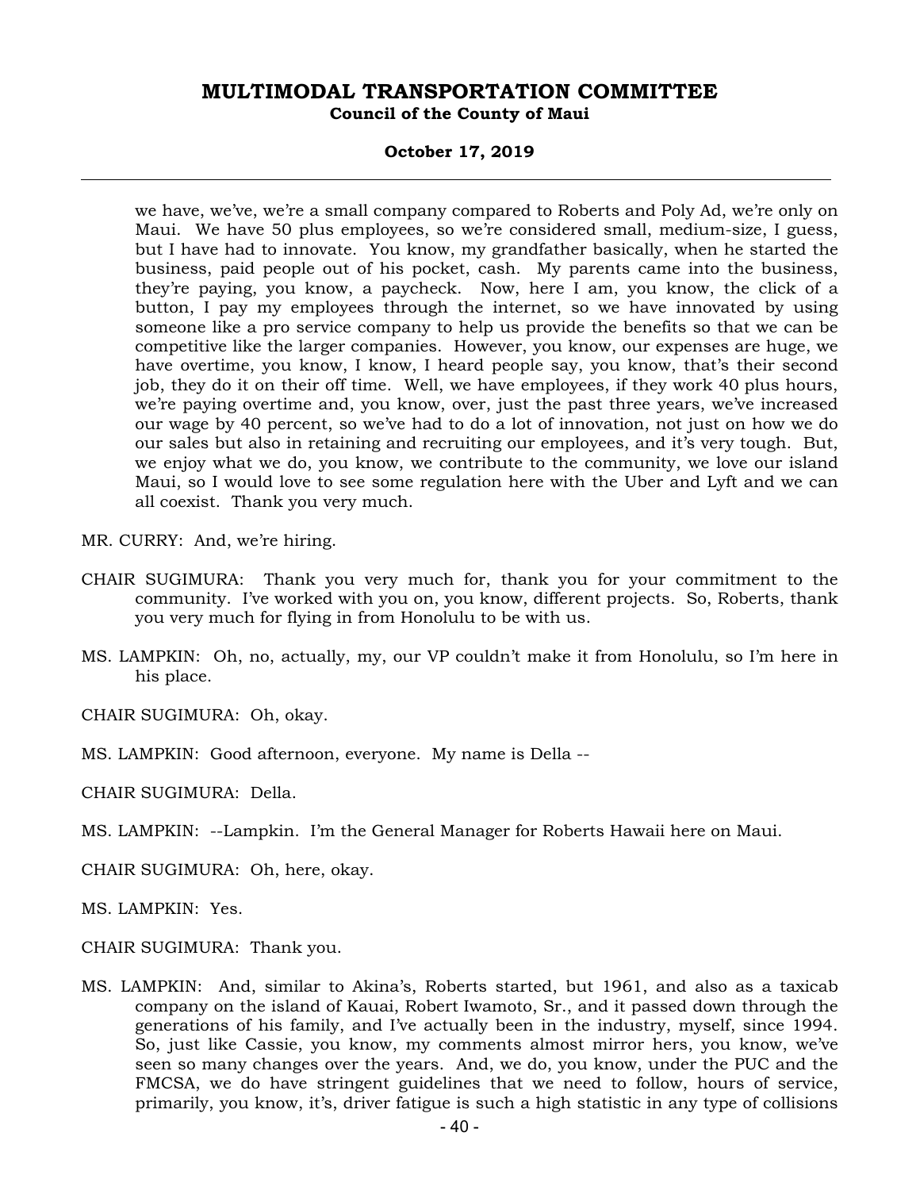we have, we've, we're a small company compared to Roberts and Poly Ad, we're only on Maui. We have 50 plus employees, so we're considered small, medium-size, I guess, but I have had to innovate. You know, my grandfather basically, when he started the business, paid people out of his pocket, cash. My parents came into the business, they're paying, you know, a paycheck. Now, here I am, you know, the click of a button, I pay my employees through the internet, so we have innovated by using someone like a pro service company to help us provide the benefits so that we can be competitive like the larger companies. However, you know, our expenses are huge, we have overtime, you know, I know, I heard people say, you know, that's their second job, they do it on their off time. Well, we have employees, if they work 40 plus hours, we're paying overtime and, you know, over, just the past three years, we've increased our wage by 40 percent, so we've had to do a lot of innovation, not just on how we do our sales but also in retaining and recruiting our employees, and it's very tough. But, we enjoy what we do, you know, we contribute to the community, we love our island Maui, so I would love to see some regulation here with the Uber and Lyft and we can all coexist. Thank you very much.

MR. CURRY: And, we're hiring.

CHAIR SUGIMURA: Thank you very much for, thank you for your commitment to the community. I've worked with you on, you know, different projects. So, Roberts, thank you very much for flying in from Honolulu to be with us.

MS. LAMPKIN: Oh, no, actually, my, our VP couldn't make it from Honolulu, so I'm here in his place.

CHAIR SUGIMURA: Oh, okay.

MS. LAMPKIN: Good afternoon, everyone. My name is Della --

CHAIR SUGIMURA: Della.

MS. LAMPKIN: --Lampkin. I'm the General Manager for Roberts Hawaii here on Maui.

CHAIR SUGIMURA: Oh, here, okay.

MS. LAMPKIN: Yes.

CHAIR SUGIMURA: Thank you.

MS. LAMPKIN: And, similar to Akina's, Roberts started, but 1961, and also as a taxicab company on the island of Kauai, Robert Iwamoto, Sr., and it passed down through the generations of his family, and I've actually been in the industry, myself, since 1994. So, just like Cassie, you know, my comments almost mirror hers, you know, we've seen so many changes over the years. And, we do, you know, under the PUC and the FMCSA, we do have stringent guidelines that we need to follow, hours of service, primarily, you know, it's, driver fatigue is such a high statistic in any type of collisions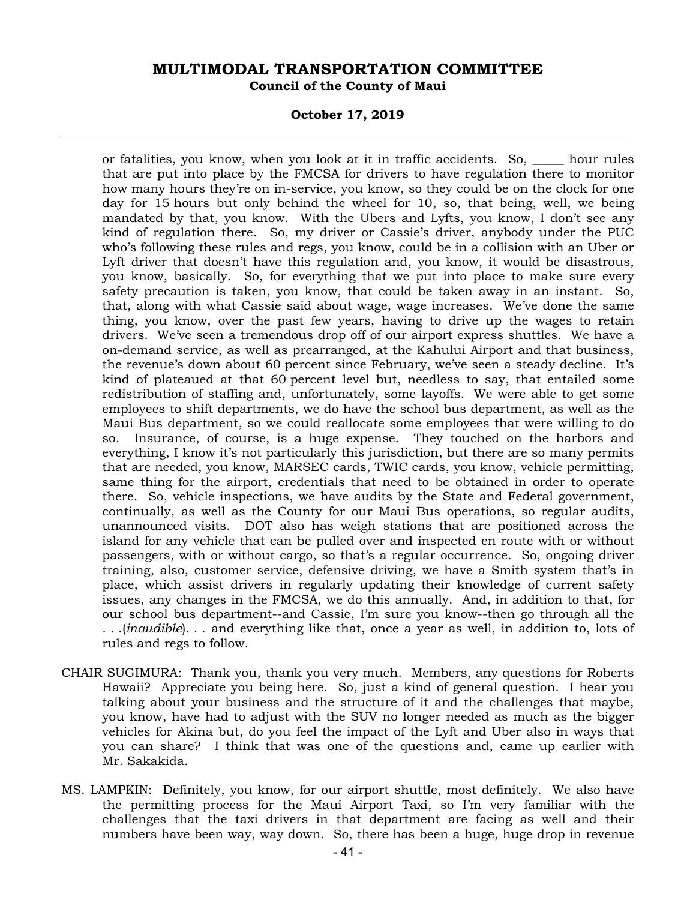or fatalities, you know, when you look at it in traffic accidents. So, _____ hour rules that are put into place by the FMCSA for drivers to have regulation there to monitor how many hours they're on in-service, you know, so they could be on the clock for one day for 15 hours but only behind the wheel for 10, so, that being, well, we being mandated by that, you know. With the Ubers and Lyfts, you know, I don't see any kind of regulation there. So, my driver or Cassie's driver, anybody under the PUC who's following these rules and regs, you know, could be in a collision with an Uber or Lyft driver that doesn't have this regulation and, you know, it would be disastrous, you know, basically. So, for everything that we put into place to make sure every safety precaution is taken, you know, that could be taken away in an instant. So, that, along with what Cassie said about wage, wage increases. We've done the same thing, you know, over the past few years, having to drive up the wages to retain drivers. We've seen a tremendous drop off of our airport express shuttles. We have a on-demand service, as well as prearranged, at the Kahului Airport and that business, the revenue's down about 60 percent since February, we've seen a steady decline. It's kind of plateaued at that 60 percent level but, needless to say, that entailed some redistribution of staffing and, unfortunately, some layoffs. We were able to get some employees to shift departments, we do have the school bus department, as well as the Maui Bus department, so we could reallocate some employees that were willing to do so. Insurance, of course, is a huge expense. They touched on the harbors and everything, I know it's not particularly this jurisdiction, but there are so many permits that are needed, you know, MARSEC cards, TWIC cards, you know, vehicle permitting, same thing for the airport, credentials that need to be obtained in order to operate there. So, vehicle inspections, we have audits by the State and Federal government, continually, as well as the County for our Maui Bus operations, so regular audits, unannounced visits. DOT also has weigh stations that are positioned across the island for any vehicle that can be pulled over and inspected en route with or without passengers, with or without cargo, so that's a regular occurrence. So, ongoing driver training, also, customer service, defensive driving, we have a Smith system that's in place, which assist drivers in regularly updating their knowledge of current safety issues, any changes in the FMCSA, we do this annually. And, in addition to that, for our school bus department--and Cassie, I'm sure you know--then go through all the . . .(*inaudible*). . . and everything like that, once a year as well, in addition to, lots of rules and regs to follow.

CHAIR SUGIMURA: Thank you, thank you very much. Members, any questions for Roberts Hawaii? Appreciate you being here. So, just a kind of general question. I hear you talking about your business and the structure of it and the challenges that maybe, you know, have had to adjust with the SUV no longer needed as much as the bigger vehicles for Akina but, do you feel the impact of the Lyft and Uber also in ways that you can share? I think that was one of the questions and, came up earlier with Mr. Sakakida.

MS. LAMPKIN: Definitely, you know, for our airport shuttle, most definitely. We also have the permitting process for the Maui Airport Taxi, so I'm very familiar with the challenges that the taxi drivers in that department are facing as well and their numbers have been way, way down. So, there has been a huge, huge drop in revenue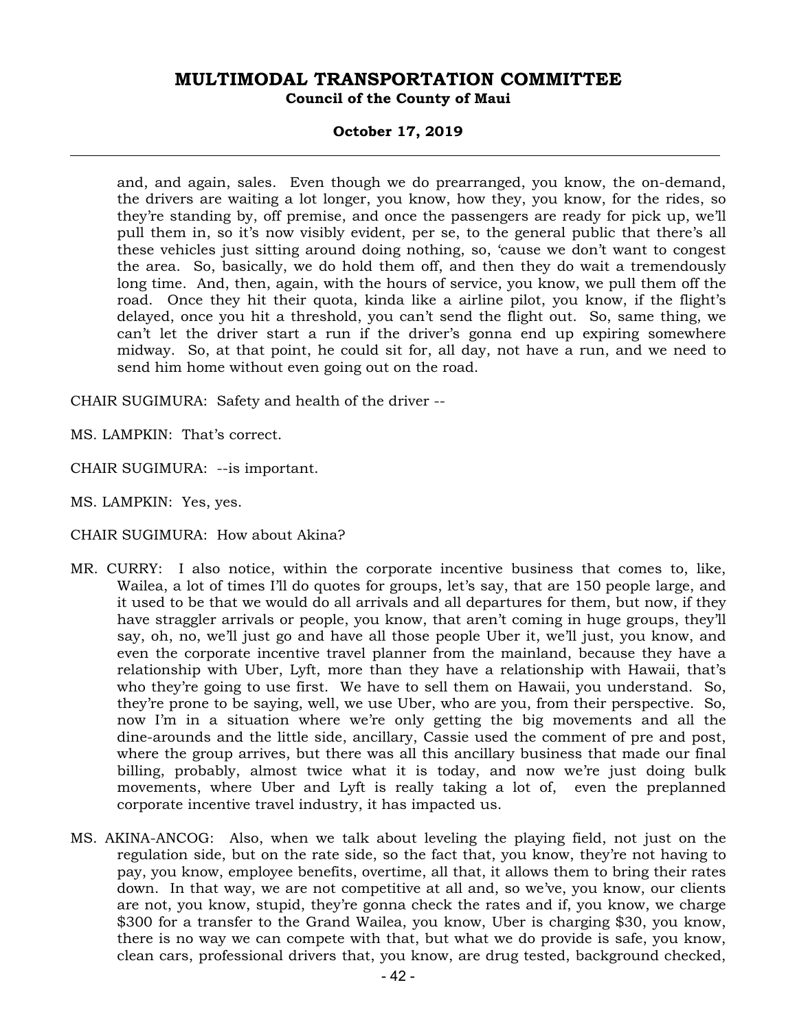and, and again, sales. Even though we do prearranged, you know, the on-demand, the drivers are waiting a lot longer, you know, how they, you know, for the rides, so they're standing by, off premise, and once the passengers are ready for pick up, we'll pull them in, so it's now visibly evident, per se, to the general public that there's all these vehicles just sitting around doing nothing, so, 'cause we don't want to congest the area. So, basically, we do hold them off, and then they do wait a tremendously long time. And, then, again, with the hours of service, you know, we pull them off the road. Once they hit their quota, kinda like a airline pilot, you know, if the flight's delayed, once you hit a threshold, you can't send the flight out. So, same thing, we can't let the driver start a run if the driver's gonna end up expiring somewhere midway. So, at that point, he could sit for, all day, not have a run, and we need to send him home without even going out on the road.

CHAIR SUGIMURA: Safety and health of the driver --

MS. LAMPKIN: That's correct.

CHAIR SUGIMURA: --is important.

MS. LAMPKIN: Yes, yes.

CHAIR SUGIMURA: How about Akina?

MR. CURRY: I also notice, within the corporate incentive business that comes to, like, Wailea, a lot of times I'll do quotes for groups, let's say, that are 150 people large, and it used to be that we would do all arrivals and all departures for them, but now, if they have straggler arrivals or people, you know, that aren't coming in huge groups, they'll say, oh, no, we'll just go and have all those people Uber it, we'll just, you know, and even the corporate incentive travel planner from the mainland, because they have a relationship with Uber, Lyft, more than they have a relationship with Hawaii, that's who they're going to use first. We have to sell them on Hawaii, you understand. So, they're prone to be saying, well, we use Uber, who are you, from their perspective. So, now I'm in a situation where we're only getting the big movements and all the dine-arounds and the little side, ancillary, Cassie used the comment of pre and post, where the group arrives, but there was all this ancillary business that made our final billing, probably, almost twice what it is today, and now we're just doing bulk movements, where Uber and Lyft is really taking a lot of, even the preplanned corporate incentive travel industry, it has impacted us.

MS. AKINA-ANCOG: Also, when we talk about leveling the playing field, not just on the regulation side, but on the rate side, so the fact that, you know, they're not having to pay, you know, employee benefits, overtime, all that, it allows them to bring their rates down. In that way, we are not competitive at all and, so we've, you know, our clients are not, you know, stupid, they're gonna check the rates and if, you know, we charge $300 for a transfer to the Grand Wailea, you know, Uber is charging $30, you know, there is no way we can compete with that, but what we do provide is safe, you know, clean cars, professional drivers that, you know, are drug tested, background checked,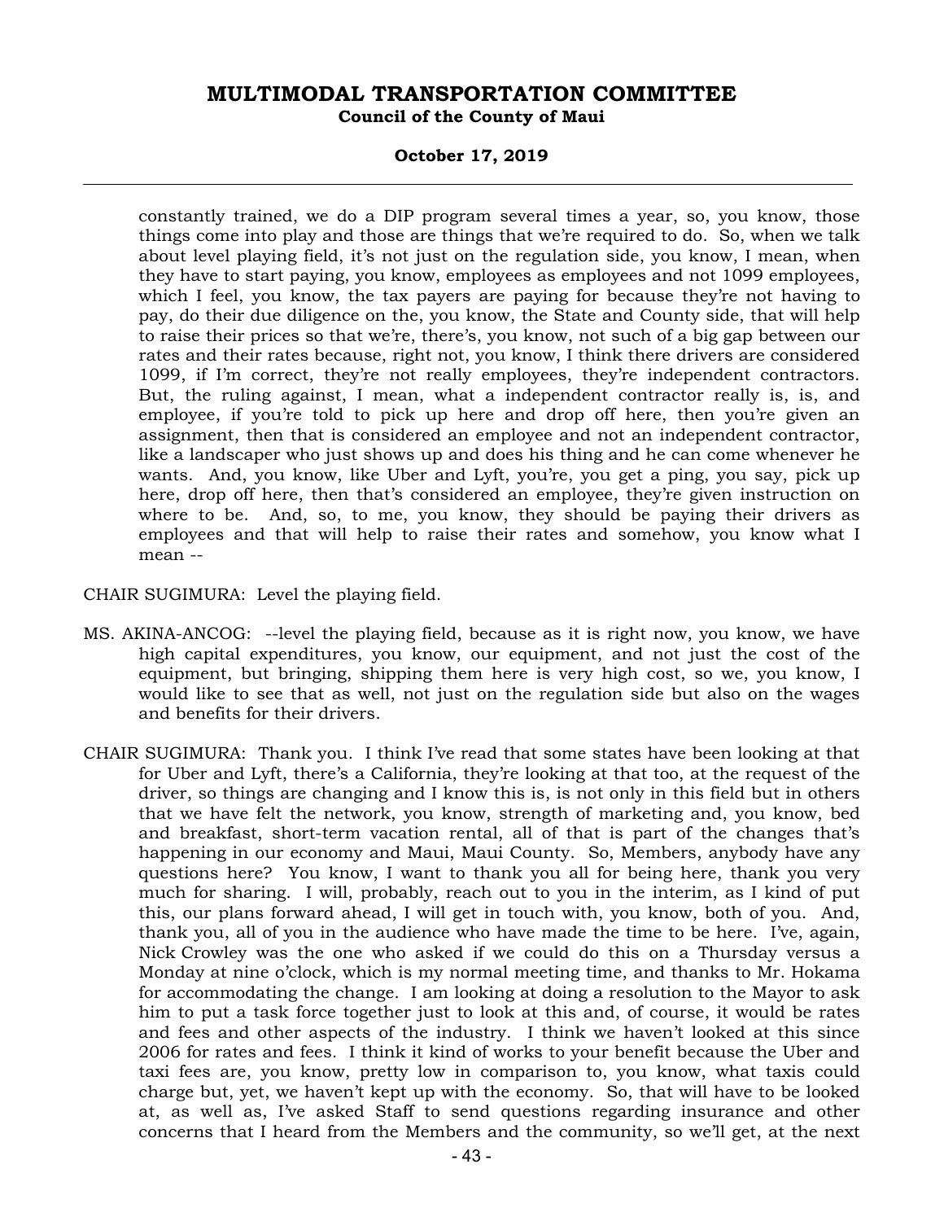constantly trained, we do a DIP program several times a year, so, you know, those things come into play and those are things that we're required to do. So, when we talk about level playing field, it's not just on the regulation side, you know, I mean, when they have to start paying, you know, employees as employees and not 1099 employees, which I feel, you know, the tax payers are paying for because they're not having to pay, do their due diligence on the, you know, the State and County side, that will help to raise their prices so that we're, there's, you know, not such of a big gap between our rates and their rates because, right not, you know, I think there drivers are considered 1099, if I'm correct, they're not really employees, they're independent contractors. But, the ruling against, I mean, what a independent contractor really is, is, and employee, if you're told to pick up here and drop off here, then you're given an assignment, then that is considered an employee and not an independent contractor, like a landscaper who just shows up and does his thing and he can come whenever he wants. And, you know, like Uber and Lyft, you're, you get a ping, you say, pick up here, drop off here, then that's considered an employee, they're given instruction on where to be. And, so, to me, you know, they should be paying their drivers as employees and that will help to raise their rates and somehow, you know what I mean --

CHAIR SUGIMURA: Level the playing field.

MS. AKINA-ANCOG: --level the playing field, because as it is right now, you know, we have high capital expenditures, you know, our equipment, and not just the cost of the equipment, but bringing, shipping them here is very high cost, so we, you know, I would like to see that as well, not just on the regulation side but also on the wages and benefits for their drivers.

CHAIR SUGIMURA: Thank you. I think I've read that some states have been looking at that for Uber and Lyft, there's a California, they're looking at that too, at the request of the driver, so things are changing and I know this is, is not only in this field but in others that we have felt the network, you know, strength of marketing and, you know, bed and breakfast, short-term vacation rental, all of that is part of the changes that's happening in our economy and Maui, Maui County. So, Members, anybody have any questions here? You know, I want to thank you all for being here, thank you very much for sharing. I will, probably, reach out to you in the interim, as I kind of put this, our plans forward ahead, I will get in touch with, you know, both of you. And, thank you, all of you in the audience who have made the time to be here. I've, again, Nick Crowley was the one who asked if we could do this on a Thursday versus a Monday at nine o'clock, which is my normal meeting time, and thanks to Mr. Hokama for accommodating the change. I am looking at doing a resolution to the Mayor to ask him to put a task force together just to look at this and, of course, it would be rates and fees and other aspects of the industry. I think we haven't looked at this since 2006 for rates and fees. I think it kind of works to your benefit because the Uber and taxi fees are, you know, pretty low in comparison to, you know, what taxis could charge but, yet, we haven't kept up with the economy. So, that will have to be looked at, as well as, I've asked Staff to send questions regarding insurance and other concerns that I heard from the Members and the community, so we'll get, at the next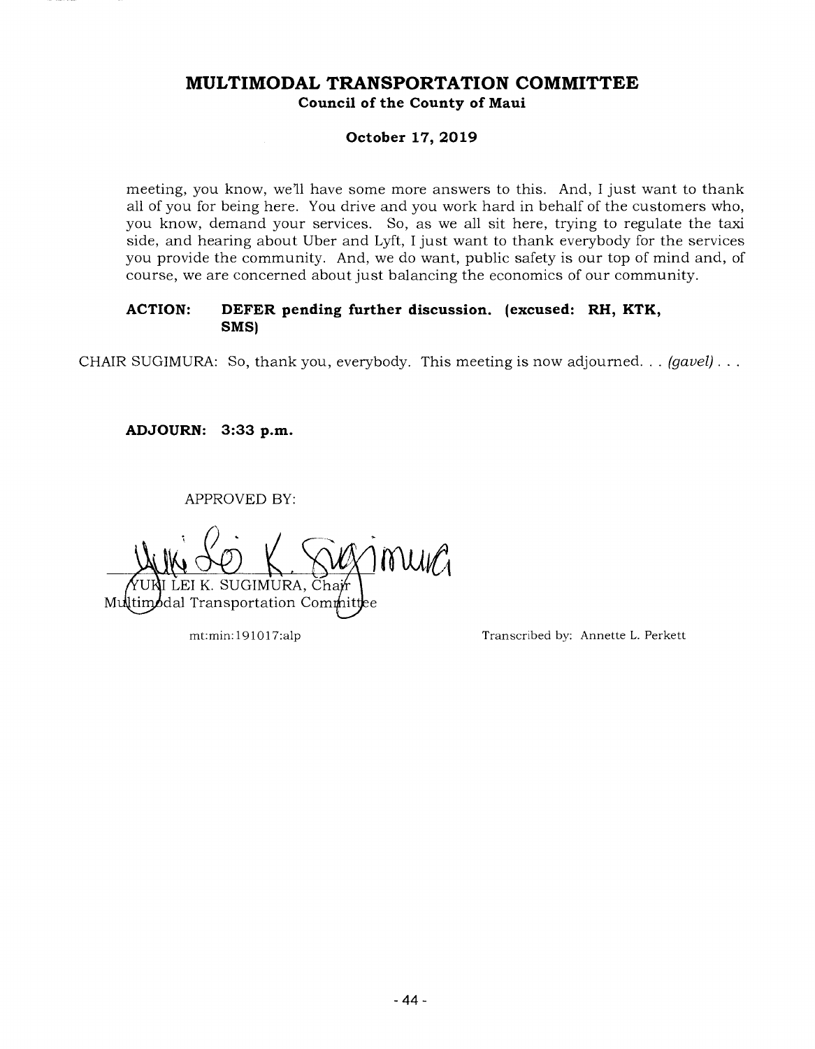meeting, you know, we'll have some more answers to this. And, I just want to thank all of you for being here. You drive and you work hard in behalf of the customers who, you know, demand your services. So, as we all sit here, trying to regulate the taxi side, and hearing about Uber and Lyft, I just want to thank everybody for the services you provide the community. And, we do want, public safety is our top of mind and, of course, we are concerned about just balancing the economics of our community.

**ACTION: DEFER pending further discussion. (excused: RH, KTK, SMS)**

CHAIR SUGIMURA: So, thank you, everybody. This meeting is now adjourned. . . *(gavel)* . . .

**ADJOURN: 3:33 p.m.**

APPROVED BY:

YUKI LEI K. SUGIMURA, Chair
Multimodal Transportation Committee

mt:min:191017:alp

Transcribed by: Annette L. Perkett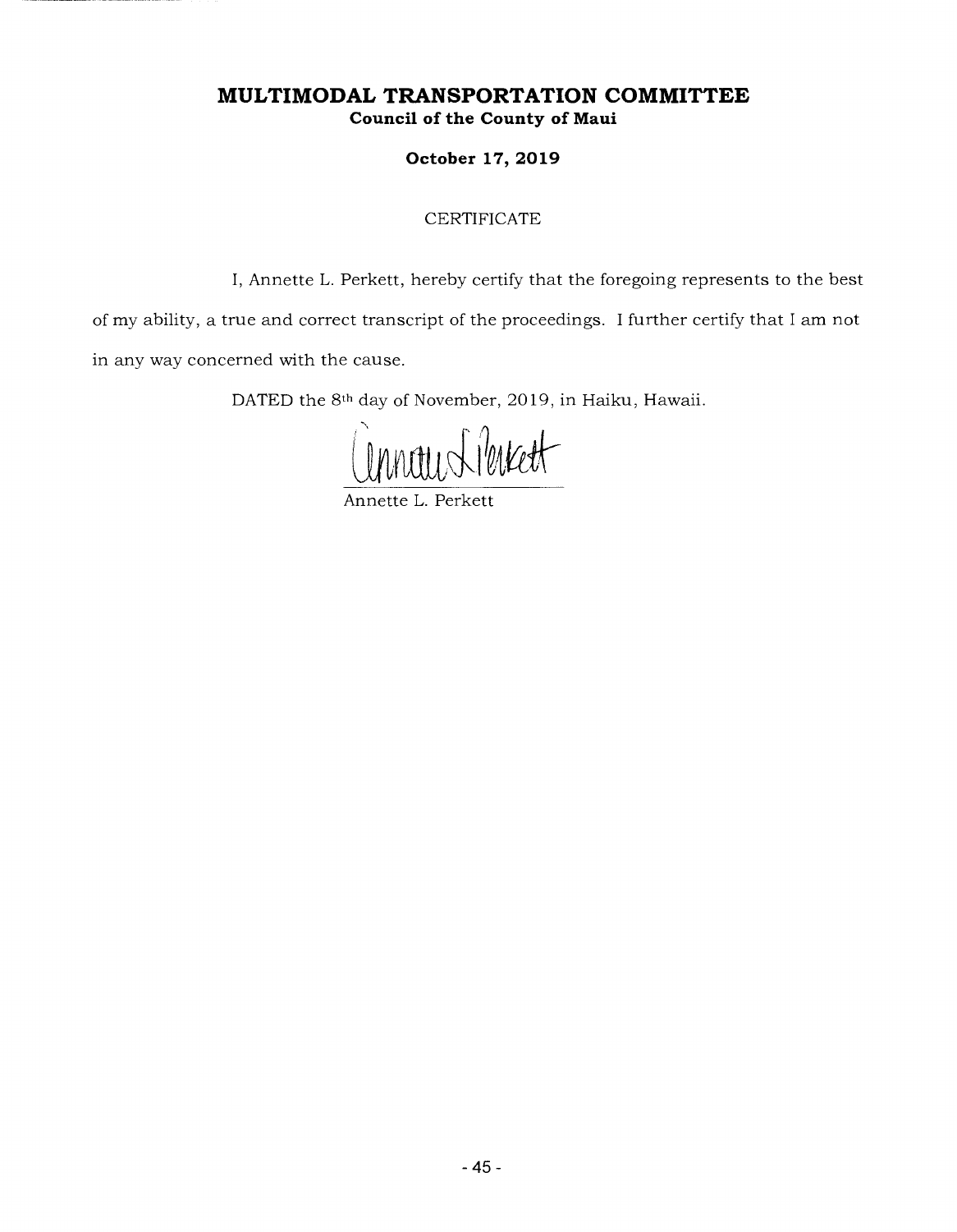# MULTIMODAL TRANSPORTATION COMMITTEE

**Council of the County of Maui**

**October 17, 2019**

CERTIFICATE

I, Annette L. Perkett, hereby certify that the foregoing represents to the best of my ability, a true and correct transcript of the proceedings. I further certify that I am not in any way concerned with the cause.

DATED the 8th day of November, 2019, in Haiku, Hawaii.

Annette L. Perkett